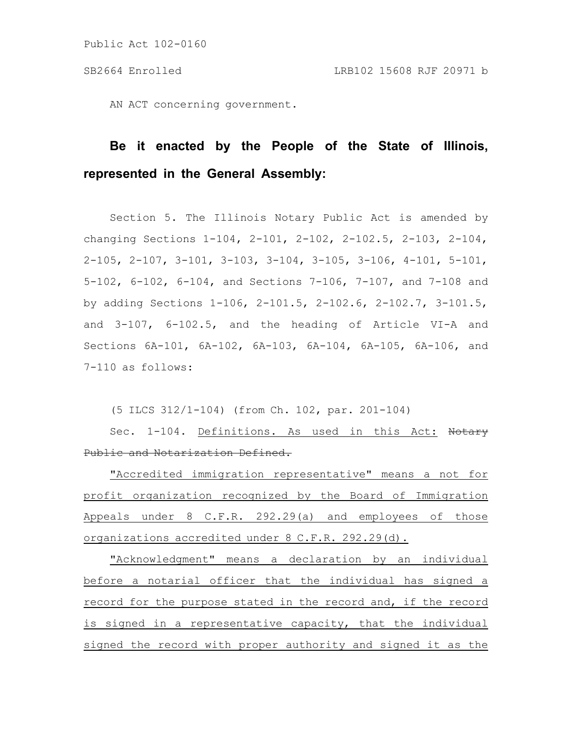Public Act 102-0160

SB2664 Enrolled LRB102 15608 RJF 20971 b

AN ACT concerning government.

**Be it enacted by the People of the State of Illinois, represented in the General Assembly:**

Section 5. The Illinois Notary Public Act is amended by changing Sections 1-104, 2-101, 2-102, 2-102.5, 2-103, 2-104, 2-105, 2-107, 3-101, 3-103, 3-104, 3-105, 3-106, 4-101, 5-101, 5-102, 6-102, 6-104, and Sections 7-106, 7-107, and 7-108 and by adding Sections 1-106, 2-101.5, 2-102.6, 2-102.7, 3-101.5, and 3-107, 6-102.5, and the heading of Article VI-A and Sections 6A-101, 6A-102, 6A-103, 6A-104, 6A-105, 6A-106, and 7-110 as follows:

(5 ILCS 312/1-104) (from Ch. 102, par. 201-104)

Sec. 1-104. Definitions. As used in this Act: ~~Notary Public and Notarization Defined.~~

"Accredited immigration representative" means a not for profit organization recognized by the Board of Immigration Appeals under 8 C.F.R. 292.29(a) and employees of those organizations accredited under 8 C.F.R. 292.29(d).

"Acknowledgment" means a declaration by an individual before a notarial officer that the individual has signed a record for the purpose stated in the record and, if the record is signed in a representative capacity, that the individual signed the record with proper authority and signed it as the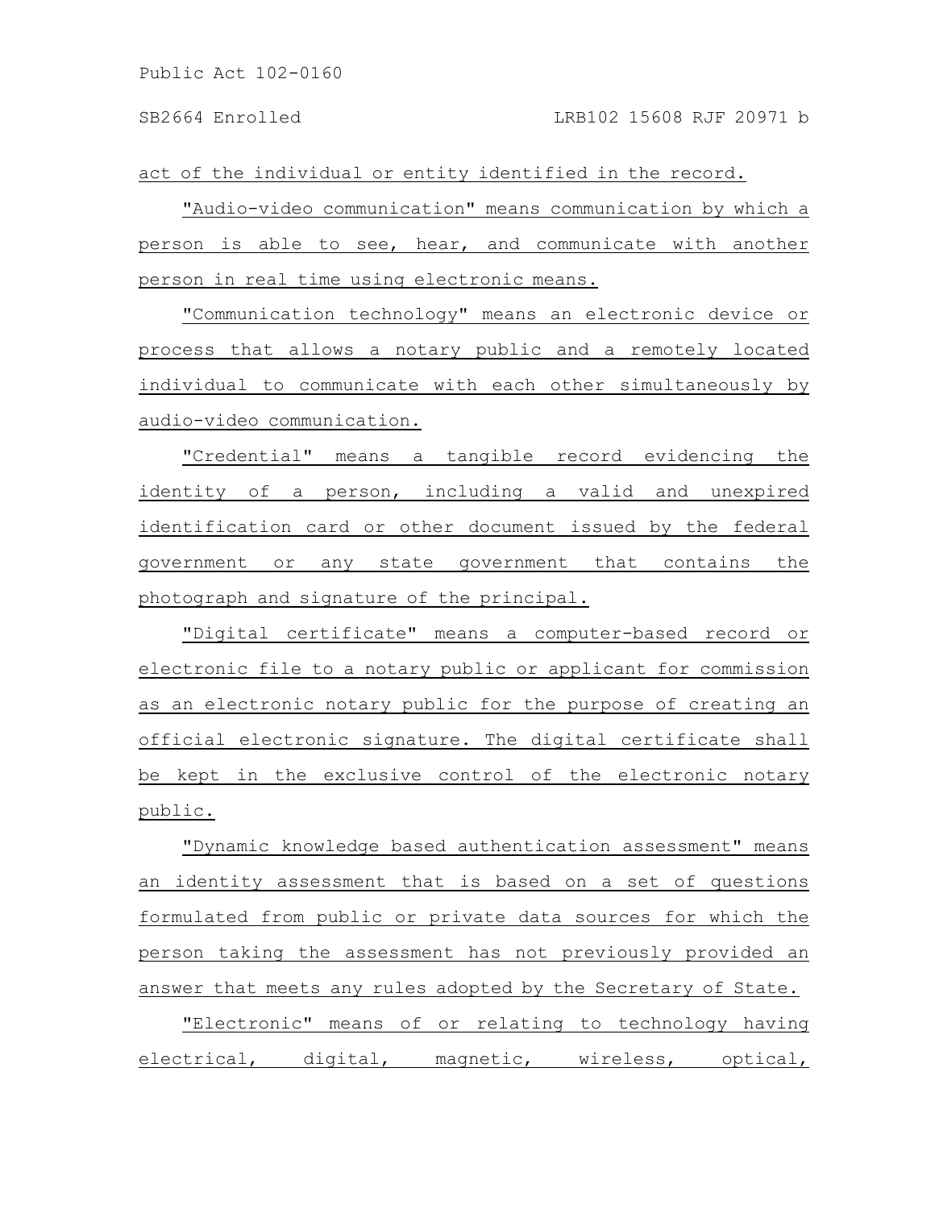act of the individual or entity identified in the record.

"Audio-video communication" means communication by which a person is able to see, hear, and communicate with another person in real time using electronic means.

"Communication technology" means an electronic device or process that allows a notary public and a remotely located individual to communicate with each other simultaneously by audio-video communication.

"Credential" means a tangible record evidencing the identity of a person, including a valid and unexpired identification card or other document issued by the federal government or any state government that contains the photograph and signature of the principal.

"Digital certificate" means a computer-based record or electronic file to a notary public or applicant for commission as an electronic notary public for the purpose of creating an official electronic signature. The digital certificate shall be kept in the exclusive control of the electronic notary public.

"Dynamic knowledge based authentication assessment" means an identity assessment that is based on a set of questions formulated from public or private data sources for which the person taking the assessment has not previously provided an answer that meets any rules adopted by the Secretary of State.

"Electronic" means of or relating to technology having electrical, digital, magnetic, wireless, optical,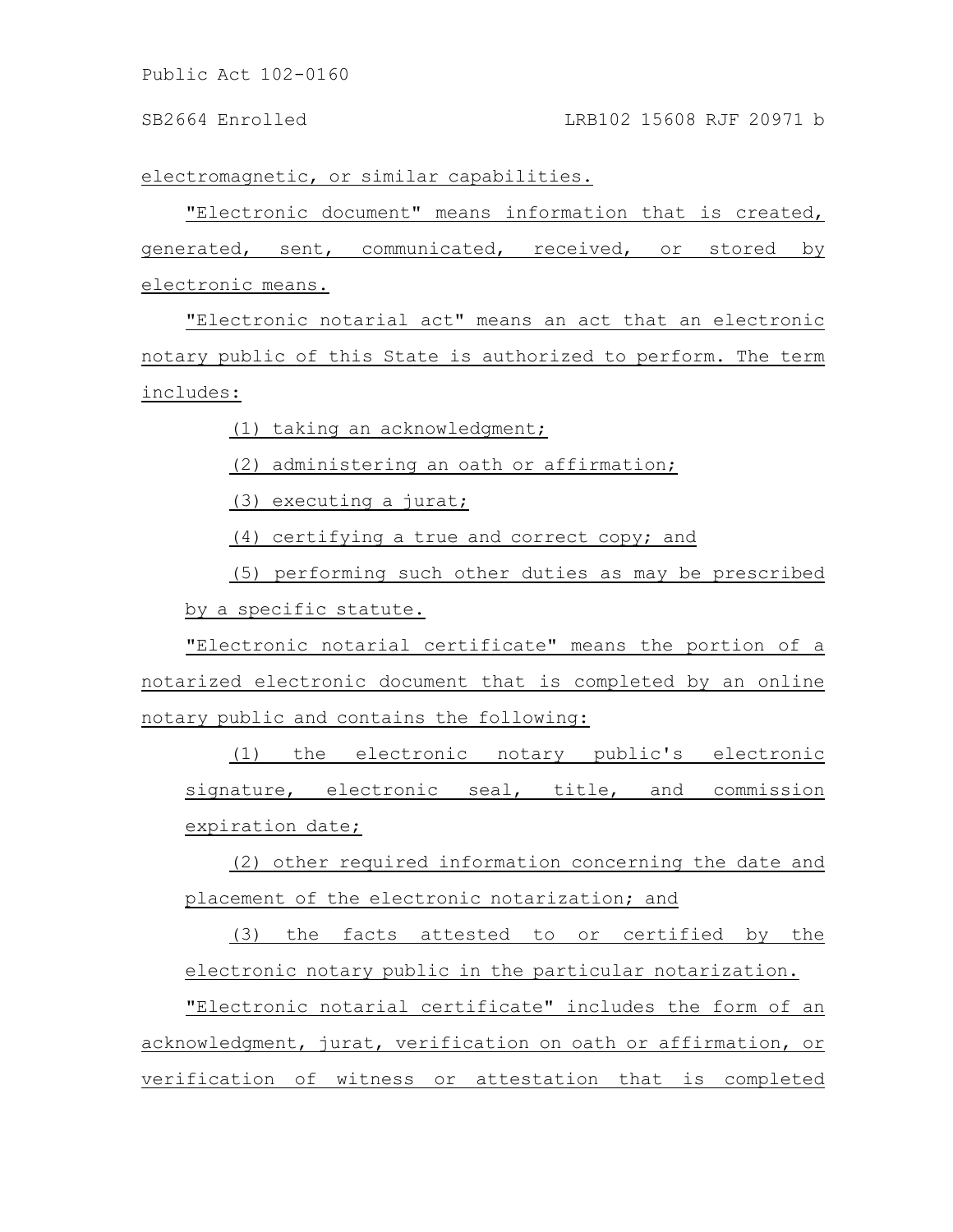electromagnetic, or similar capabilities.

"Electronic document" means information that is created, generated, sent, communicated, received, or stored by electronic means.

"Electronic notarial act" means an act that an electronic notary public of this State is authorized to perform. The term includes:

(1) taking an acknowledgment;

(2) administering an oath or affirmation;

(3) executing a jurat;

(4) certifying a true and correct copy; and

(5) performing such other duties as may be prescribed by a specific statute.

"Electronic notarial certificate" means the portion of a notarized electronic document that is completed by an online notary public and contains the following:

(1) the electronic notary public's electronic signature, electronic seal, title, and commission expiration date;

(2) other required information concerning the date and placement of the electronic notarization; and

(3) the facts attested to or certified by the electronic notary public in the particular notarization.

"Electronic notarial certificate" includes the form of an acknowledgment, jurat, verification on oath or affirmation, or verification of witness or attestation that is completed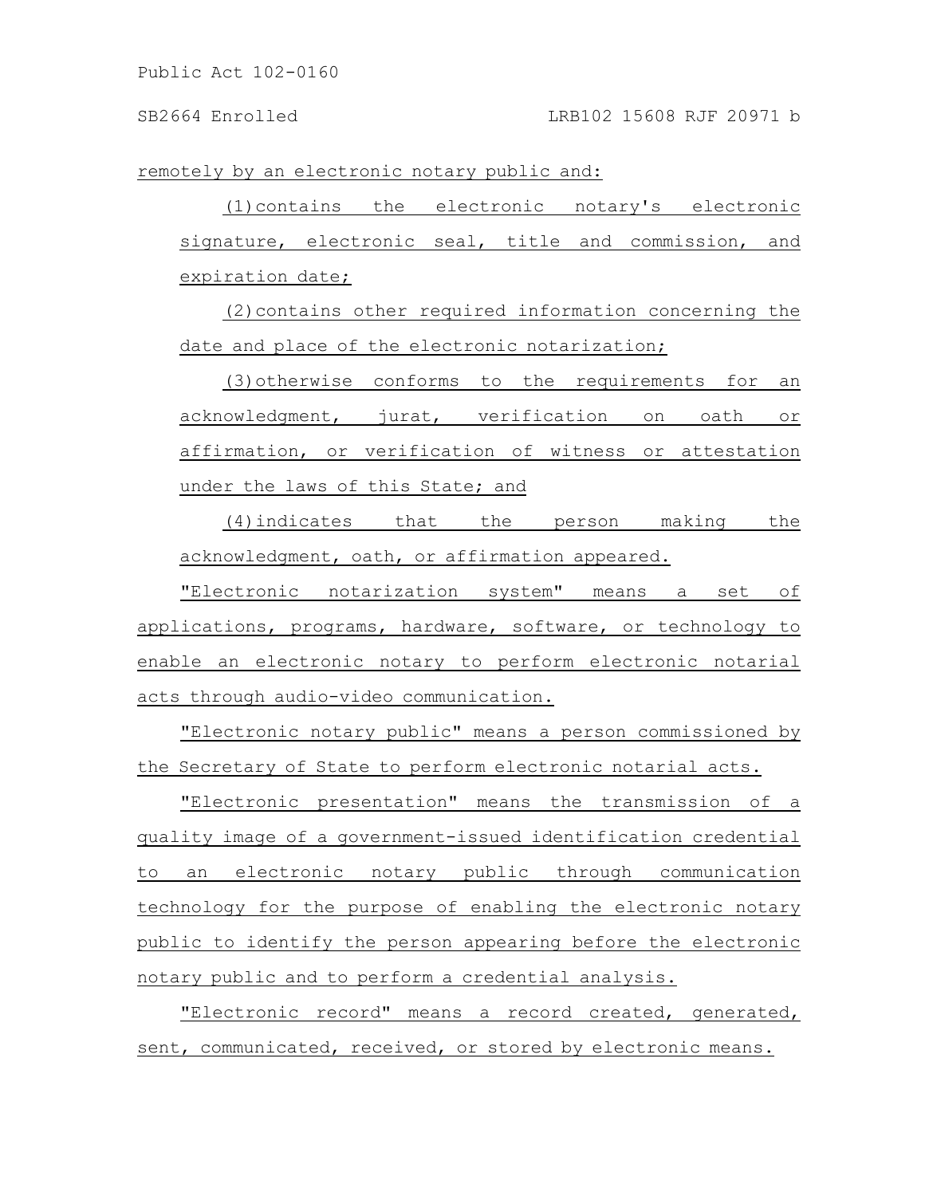remotely by an electronic notary public and:

(1) contains the electronic notary's electronic signature, electronic seal, title and commission, and expiration date;

(2) contains other required information concerning the date and place of the electronic notarization;

(3) otherwise conforms to the requirements for an acknowledgment, jurat, verification on oath or affirmation, or verification of witness or attestation under the laws of this State; and

(4) indicates that the person making the acknowledgment, oath, or affirmation appeared.

"Electronic notarization system" means a set of applications, programs, hardware, software, or technology to enable an electronic notary to perform electronic notarial acts through audio-video communication.

"Electronic notary public" means a person commissioned by the Secretary of State to perform electronic notarial acts.

"Electronic presentation" means the transmission of a quality image of a government-issued identification credential to an electronic notary public through communication technology for the purpose of enabling the electronic notary public to identify the person appearing before the electronic notary public and to perform a credential analysis.

"Electronic record" means a record created, generated, sent, communicated, received, or stored by electronic means.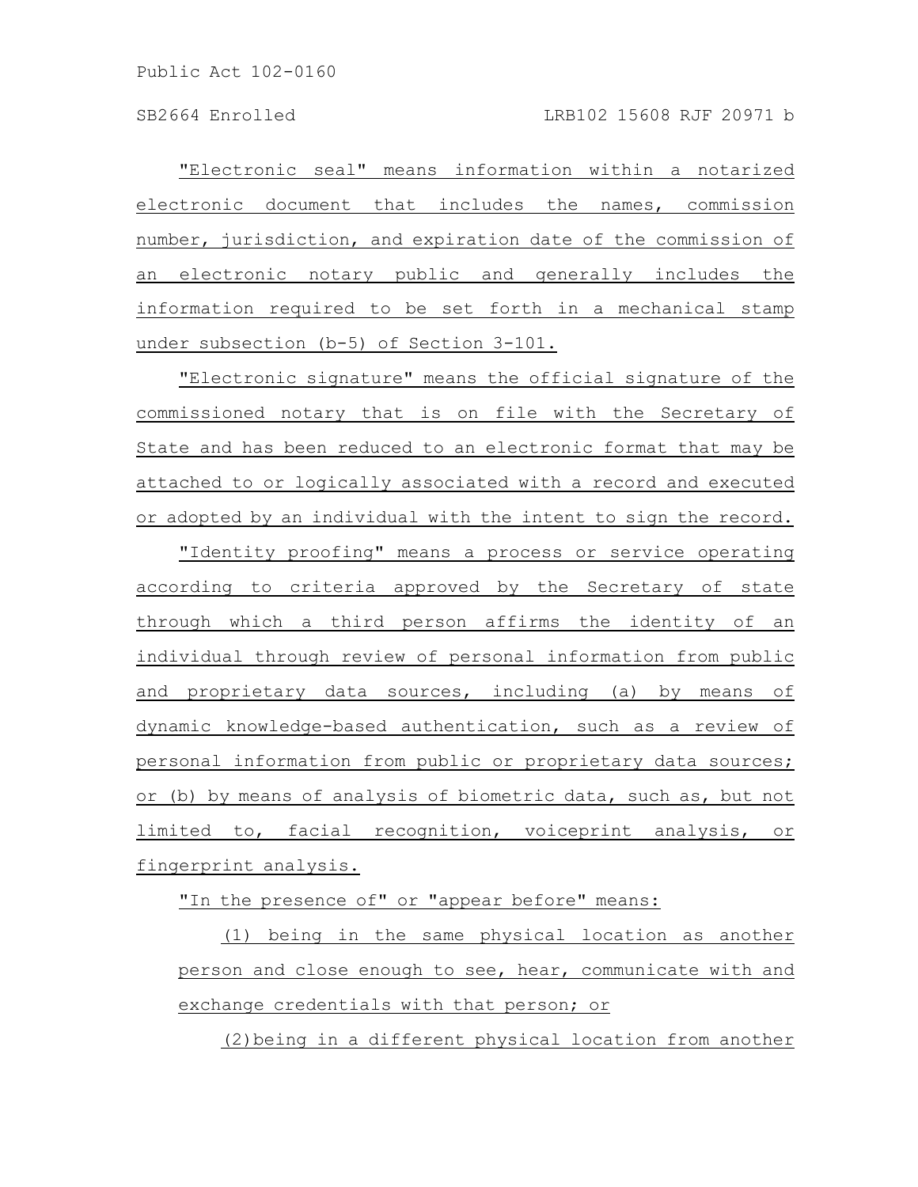"Electronic seal" means information within a notarized electronic document that includes the names, commission number, jurisdiction, and expiration date of the commission of an electronic notary public and generally includes the information required to be set forth in a mechanical stamp under subsection (b-5) of Section 3-101.

"Electronic signature" means the official signature of the commissioned notary that is on file with the Secretary of State and has been reduced to an electronic format that may be attached to or logically associated with a record and executed or adopted by an individual with the intent to sign the record.

"Identity proofing" means a process or service operating according to criteria approved by the Secretary of state through which a third person affirms the identity of an individual through review of personal information from public and proprietary data sources, including (a) by means of dynamic knowledge-based authentication, such as a review of personal information from public or proprietary data sources; or (b) by means of analysis of biometric data, such as, but not limited to, facial recognition, voiceprint analysis, or fingerprint analysis.

"In the presence of" or "appear before" means:

(1) being in the same physical location as another person and close enough to see, hear, communicate with and exchange credentials with that person; or

(2)being in a different physical location from another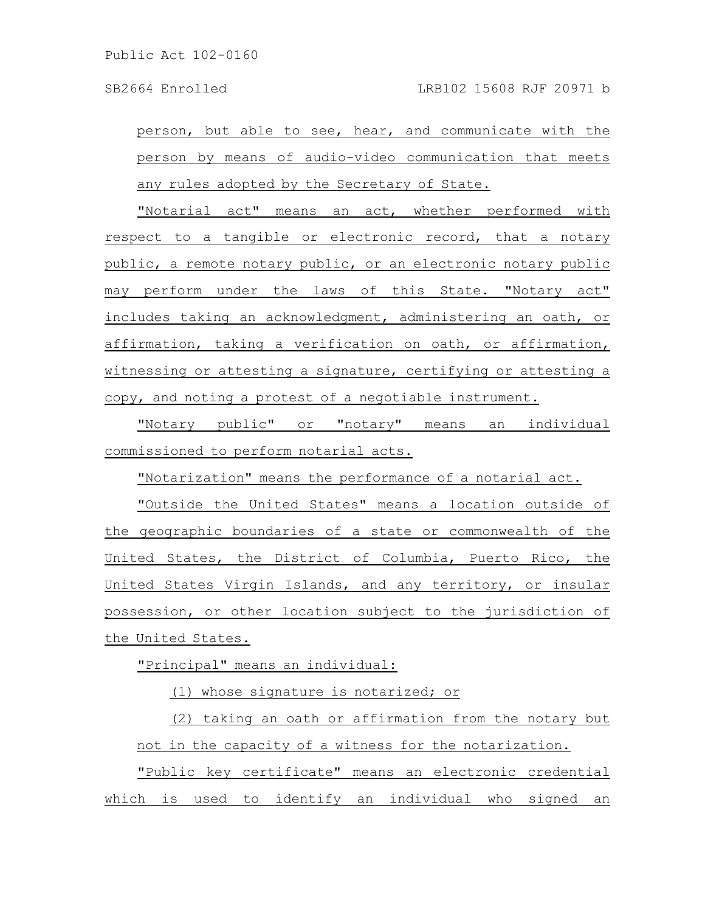person, but able to see, hear, and communicate with the person by means of audio-video communication that meets any rules adopted by the Secretary of State.

"Notarial act" means an act, whether performed with respect to a tangible or electronic record, that a notary public, a remote notary public, or an electronic notary public may perform under the laws of this State. "Notary act" includes taking an acknowledgment, administering an oath, or affirmation, taking a verification on oath, or affirmation, witnessing or attesting a signature, certifying or attesting a copy, and noting a protest of a negotiable instrument.

"Notary public" or "notary" means an individual commissioned to perform notarial acts.

"Notarization" means the performance of a notarial act.

"Outside the United States" means a location outside of the geographic boundaries of a state or commonwealth of the United States, the District of Columbia, Puerto Rico, the United States Virgin Islands, and any territory, or insular possession, or other location subject to the jurisdiction of the United States.

"Principal" means an individual:

(1) whose signature is notarized; or

(2) taking an oath or affirmation from the notary but not in the capacity of a witness for the notarization.

"Public key certificate" means an electronic credential which is used to identify an individual who signed an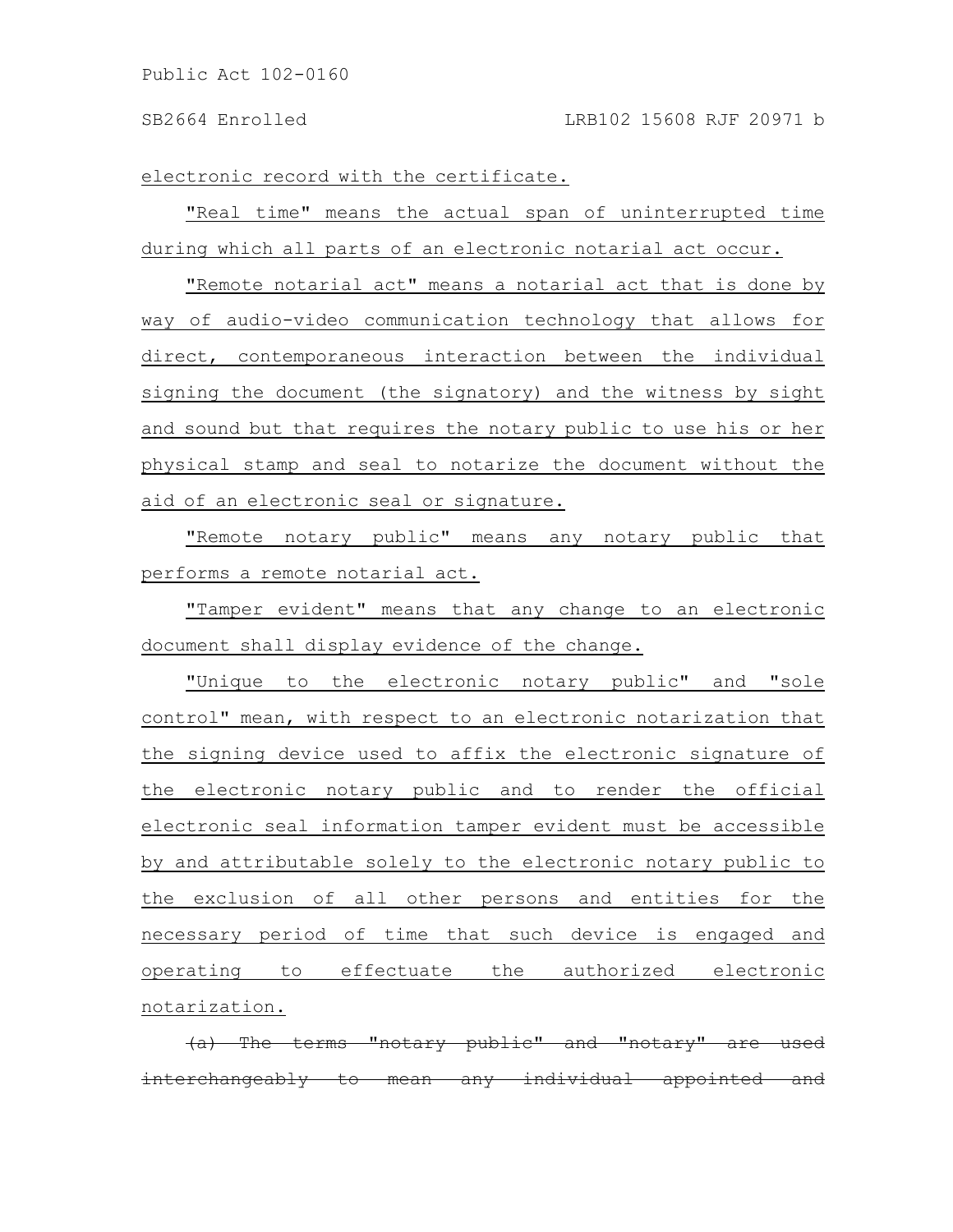electronic record with the certificate.

"Real time" means the actual span of uninterrupted time during which all parts of an electronic notarial act occur.

"Remote notarial act" means a notarial act that is done by way of audio-video communication technology that allows for direct, contemporaneous interaction between the individual signing the document (the signatory) and the witness by sight and sound but that requires the notary public to use his or her physical stamp and seal to notarize the document without the aid of an electronic seal or signature.

"Remote notary public" means any notary public that performs a remote notarial act.

"Tamper evident" means that any change to an electronic document shall display evidence of the change.

"Unique to the electronic notary public" and "sole control" mean, with respect to an electronic notarization that the signing device used to affix the electronic signature of the electronic notary public and to render the official electronic seal information tamper evident must be accessible by and attributable solely to the electronic notary public to the exclusion of all other persons and entities for the necessary period of time that such device is engaged and operating to effectuate the authorized electronic notarization.

~~(a) The terms "notary public" and "notary" are used interchangeably to mean any individual appointed and~~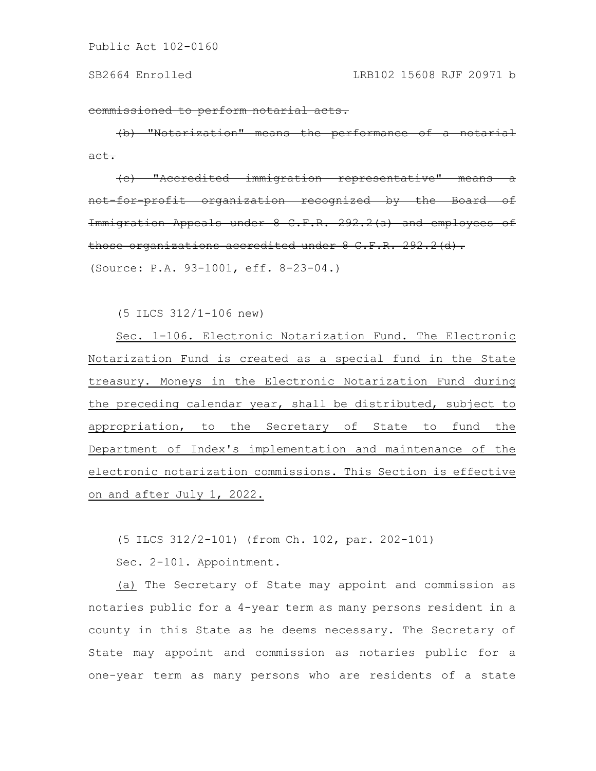~~commissioned to perform notarial acts.~~

~~(b) "Notarization" means the performance of a notarial act.~~

~~(c) "Accredited immigration representative" means a not-for-profit organization recognized by the Board of Immigration Appeals under 8 C.F.R. 292.2(a) and employees of those organizations accredited under 8 C.F.R. 292.2(d).~~

(Source: P.A. 93-1001, eff. 8-23-04.)

(5 ILCS 312/1-106 new)

<u>Sec. 1-106. Electronic Notarization Fund. The Electronic Notarization Fund is created as a special fund in the State treasury. Moneys in the Electronic Notarization Fund during the preceding calendar year, shall be distributed, subject to appropriation, to the Secretary of State to fund the Department of Index's implementation and maintenance of the electronic notarization commissions. This Section is effective on and after July 1, 2022.</u>

(5 ILCS 312/2-101) (from Ch. 102, par. 202-101)

Sec. 2-101. Appointment.

<u>(a)</u> The Secretary of State may appoint and commission as notaries public for a 4-year term as many persons resident in a county in this State as he deems necessary. The Secretary of State may appoint and commission as notaries public for a one-year term as many persons who are residents of a state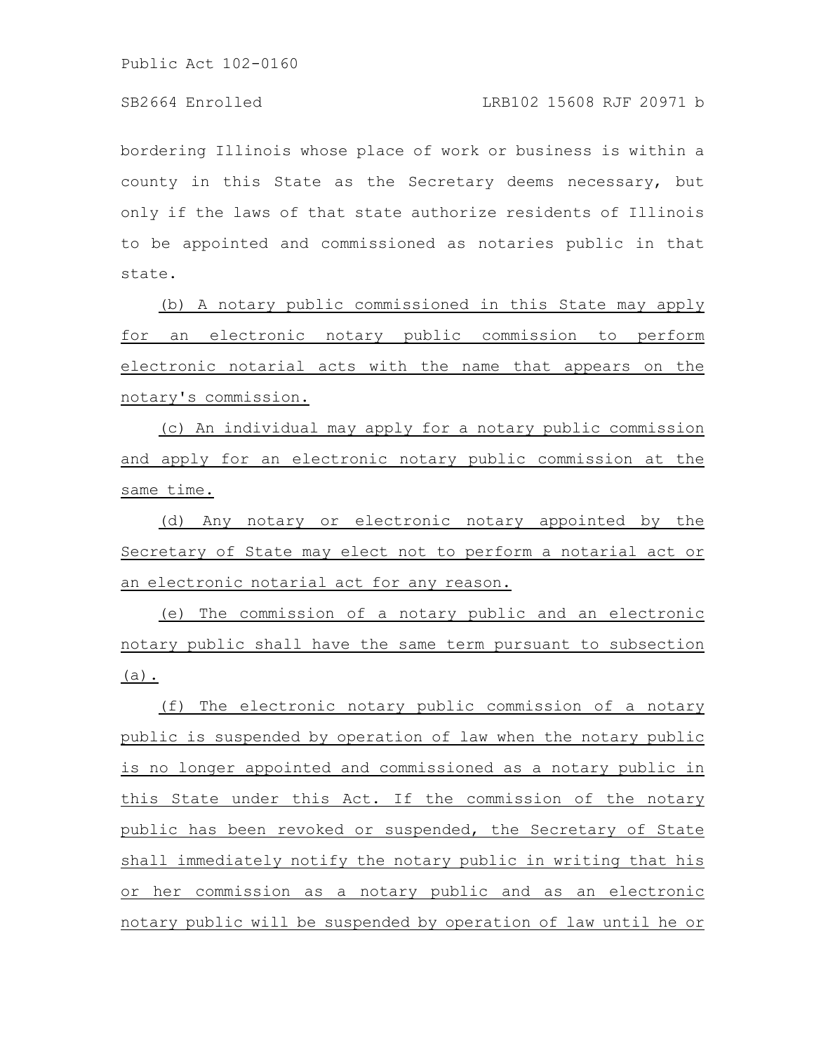bordering Illinois whose place of work or business is within a county in this State as the Secretary deems necessary, but only if the laws of that state authorize residents of Illinois to be appointed and commissioned as notaries public in that state.

(b) A notary public commissioned in this State may apply for an electronic notary public commission to perform electronic notarial acts with the name that appears on the notary's commission.

(c) An individual may apply for a notary public commission and apply for an electronic notary public commission at the same time.

(d) Any notary or electronic notary appointed by the Secretary of State may elect not to perform a notarial act or an electronic notarial act for any reason.

(e) The commission of a notary public and an electronic notary public shall have the same term pursuant to subsection (a).

(f) The electronic notary public commission of a notary public is suspended by operation of law when the notary public is no longer appointed and commissioned as a notary public in this State under this Act. If the commission of the notary public has been revoked or suspended, the Secretary of State shall immediately notify the notary public in writing that his or her commission as a notary public and as an electronic notary public will be suspended by operation of law until he or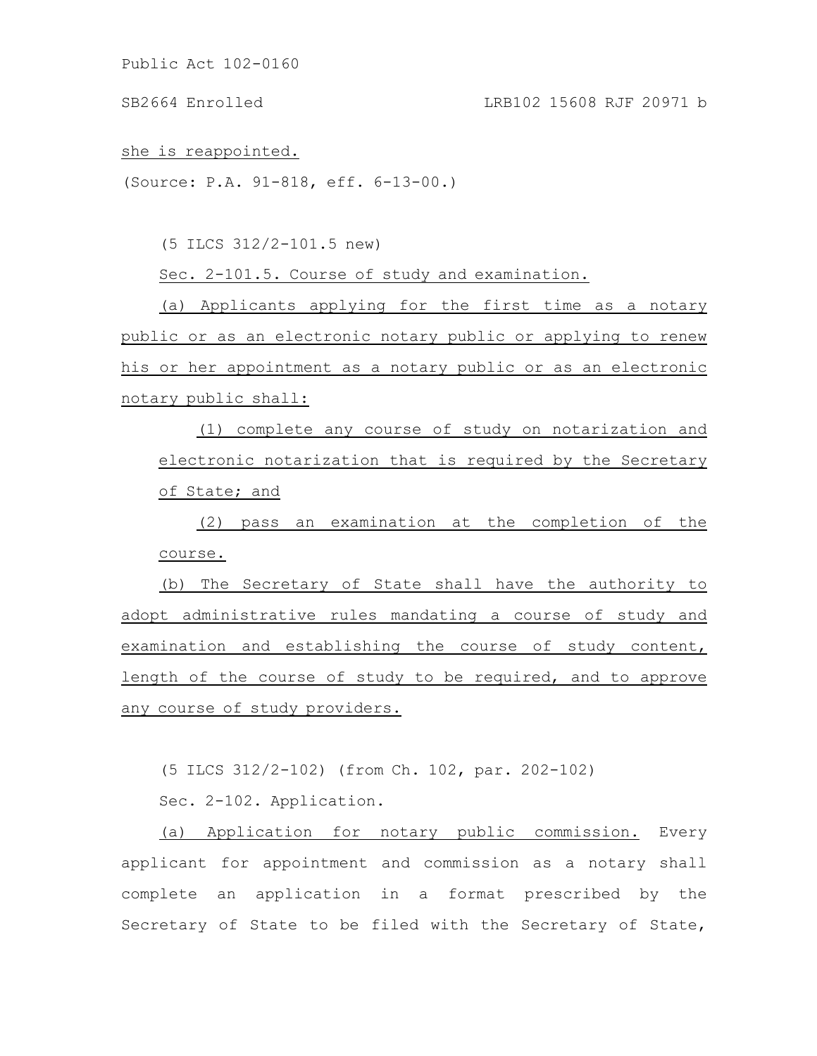she is reappointed.

(Source: P.A. 91-818, eff. 6-13-00.)

(5 ILCS 312/2-101.5 new)

Sec. 2-101.5. Course of study and examination.

(a) Applicants applying for the first time as a notary public or as an electronic notary public or applying to renew his or her appointment as a notary public or as an electronic notary public shall:

(1) complete any course of study on notarization and electronic notarization that is required by the Secretary of State; and

(2) pass an examination at the completion of the course.

(b) The Secretary of State shall have the authority to adopt administrative rules mandating a course of study and examination and establishing the course of study content, length of the course of study to be required, and to approve any course of study providers.

(5 ILCS 312/2-102) (from Ch. 102, par. 202-102)

Sec. 2-102. Application.

(a) Application for notary public commission. Every applicant for appointment and commission as a notary shall complete an application in a format prescribed by the Secretary of State to be filed with the Secretary of State,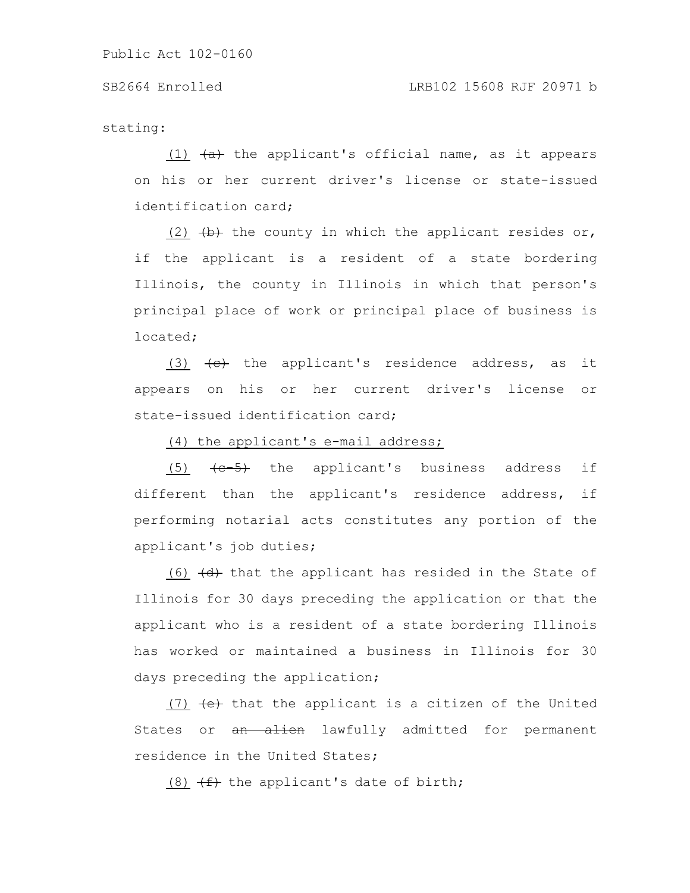stating:

(1) ~~(a)~~ the applicant's official name, as it appears on his or her current driver's license or state-issued identification card;

(2) ~~(b)~~ the county in which the applicant resides or, if the applicant is a resident of a state bordering Illinois, the county in Illinois in which that person's principal place of work or principal place of business is located;

(3) ~~(c)~~ the applicant's residence address, as it appears on his or her current driver's license or state-issued identification card;

(4) the applicant's e-mail address;

(5) ~~(c-5)~~ the applicant's business address if different than the applicant's residence address, if performing notarial acts constitutes any portion of the applicant's job duties;

(6) ~~(d)~~ that the applicant has resided in the State of Illinois for 30 days preceding the application or that the applicant who is a resident of a state bordering Illinois has worked or maintained a business in Illinois for 30 days preceding the application;

(7) ~~(e)~~ that the applicant is a citizen of the United States or ~~an alien~~ lawfully admitted for permanent residence in the United States;

(8) ~~(f)~~ the applicant's date of birth;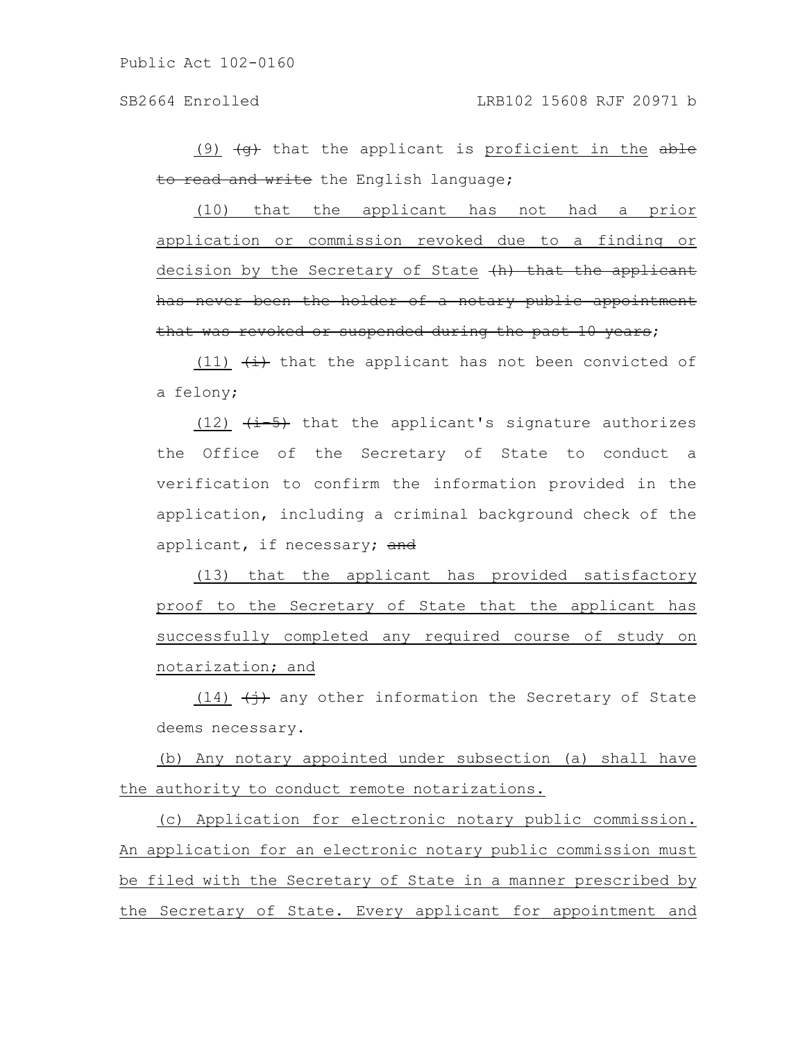(9) ~~(g)~~ that the applicant is proficient in the ~~able to read and write~~ the English language;

(10) that the applicant has not had a prior application or commission revoked due to a finding or decision by the Secretary of State ~~(h) that the applicant has never been the holder of a notary public appointment that was revoked or suspended during the past 10 years~~;

(11) ~~(i)~~ that the applicant has not been convicted of a felony;

(12) ~~(i-5)~~ that the applicant's signature authorizes the Office of the Secretary of State to conduct a verification to confirm the information provided in the application, including a criminal background check of the applicant, if necessary; ~~and~~

(13) that the applicant has provided satisfactory proof to the Secretary of State that the applicant has successfully completed any required course of study on notarization; and

(14) ~~(j)~~ any other information the Secretary of State deems necessary.

(b) Any notary appointed under subsection (a) shall have the authority to conduct remote notarizations.

(c) Application for electronic notary public commission. An application for an electronic notary public commission must be filed with the Secretary of State in a manner prescribed by the Secretary of State. Every applicant for appointment and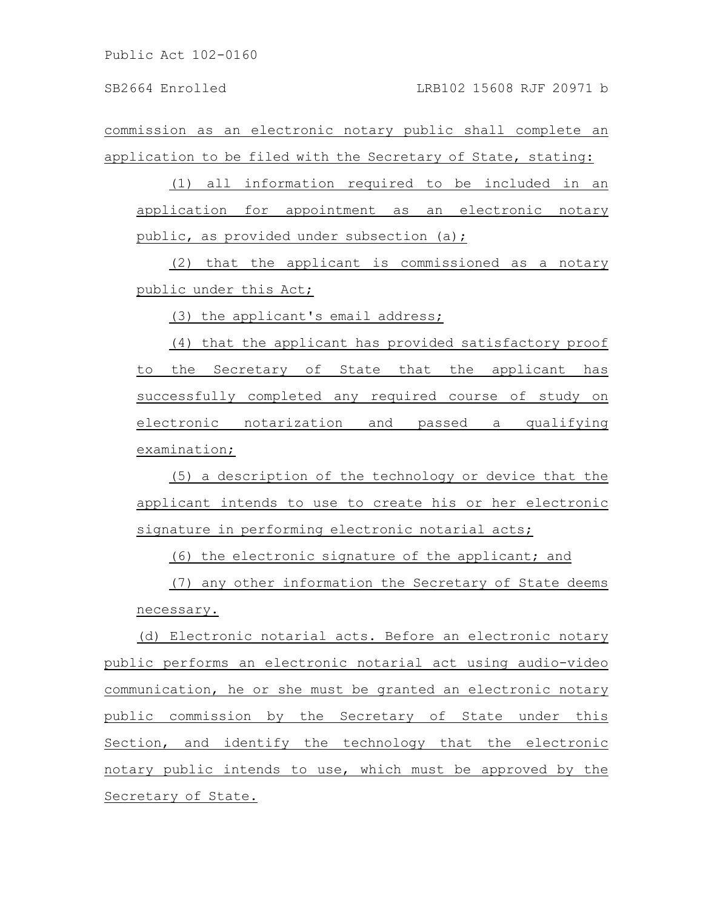commission as an electronic notary public shall complete an application to be filed with the Secretary of State, stating:

(1) all information required to be included in an application for appointment as an electronic notary public, as provided under subsection (a);

(2) that the applicant is commissioned as a notary public under this Act;

(3) the applicant's email address;

(4) that the applicant has provided satisfactory proof to the Secretary of State that the applicant has successfully completed any required course of study on electronic notarization and passed a qualifying examination;

(5) a description of the technology or device that the applicant intends to use to create his or her electronic signature in performing electronic notarial acts;

(6) the electronic signature of the applicant; and

(7) any other information the Secretary of State deems necessary.

(d) Electronic notarial acts. Before an electronic notary public performs an electronic notarial act using audio-video communication, he or she must be granted an electronic notary public commission by the Secretary of State under this Section, and identify the technology that the electronic notary public intends to use, which must be approved by the Secretary of State.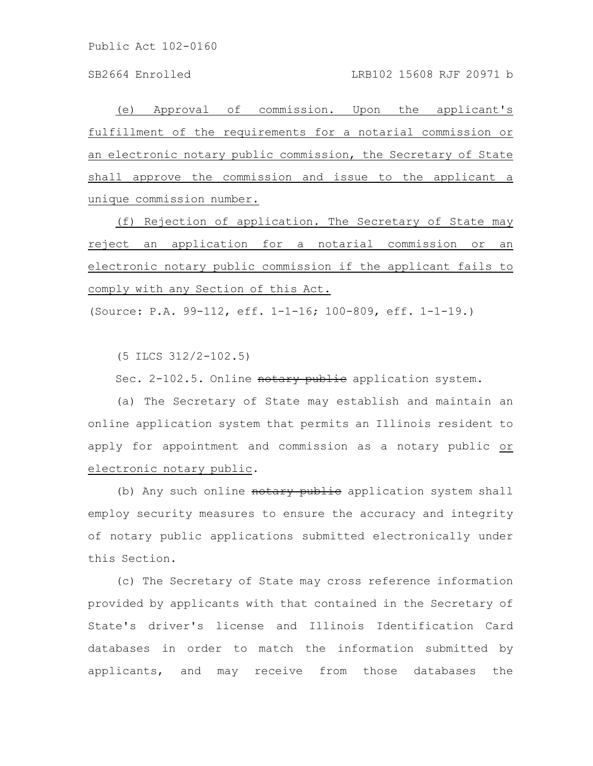(e) Approval of commission. Upon the applicant's fulfillment of the requirements for a notarial commission or an electronic notary public commission, the Secretary of State shall approve the commission and issue to the applicant a unique commission number.

(f) Rejection of application. The Secretary of State may reject an application for a notarial commission or an electronic notary public commission if the applicant fails to comply with any Section of this Act.

(Source: P.A. 99-112, eff. 1-1-16; 100-809, eff. 1-1-19.)

(5 ILCS 312/2-102.5)

Sec. 2-102.5. Online ~~notary public~~ application system.

(a) The Secretary of State may establish and maintain an online application system that permits an Illinois resident to apply for appointment and commission as a notary public or electronic notary public.

(b) Any such online ~~notary public~~ application system shall employ security measures to ensure the accuracy and integrity of notary public applications submitted electronically under this Section.

(c) The Secretary of State may cross reference information provided by applicants with that contained in the Secretary of State's driver's license and Illinois Identification Card databases in order to match the information submitted by applicants, and may receive from those databases the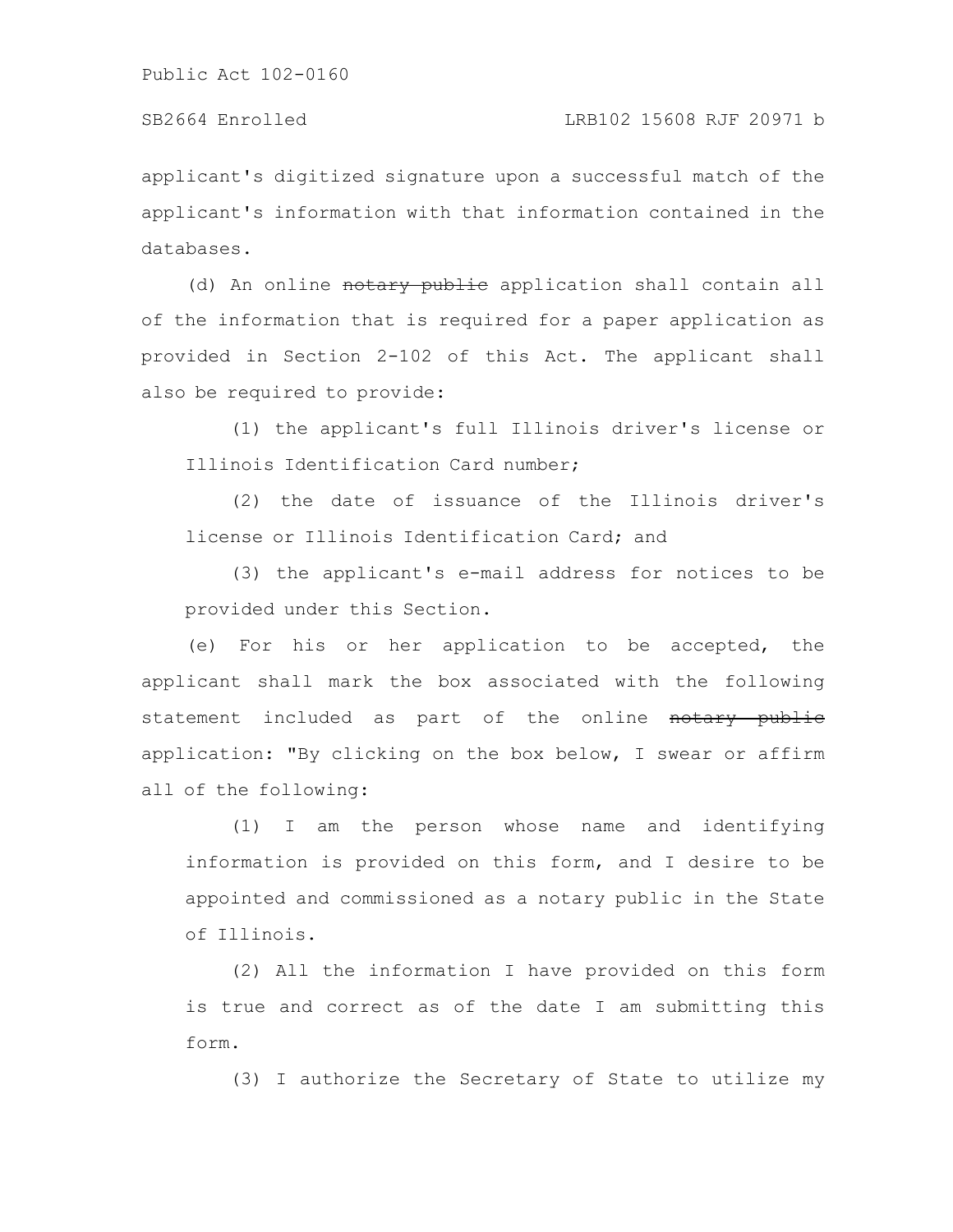applicant's digitized signature upon a successful match of the applicant's information with that information contained in the databases.

(d) An online ~~notary public~~ application shall contain all of the information that is required for a paper application as provided in Section 2-102 of this Act. The applicant shall also be required to provide:

(1) the applicant's full Illinois driver's license or Illinois Identification Card number;

(2) the date of issuance of the Illinois driver's license or Illinois Identification Card; and

(3) the applicant's e-mail address for notices to be provided under this Section.

(e) For his or her application to be accepted, the applicant shall mark the box associated with the following statement included as part of the online ~~notary public~~ application: "By clicking on the box below, I swear or affirm all of the following:

(1) I am the person whose name and identifying information is provided on this form, and I desire to be appointed and commissioned as a notary public in the State of Illinois.

(2) All the information I have provided on this form is true and correct as of the date I am submitting this form.

(3) I authorize the Secretary of State to utilize my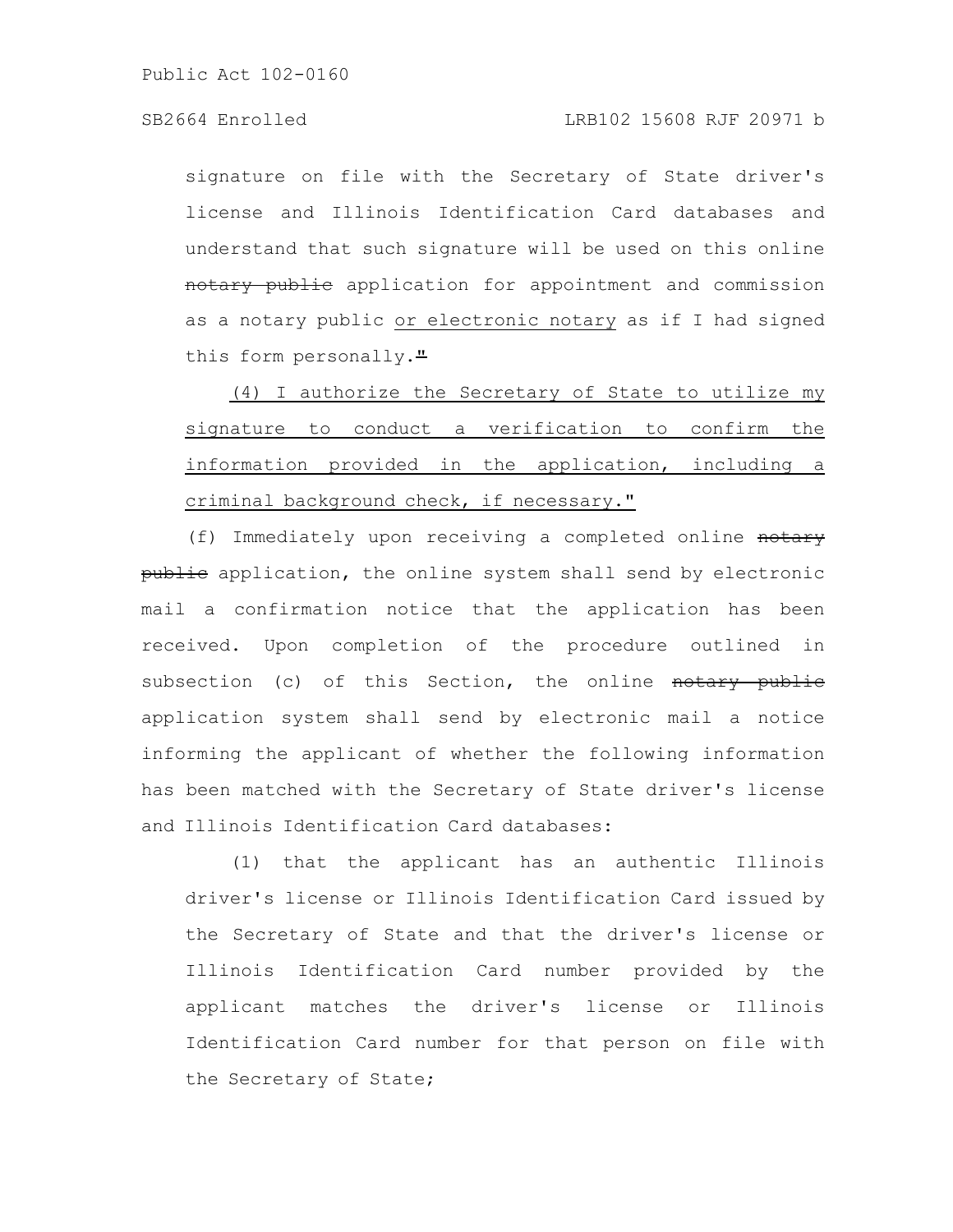signature on file with the Secretary of State driver's license and Illinois Identification Card databases and understand that such signature will be used on this online ~~notary public~~ application for appointment and commission as a notary public <u>or electronic notary</u> as if I had signed this form personally.~~"~~

<u>(4) I authorize the Secretary of State to utilize my signature to conduct a verification to confirm the information provided in the application, including a criminal background check, if necessary."</u>

(f) Immediately upon receiving a completed online ~~notary public~~ application, the online system shall send by electronic mail a confirmation notice that the application has been received. Upon completion of the procedure outlined in subsection (c) of this Section, the online ~~notary public~~ application system shall send by electronic mail a notice informing the applicant of whether the following information has been matched with the Secretary of State driver's license and Illinois Identification Card databases:

(1) that the applicant has an authentic Illinois driver's license or Illinois Identification Card issued by the Secretary of State and that the driver's license or Illinois Identification Card number provided by the applicant matches the driver's license or Illinois Identification Card number for that person on file with the Secretary of State;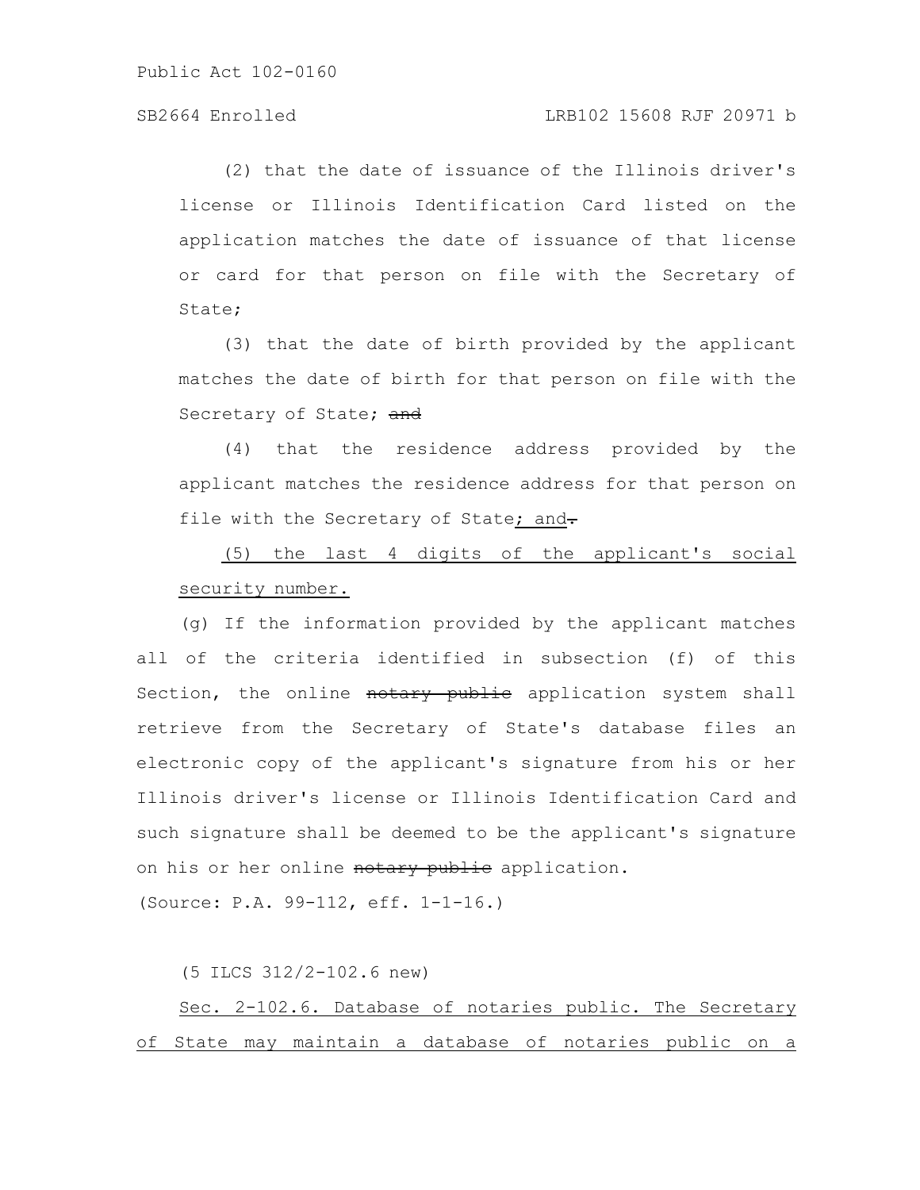(2) that the date of issuance of the Illinois driver's license or Illinois Identification Card listed on the application matches the date of issuance of that license or card for that person on file with the Secretary of State;

(3) that the date of birth provided by the applicant matches the date of birth for that person on file with the Secretary of State; ~~and~~

(4) that the residence address provided by the applicant matches the residence address for that person on file with the Secretary of State; and~~.~~

(5) the last 4 digits of the applicant's social security number.

(g) If the information provided by the applicant matches all of the criteria identified in subsection (f) of this Section, the online ~~notary public~~ application system shall retrieve from the Secretary of State's database files an electronic copy of the applicant's signature from his or her Illinois driver's license or Illinois Identification Card and such signature shall be deemed to be the applicant's signature on his or her online ~~notary public~~ application.

(Source: P.A. 99-112, eff. 1-1-16.)

(5 ILCS 312/2-102.6 new)

Sec. 2-102.6. Database of notaries public. The Secretary of State may maintain a database of notaries public on a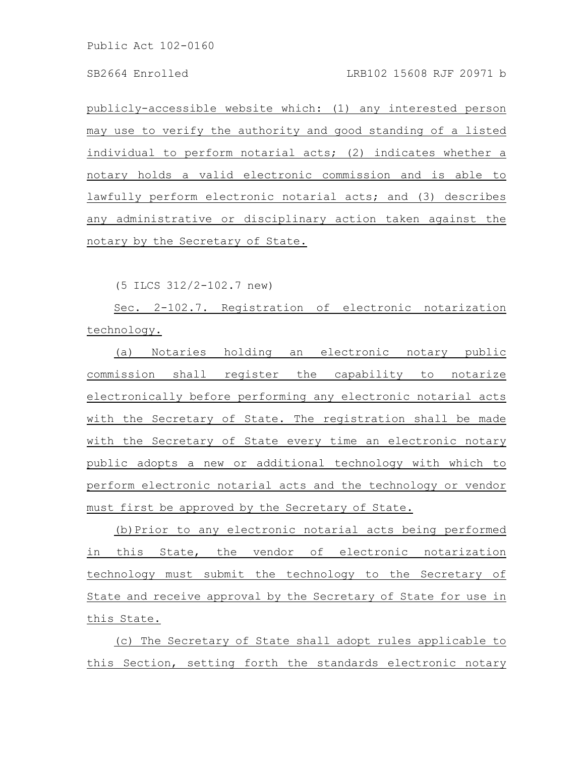publicly-accessible website which: (1) any interested person may use to verify the authority and good standing of a listed individual to perform notarial acts; (2) indicates whether a notary holds a valid electronic commission and is able to lawfully perform electronic notarial acts; and (3) describes any administrative or disciplinary action taken against the notary by the Secretary of State.

(5 ILCS 312/2-102.7 new)

Sec. 2-102.7. Registration of electronic notarization technology.

(a) Notaries holding an electronic notary public commission shall register the capability to notarize electronically before performing any electronic notarial acts with the Secretary of State. The registration shall be made with the Secretary of State every time an electronic notary public adopts a new or additional technology with which to perform electronic notarial acts and the technology or vendor must first be approved by the Secretary of State.

(b) Prior to any electronic notarial acts being performed in this State, the vendor of electronic notarization technology must submit the technology to the Secretary of State and receive approval by the Secretary of State for use in this State.

(c) The Secretary of State shall adopt rules applicable to this Section, setting forth the standards electronic notary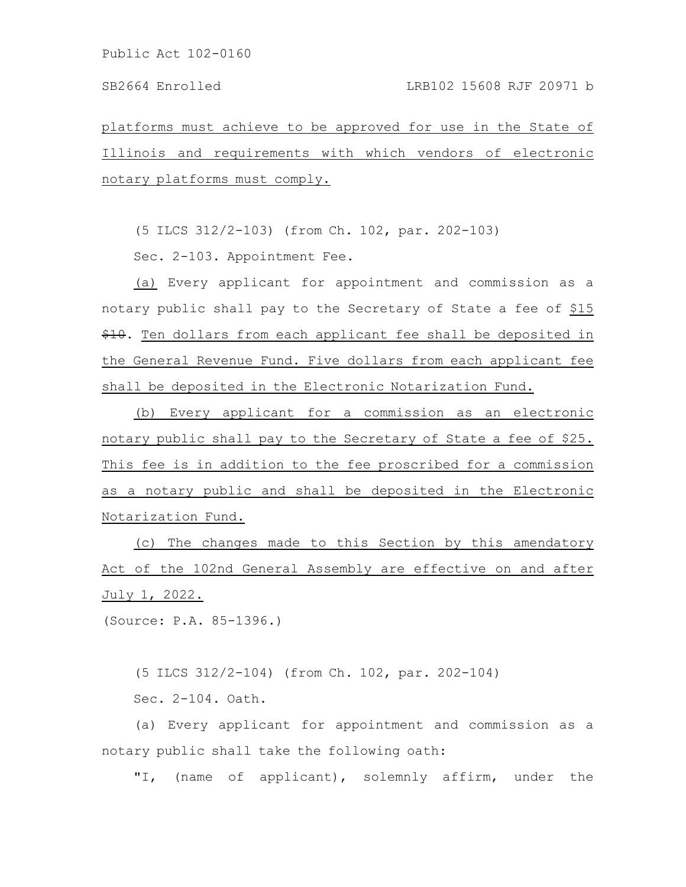platforms must achieve to be approved for use in the State of Illinois and requirements with which vendors of electronic notary platforms must comply.

(5 ILCS 312/2-103) (from Ch. 102, par. 202-103)

Sec. 2-103. Appointment Fee.

(a) Every applicant for appointment and commission as a notary public shall pay to the Secretary of State a fee of $15 ~~$10~~. Ten dollars from each applicant fee shall be deposited in the General Revenue Fund. Five dollars from each applicant fee shall be deposited in the Electronic Notarization Fund.

(b) Every applicant for a commission as an electronic notary public shall pay to the Secretary of State a fee of $25. This fee is in addition to the fee proscribed for a commission as a notary public and shall be deposited in the Electronic Notarization Fund.

(c) The changes made to this Section by this amendatory Act of the 102nd General Assembly are effective on and after July 1, 2022.

(Source: P.A. 85-1396.)

(5 ILCS 312/2-104) (from Ch. 102, par. 202-104)

Sec. 2-104. Oath.

(a) Every applicant for appointment and commission as a notary public shall take the following oath:

"I, (name of applicant), solemnly affirm, under the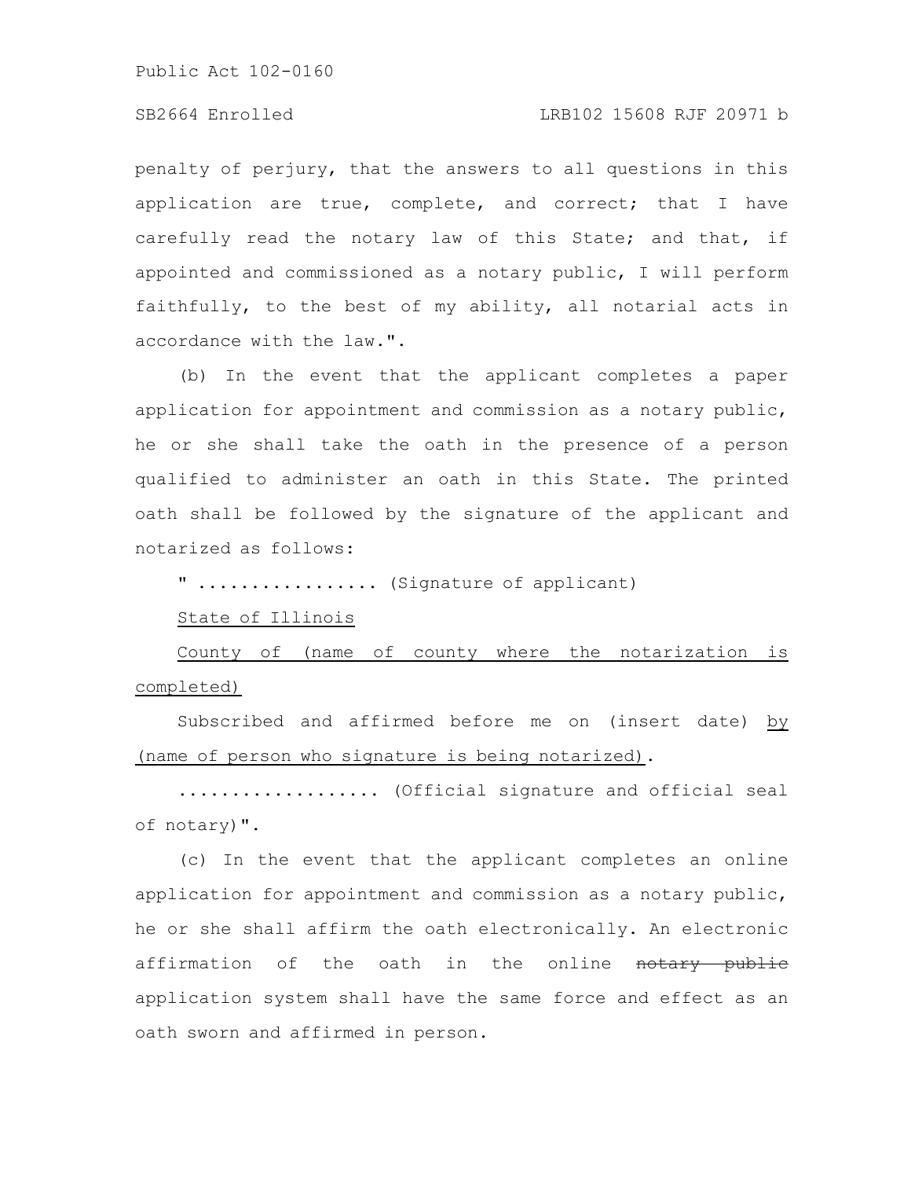penalty of perjury, that the answers to all questions in this application are true, complete, and correct; that I have carefully read the notary law of this State; and that, if appointed and commissioned as a notary public, I will perform faithfully, to the best of my ability, all notarial acts in accordance with the law.".

(b) In the event that the applicant completes a paper application for appointment and commission as a notary public, he or she shall take the oath in the presence of a person qualified to administer an oath in this State. The printed oath shall be followed by the signature of the applicant and notarized as follows:

" ................. (Signature of applicant)

<u>State of Illinois</u>

<u>County of (name of county where the notarization is completed)</u>

Subscribed and affirmed before me on (insert date) <u>by (name of person who signature is being notarized)</u>.

.................. (Official signature and official seal of notary)".

(c) In the event that the applicant completes an online application for appointment and commission as a notary public, he or she shall affirm the oath electronically. An electronic affirmation of the oath in the online ~~notary public~~ application system shall have the same force and effect as an oath sworn and affirmed in person.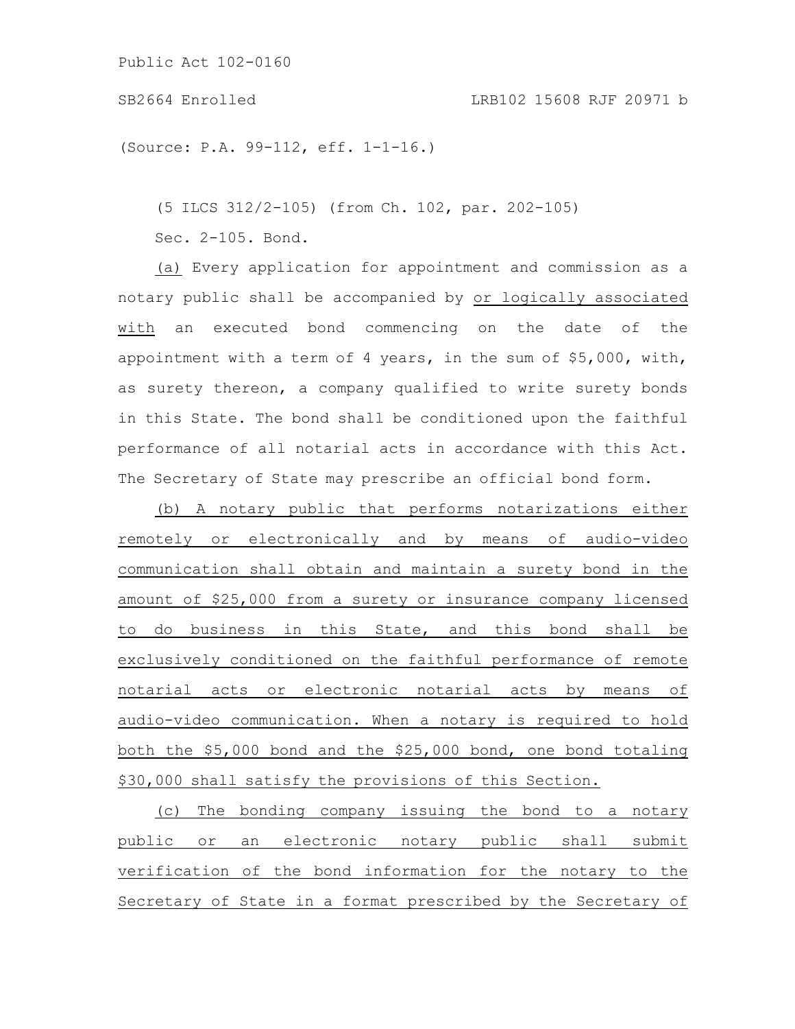(Source: P.A. 99-112, eff. 1-1-16.)

(5 ILCS 312/2-105) (from Ch. 102, par. 202-105)

Sec. 2-105. Bond.

(a) Every application for appointment and commission as a notary public shall be accompanied by or logically associated with an executed bond commencing on the date of the appointment with a term of 4 years, in the sum of $5,000, with, as surety thereon, a company qualified to write surety bonds in this State. The bond shall be conditioned upon the faithful performance of all notarial acts in accordance with this Act. The Secretary of State may prescribe an official bond form.

(b) A notary public that performs notarizations either remotely or electronically and by means of audio-video communication shall obtain and maintain a surety bond in the amount of $25,000 from a surety or insurance company licensed to do business in this State, and this bond shall be exclusively conditioned on the faithful performance of remote notarial acts or electronic notarial acts by means of audio-video communication. When a notary is required to hold both the $5,000 bond and the $25,000 bond, one bond totaling $30,000 shall satisfy the provisions of this Section.

(c) The bonding company issuing the bond to a notary public or an electronic notary public shall submit verification of the bond information for the notary to the Secretary of State in a format prescribed by the Secretary of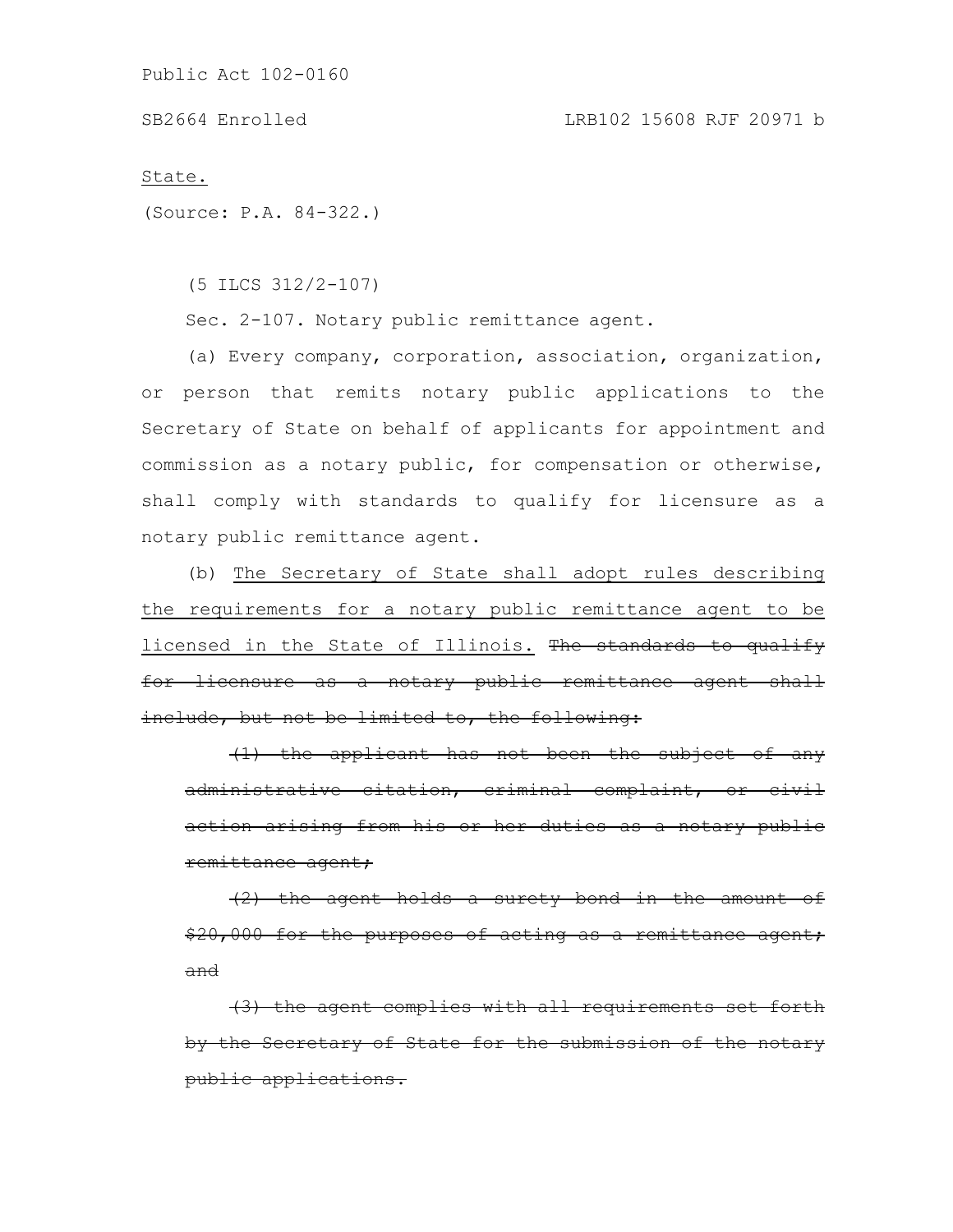<u>State.</u>

(Source: P.A. 84-322.)

(5 ILCS 312/2-107)

Sec. 2-107. Notary public remittance agent.

(a) Every company, corporation, association, organization, or person that remits notary public applications to the Secretary of State on behalf of applicants for appointment and commission as a notary public, for compensation or otherwise, shall comply with standards to qualify for licensure as a notary public remittance agent.

(b) <u>The Secretary of State shall adopt rules describing the requirements for a notary public remittance agent to be licensed in the State of Illinois.</u> ~~The standards to qualify for licensure as a notary public remittance agent shall include, but not be limited to, the following:~~

~~(1) the applicant has not been the subject of any administrative citation, criminal complaint, or civil action arising from his or her duties as a notary public remittance agent;~~

~~(2) the agent holds a surety bond in the amount of $20,000 for the purposes of acting as a remittance agent; and~~

~~(3) the agent complies with all requirements set forth by the Secretary of State for the submission of the notary public applications.~~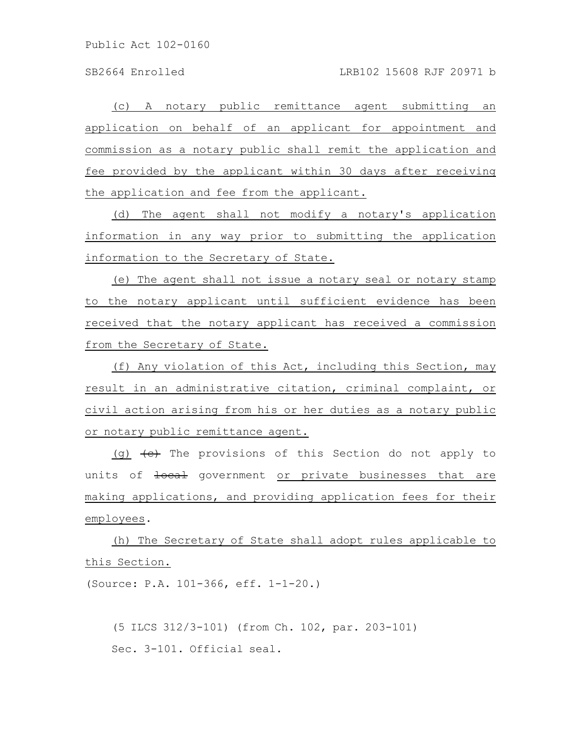(c) A notary public remittance agent submitting an application on behalf of an applicant for appointment and commission as a notary public shall remit the application and fee provided by the applicant within 30 days after receiving the application and fee from the applicant.

(d) The agent shall not modify a notary's application information in any way prior to submitting the application information to the Secretary of State.

(e) The agent shall not issue a notary seal or notary stamp to the notary applicant until sufficient evidence has been received that the notary applicant has received a commission from the Secretary of State.

(f) Any violation of this Act, including this Section, may result in an administrative citation, criminal complaint, or civil action arising from his or her duties as a notary public or notary public remittance agent.

(g) ~~(c)~~ The provisions of this Section do not apply to units of ~~local~~ government or private businesses that are making applications, and providing application fees for their employees.

(h) The Secretary of State shall adopt rules applicable to this Section.

(Source: P.A. 101-366, eff. 1-1-20.)

(5 ILCS 312/3-101) (from Ch. 102, par. 203-101)

Sec. 3-101. Official seal.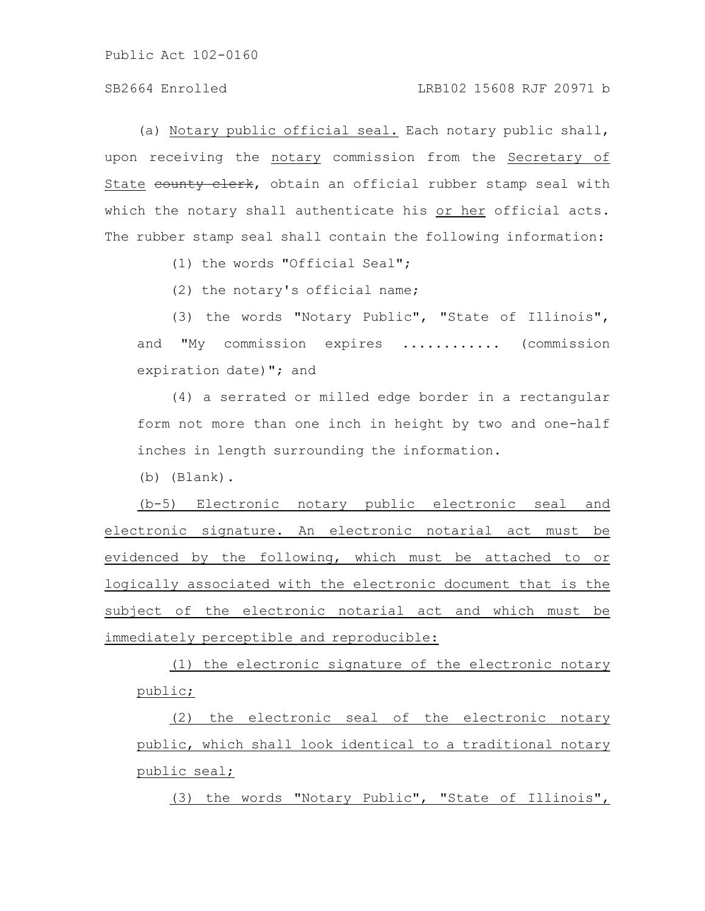(a) Notary public official seal. Each notary public shall, upon receiving the notary commission from the Secretary of State ~~county clerk~~, obtain an official rubber stamp seal with which the notary shall authenticate his or her official acts. The rubber stamp seal shall contain the following information:

(1) the words "Official Seal";

(2) the notary's official name;

(3) the words "Notary Public", "State of Illinois", and "My commission expires ........... (commission expiration date)"; and

(4) a serrated or milled edge border in a rectangular form not more than one inch in height by two and one-half inches in length surrounding the information.

(b) (Blank).

(b-5) Electronic notary public electronic seal and electronic signature. An electronic notarial act must be evidenced by the following, which must be attached to or logically associated with the electronic document that is the subject of the electronic notarial act and which must be immediately perceptible and reproducible:

(1) the electronic signature of the electronic notary public;

(2) the electronic seal of the electronic notary public, which shall look identical to a traditional notary public seal;

(3) the words "Notary Public", "State of Illinois",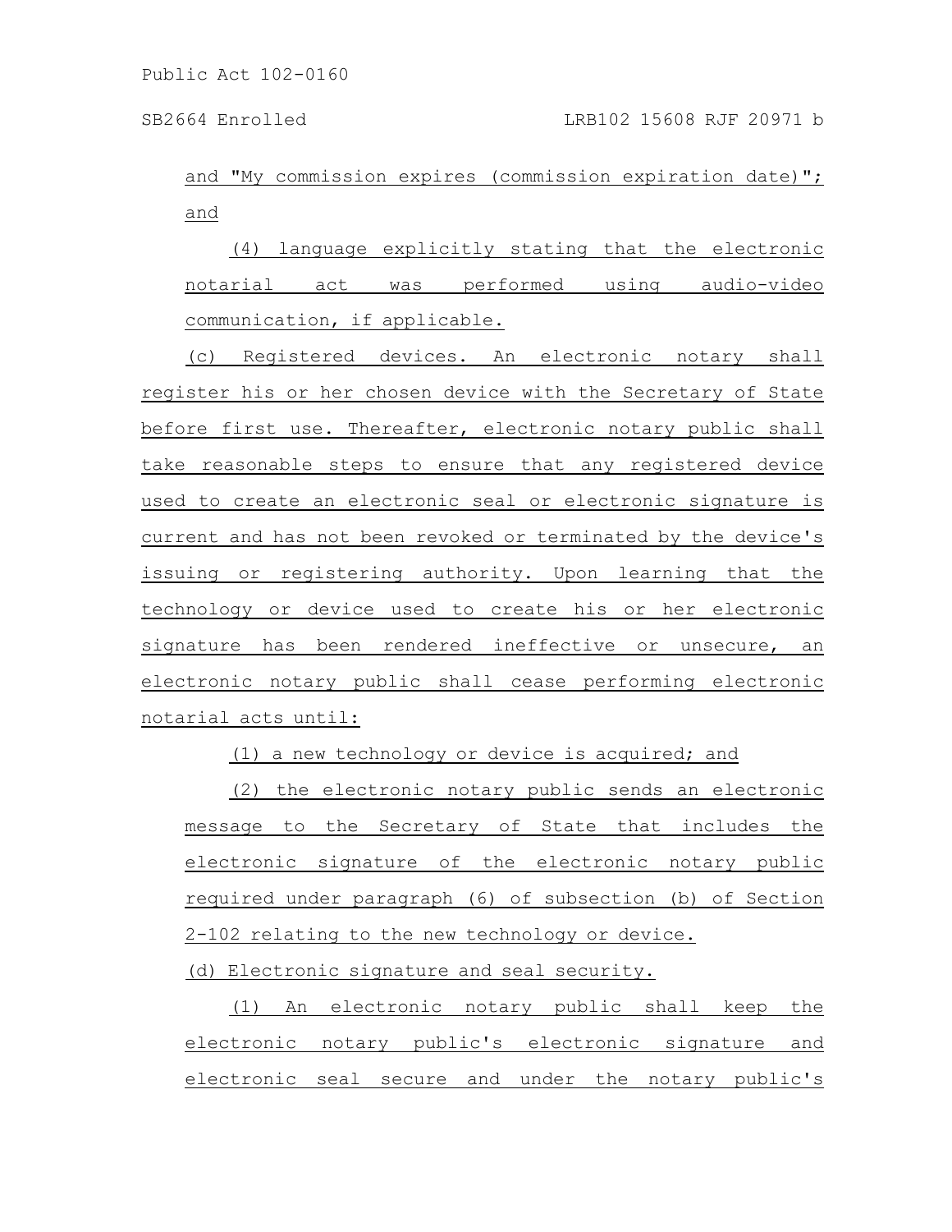and "My commission expires (commission expiration date)"; and

(4) language explicitly stating that the electronic notarial act was performed using audio-video communication, if applicable.

(c) Registered devices. An electronic notary shall register his or her chosen device with the Secretary of State before first use. Thereafter, electronic notary public shall take reasonable steps to ensure that any registered device used to create an electronic seal or electronic signature is current and has not been revoked or terminated by the device's issuing or registering authority. Upon learning that the technology or device used to create his or her electronic signature has been rendered ineffective or unsecure, an electronic notary public shall cease performing electronic notarial acts until:

(1) a new technology or device is acquired; and

(2) the electronic notary public sends an electronic message to the Secretary of State that includes the electronic signature of the electronic notary public required under paragraph (6) of subsection (b) of Section 2-102 relating to the new technology or device.

(d) Electronic signature and seal security.

(1) An electronic notary public shall keep the electronic notary public's electronic signature and electronic seal secure and under the notary public's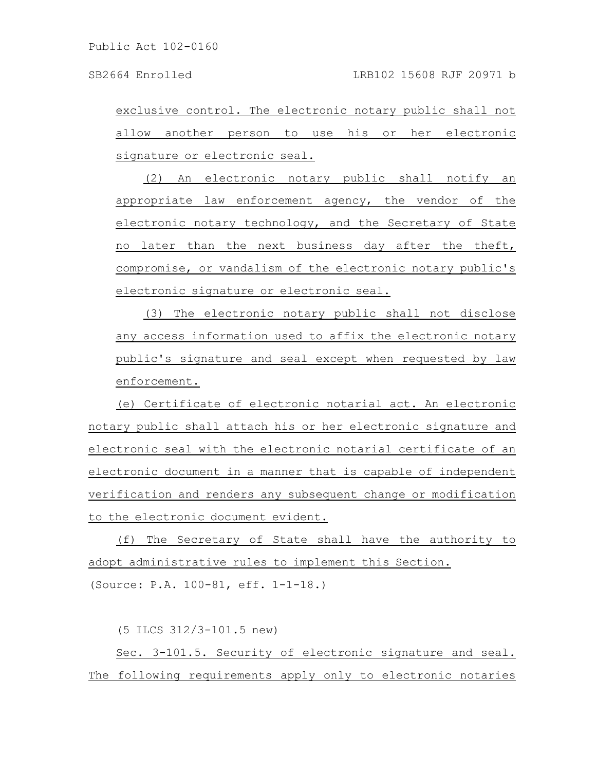exclusive control. The electronic notary public shall not allow another person to use his or her electronic signature or electronic seal.

(2) An electronic notary public shall notify an appropriate law enforcement agency, the vendor of the electronic notary technology, and the Secretary of State no later than the next business day after the theft, compromise, or vandalism of the electronic notary public's electronic signature or electronic seal.

(3) The electronic notary public shall not disclose any access information used to affix the electronic notary public's signature and seal except when requested by law enforcement.

(e) Certificate of electronic notarial act. An electronic notary public shall attach his or her electronic signature and electronic seal with the electronic notarial certificate of an electronic document in a manner that is capable of independent verification and renders any subsequent change or modification to the electronic document evident.

(f) The Secretary of State shall have the authority to adopt administrative rules to implement this Section.

(Source: P.A. 100-81, eff. 1-1-18.)

(5 ILCS 312/3-101.5 new)

Sec. 3-101.5. Security of electronic signature and seal. The following requirements apply only to electronic notaries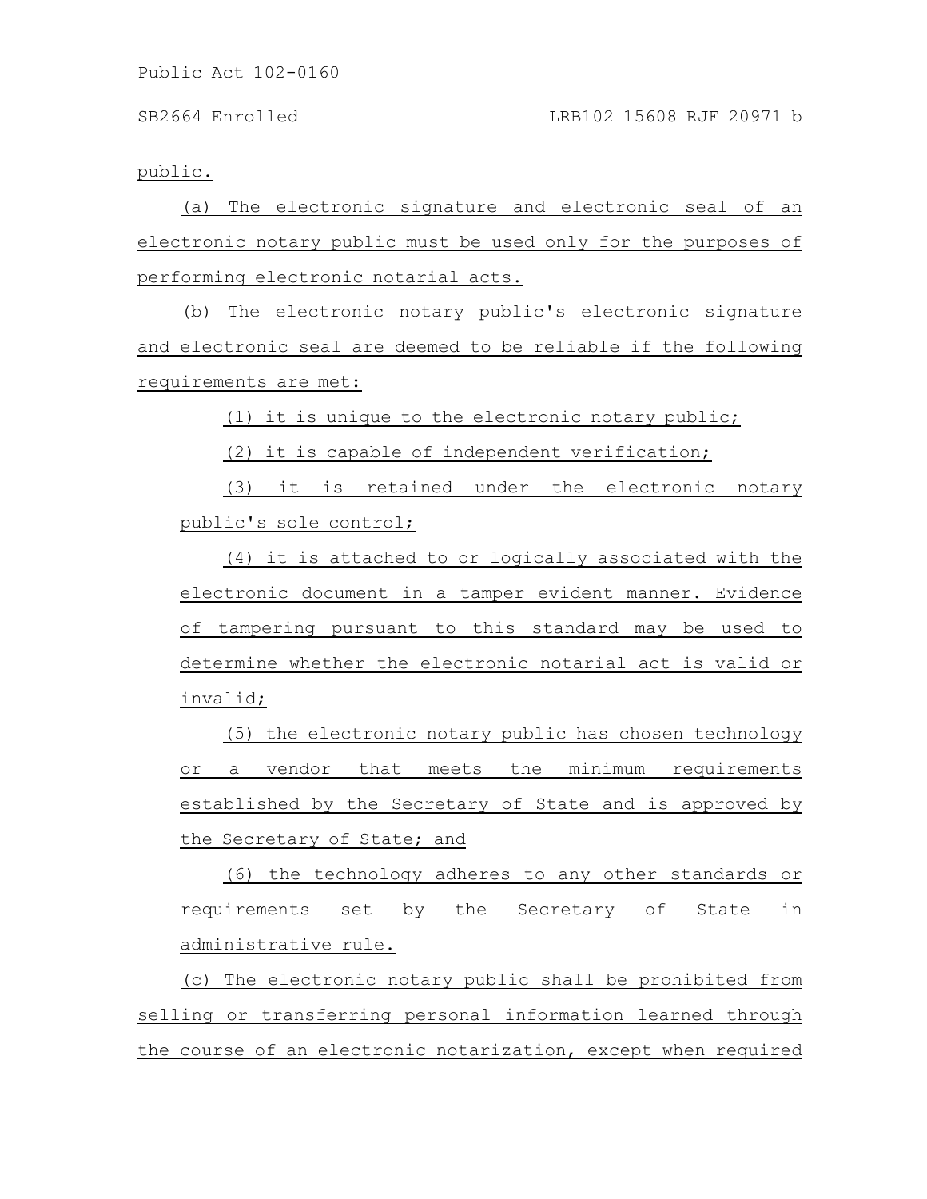public.

(a) The electronic signature and electronic seal of an electronic notary public must be used only for the purposes of performing electronic notarial acts.

(b) The electronic notary public's electronic signature and electronic seal are deemed to be reliable if the following requirements are met:

(1) it is unique to the electronic notary public;

(2) it is capable of independent verification;

(3) it is retained under the electronic notary public's sole control;

(4) it is attached to or logically associated with the electronic document in a tamper evident manner. Evidence of tampering pursuant to this standard may be used to determine whether the electronic notarial act is valid or invalid;

(5) the electronic notary public has chosen technology or a vendor that meets the minimum requirements established by the Secretary of State and is approved by the Secretary of State; and

(6) the technology adheres to any other standards or requirements set by the Secretary of State in administrative rule.

(c) The electronic notary public shall be prohibited from selling or transferring personal information learned through the course of an electronic notarization, except when required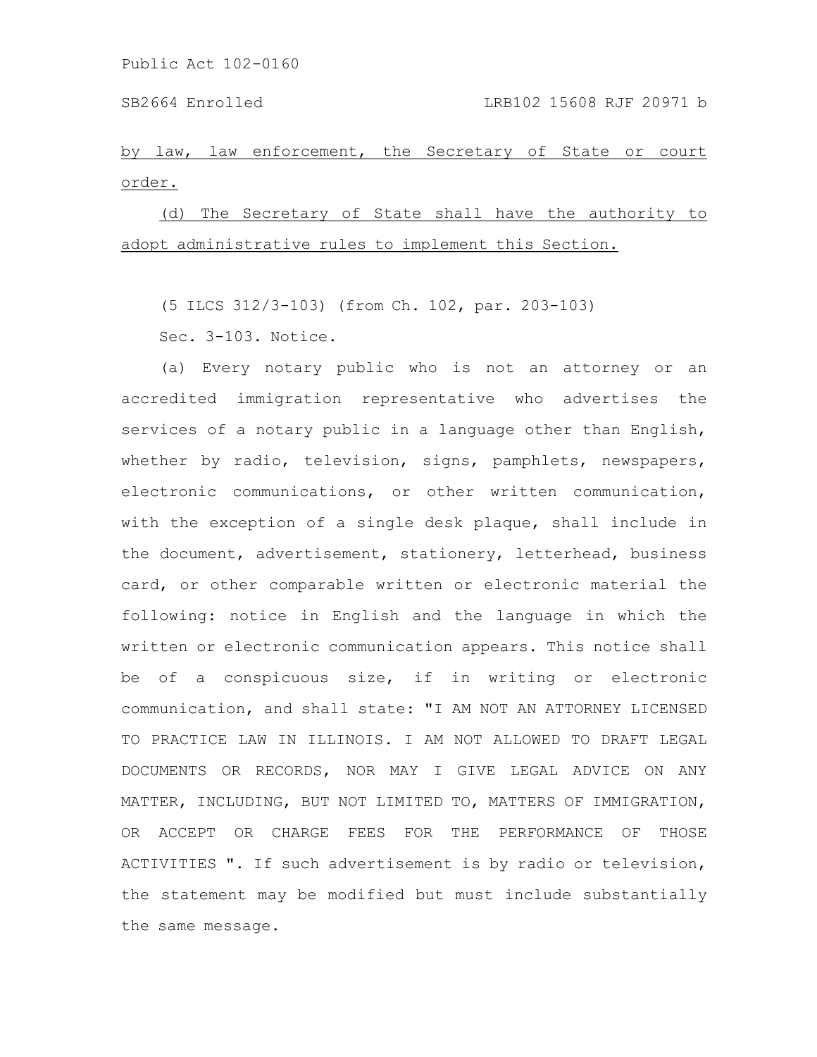by law, law enforcement, the Secretary of State or court order.

(d) The Secretary of State shall have the authority to adopt administrative rules to implement this Section.

(5 ILCS 312/3-103) (from Ch. 102, par. 203-103)

Sec. 3-103. Notice.

(a) Every notary public who is not an attorney or an accredited immigration representative who advertises the services of a notary public in a language other than English, whether by radio, television, signs, pamphlets, newspapers, electronic communications, or other written communication, with the exception of a single desk plaque, shall include in the document, advertisement, stationery, letterhead, business card, or other comparable written or electronic material the following: notice in English and the language in which the written or electronic communication appears. This notice shall be of a conspicuous size, if in writing or electronic communication, and shall state: "I AM NOT AN ATTORNEY LICENSED TO PRACTICE LAW IN ILLINOIS. I AM NOT ALLOWED TO DRAFT LEGAL DOCUMENTS OR RECORDS, NOR MAY I GIVE LEGAL ADVICE ON ANY MATTER, INCLUDING, BUT NOT LIMITED TO, MATTERS OF IMMIGRATION, OR ACCEPT OR CHARGE FEES FOR THE PERFORMANCE OF THOSE ACTIVITIES ". If such advertisement is by radio or television, the statement may be modified but must include substantially the same message.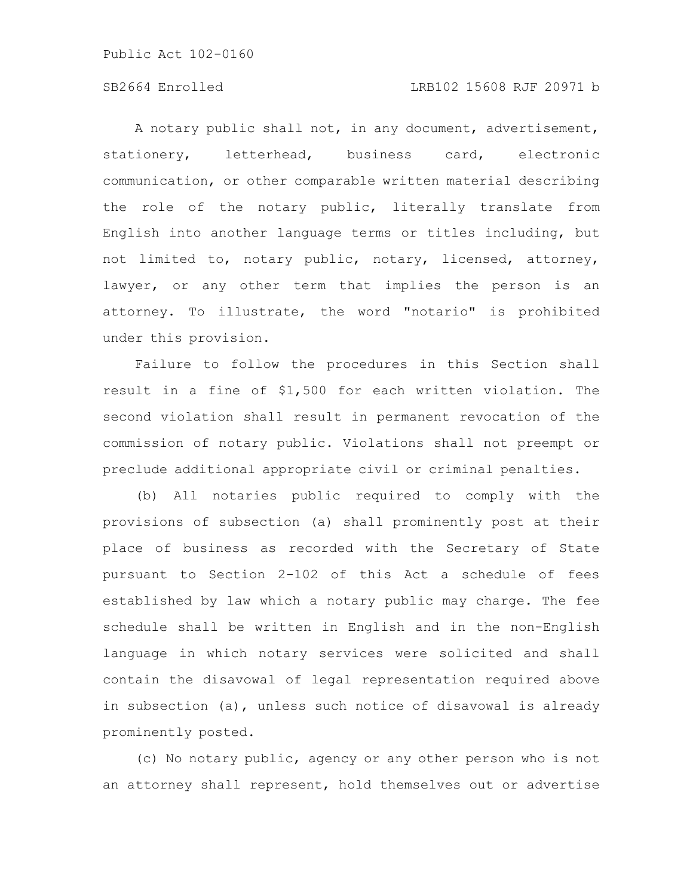A notary public shall not, in any document, advertisement, stationery, letterhead, business card, electronic communication, or other comparable written material describing the role of the notary public, literally translate from English into another language terms or titles including, but not limited to, notary public, notary, licensed, attorney, lawyer, or any other term that implies the person is an attorney. To illustrate, the word "notario" is prohibited under this provision.

Failure to follow the procedures in this Section shall result in a fine of $1,500 for each written violation. The second violation shall result in permanent revocation of the commission of notary public. Violations shall not preempt or preclude additional appropriate civil or criminal penalties.

(b) All notaries public required to comply with the provisions of subsection (a) shall prominently post at their place of business as recorded with the Secretary of State pursuant to Section 2-102 of this Act a schedule of fees established by law which a notary public may charge. The fee schedule shall be written in English and in the non-English language in which notary services were solicited and shall contain the disavowal of legal representation required above in subsection (a), unless such notice of disavowal is already prominently posted.

(c) No notary public, agency or any other person who is not an attorney shall represent, hold themselves out or advertise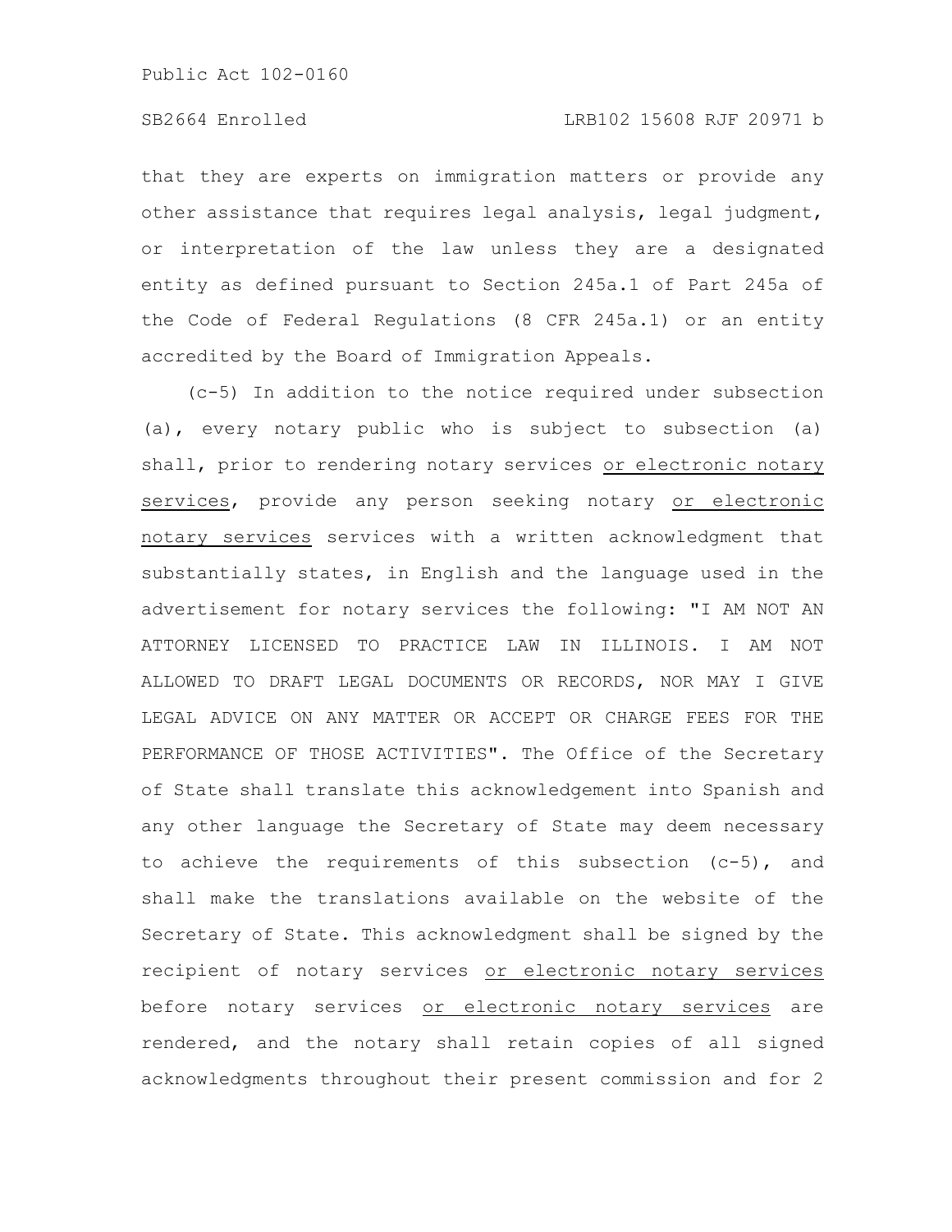that they are experts on immigration matters or provide any other assistance that requires legal analysis, legal judgment, or interpretation of the law unless they are a designated entity as defined pursuant to Section 245a.1 of Part 245a of the Code of Federal Regulations (8 CFR 245a.1) or an entity accredited by the Board of Immigration Appeals.

(c-5) In addition to the notice required under subsection (a), every notary public who is subject to subsection (a) shall, prior to rendering notary services or electronic notary services, provide any person seeking notary or electronic notary services services with a written acknowledgment that substantially states, in English and the language used in the advertisement for notary services the following: "I AM NOT AN ATTORNEY LICENSED TO PRACTICE LAW IN ILLINOIS. I AM NOT ALLOWED TO DRAFT LEGAL DOCUMENTS OR RECORDS, NOR MAY I GIVE LEGAL ADVICE ON ANY MATTER OR ACCEPT OR CHARGE FEES FOR THE PERFORMANCE OF THOSE ACTIVITIES". The Office of the Secretary of State shall translate this acknowledgement into Spanish and any other language the Secretary of State may deem necessary to achieve the requirements of this subsection (c-5), and shall make the translations available on the website of the Secretary of State. This acknowledgment shall be signed by the recipient of notary services or electronic notary services before notary services or electronic notary services are rendered, and the notary shall retain copies of all signed acknowledgments throughout their present commission and for 2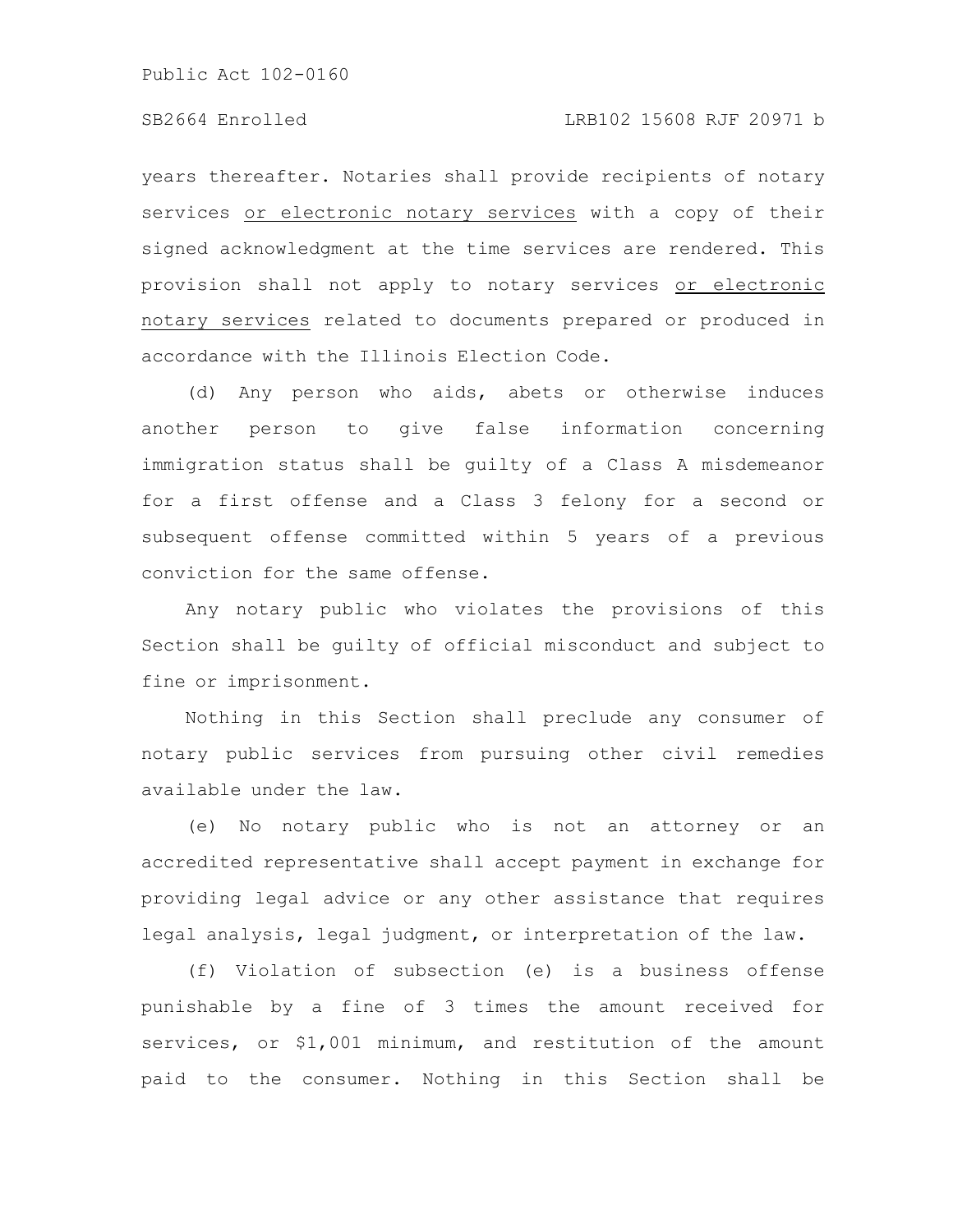years thereafter. Notaries shall provide recipients of notary services <u>or electronic notary services</u> with a copy of their signed acknowledgment at the time services are rendered. This provision shall not apply to notary services <u>or electronic notary services</u> related to documents prepared or produced in accordance with the Illinois Election Code.

(d) Any person who aids, abets or otherwise induces another person to give false information concerning immigration status shall be guilty of a Class A misdemeanor for a first offense and a Class 3 felony for a second or subsequent offense committed within 5 years of a previous conviction for the same offense.

Any notary public who violates the provisions of this Section shall be guilty of official misconduct and subject to fine or imprisonment.

Nothing in this Section shall preclude any consumer of notary public services from pursuing other civil remedies available under the law.

(e) No notary public who is not an attorney or an accredited representative shall accept payment in exchange for providing legal advice or any other assistance that requires legal analysis, legal judgment, or interpretation of the law.

(f) Violation of subsection (e) is a business offense punishable by a fine of 3 times the amount received for services, or $1,001 minimum, and restitution of the amount paid to the consumer. Nothing in this Section shall be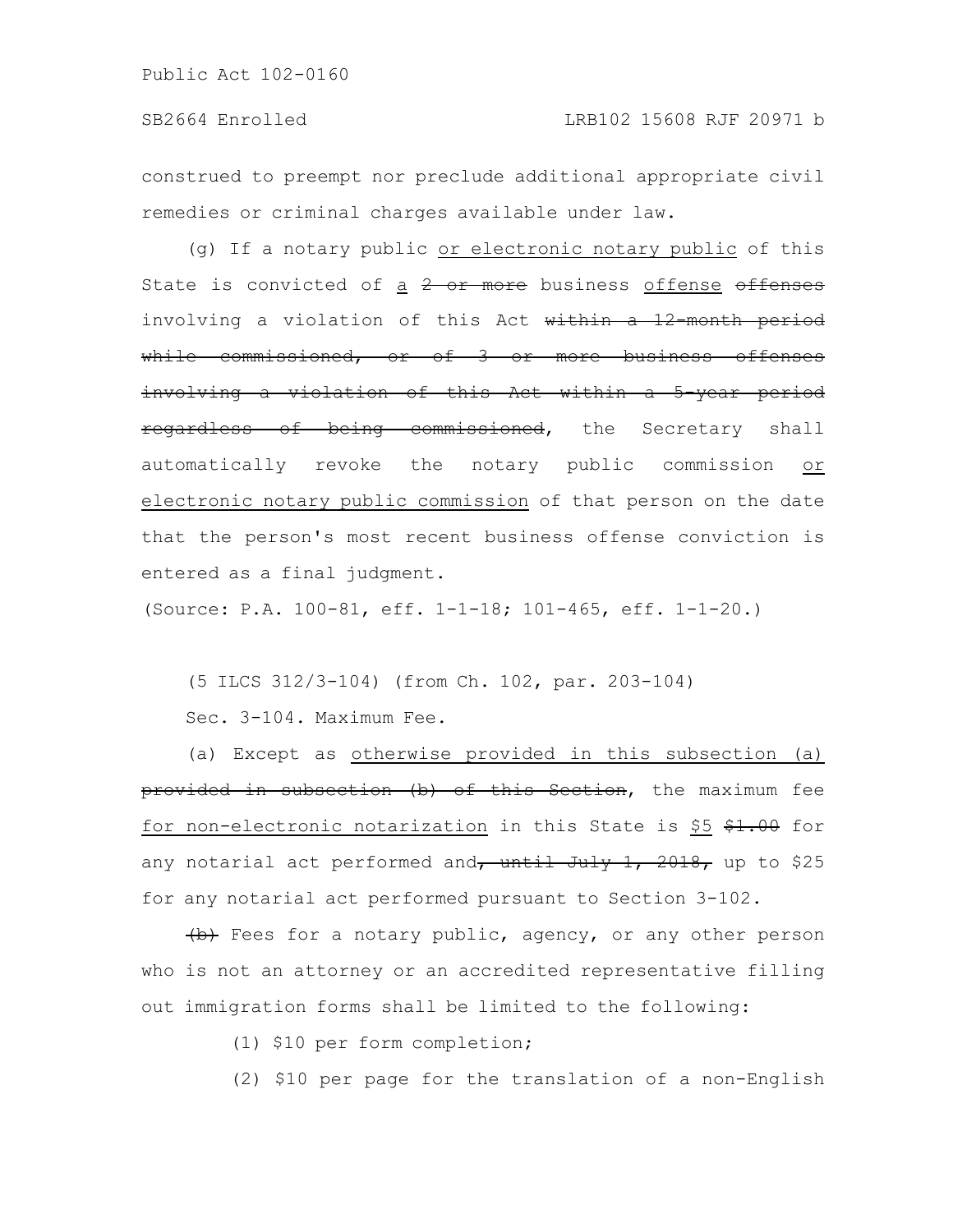construed to preempt nor preclude additional appropriate civil remedies or criminal charges available under law.

(g) If a notary public <u>or electronic notary public</u> of this State is convicted of <u>a</u> ~~2 or more~~ business <u>offense</u> ~~offenses~~ involving a violation of this Act ~~within a 12-month period while commissioned, or of 3 or more business offenses involving a violation of this Act within a 5-year period regardless of being commissioned~~, the Secretary shall automatically revoke the notary public commission <u>or electronic notary public commission</u> of that person on the date that the person's most recent business offense conviction is entered as a final judgment.

(Source: P.A. 100-81, eff. 1-1-18; 101-465, eff. 1-1-20.)

(5 ILCS 312/3-104) (from Ch. 102, par. 203-104)

Sec. 3-104. Maximum Fee.

(a) Except as <u>otherwise provided in this subsection (a)</u> ~~provided in subsection (b) of this Section~~, the maximum fee <u>for non-electronic notarization</u> in this State is <u>$5</u> ~~$1.00~~ for any notarial act performed and~~, until July 1, 2018,~~ up to $25 for any notarial act performed pursuant to Section 3-102.

~~(b)~~ Fees for a notary public, agency, or any other person who is not an attorney or an accredited representative filling out immigration forms shall be limited to the following:

(1) $10 per form completion;

(2) $10 per page for the translation of a non-English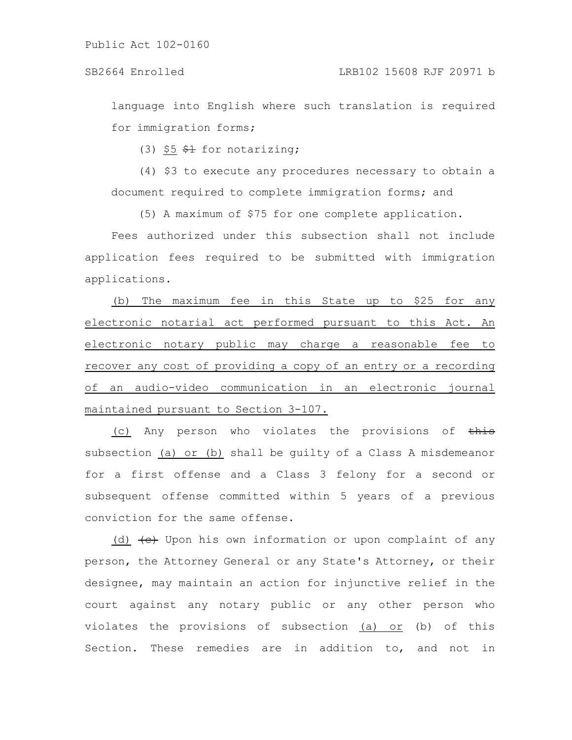language into English where such translation is required for immigration forms;

(3) <u>$5</u> ~~$1~~ for notarizing;

(4) $3 to execute any procedures necessary to obtain a document required to complete immigration forms; and

(5) A maximum of $75 for one complete application.

Fees authorized under this subsection shall not include application fees required to be submitted with immigration applications.

<u>(b) The maximum fee in this State up to $25 for any electronic notarial act performed pursuant to this Act. An electronic notary public may charge a reasonable fee to recover any cost of providing a copy of an entry or a recording of an audio-video communication in an electronic journal maintained pursuant to Section 3-107.</u>

<u>(c)</u> Any person who violates the provisions of ~~this~~ subsection <u>(a) or (b)</u> shall be guilty of a Class A misdemeanor for a first offense and a Class 3 felony for a second or subsequent offense committed within 5 years of a previous conviction for the same offense.

<u>(d)</u> ~~(c)~~ Upon his own information or upon complaint of any person, the Attorney General or any State's Attorney, or their designee, may maintain an action for injunctive relief in the court against any notary public or any other person who violates the provisions of subsection <u>(a) or</u> (b) of this Section. These remedies are in addition to, and not in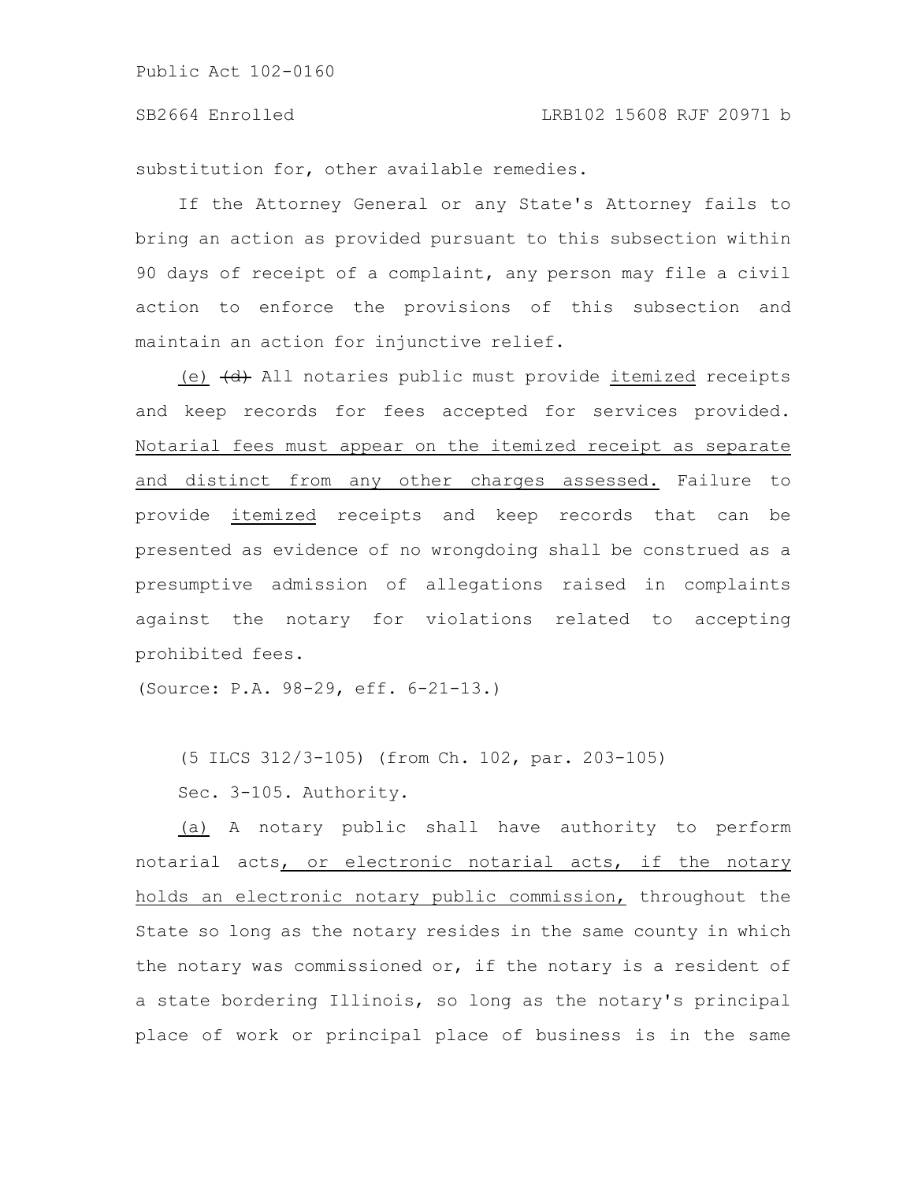substitution for, other available remedies.

If the Attorney General or any State's Attorney fails to bring an action as provided pursuant to this subsection within 90 days of receipt of a complaint, any person may file a civil action to enforce the provisions of this subsection and maintain an action for injunctive relief.

(e) ~~(d)~~ All notaries public must provide itemized receipts and keep records for fees accepted for services provided. Notarial fees must appear on the itemized receipt as separate and distinct from any other charges assessed. Failure to provide itemized receipts and keep records that can be presented as evidence of no wrongdoing shall be construed as a presumptive admission of allegations raised in complaints against the notary for violations related to accepting prohibited fees.

(Source: P.A. 98-29, eff. 6-21-13.)

(5 ILCS 312/3-105) (from Ch. 102, par. 203-105)

Sec. 3-105. Authority.

(a) A notary public shall have authority to perform notarial acts, or electronic notarial acts, if the notary holds an electronic notary public commission, throughout the State so long as the notary resides in the same county in which the notary was commissioned or, if the notary is a resident of a state bordering Illinois, so long as the notary's principal place of work or principal place of business is in the same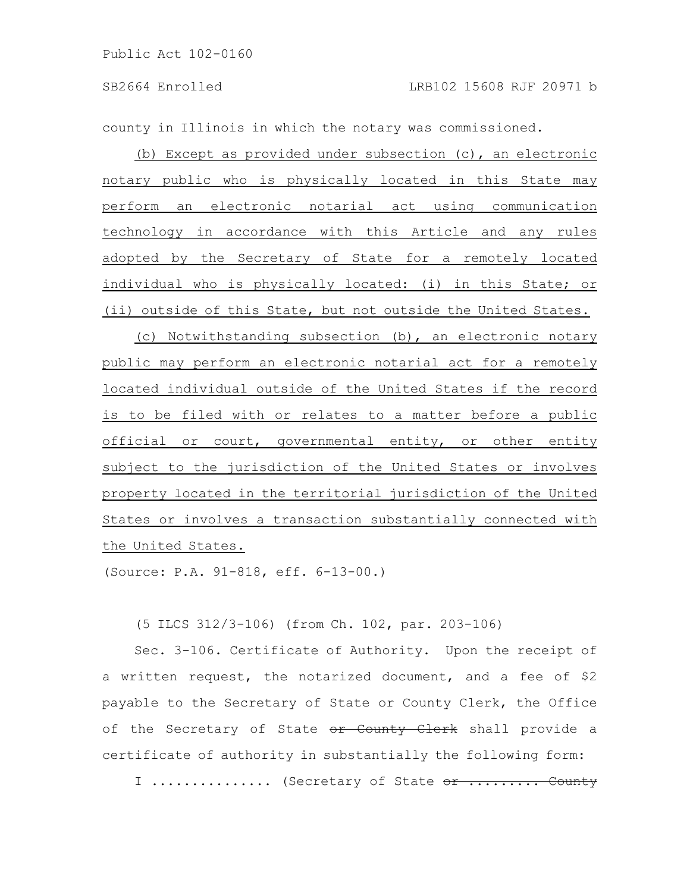county in Illinois in which the notary was commissioned.

<u>(b) Except as provided under subsection (c), an electronic notary public who is physically located in this State may perform an electronic notarial act using communication technology in accordance with this Article and any rules adopted by the Secretary of State for a remotely located individual who is physically located: (i) in this State; or (ii) outside of this State, but not outside the United States.</u>

<u>(c) Notwithstanding subsection (b), an electronic notary public may perform an electronic notarial act for a remotely located individual outside of the United States if the record is to be filed with or relates to a matter before a public official or court, governmental entity, or other entity subject to the jurisdiction of the United States or involves property located in the territorial jurisdiction of the United States or involves a transaction substantially connected with the United States.</u>

(Source: P.A. 91-818, eff. 6-13-00.)

(5 ILCS 312/3-106) (from Ch. 102, par. 203-106)

Sec. 3-106. Certificate of Authority. Upon the receipt of a written request, the notarized document, and a fee of $2 payable to the Secretary of State or County Clerk, the Office of the Secretary of State ~~or County Clerk~~ shall provide a certificate of authority in substantially the following form:

I .............. (Secretary of State ~~or ......... County~~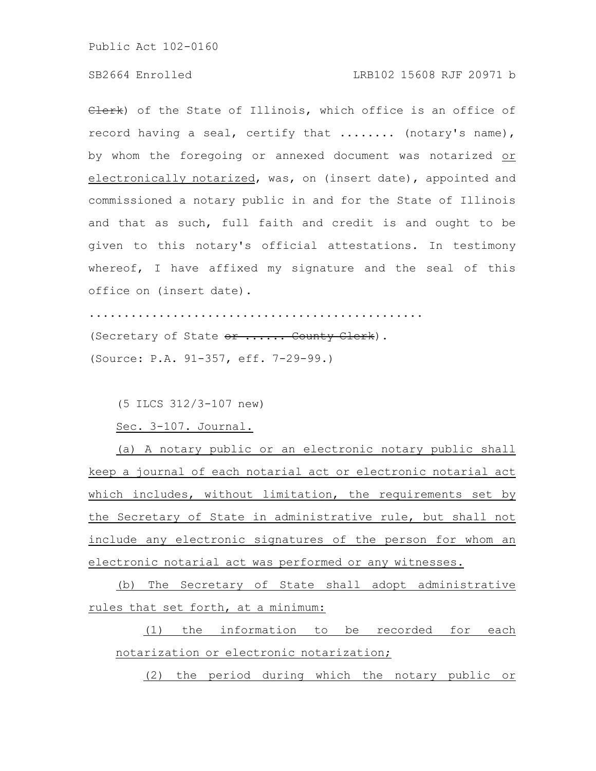~~Clerk~~) of the State of Illinois, which office is an office of record having a seal, certify that ........ (notary's name), by whom the foregoing or annexed document was notarized <u>or electronically notarized</u>, was, on (insert date), appointed and commissioned a notary public in and for the State of Illinois and that as such, full faith and credit is and ought to be given to this notary's official attestations. In testimony whereof, I have affixed my signature and the seal of this office on (insert date).

..............................................

(Secretary of State ~~or ...... County Clerk~~).

(Source: P.A. 91-357, eff. 7-29-99.)

(5 ILCS 312/3-107 new)

<u>Sec. 3-107. Journal.</u>

<u>(a) A notary public or an electronic notary public shall keep a journal of each notarial act or electronic notarial act which includes, without limitation, the requirements set by the Secretary of State in administrative rule, but shall not include any electronic signatures of the person for whom an electronic notarial act was performed or any witnesses.</u>

<u>(b) The Secretary of State shall adopt administrative rules that set forth, at a minimum:</u>

<u>(1) the information to be recorded for each notarization or electronic notarization;</u>

<u>(2) the period during which the notary public or</u>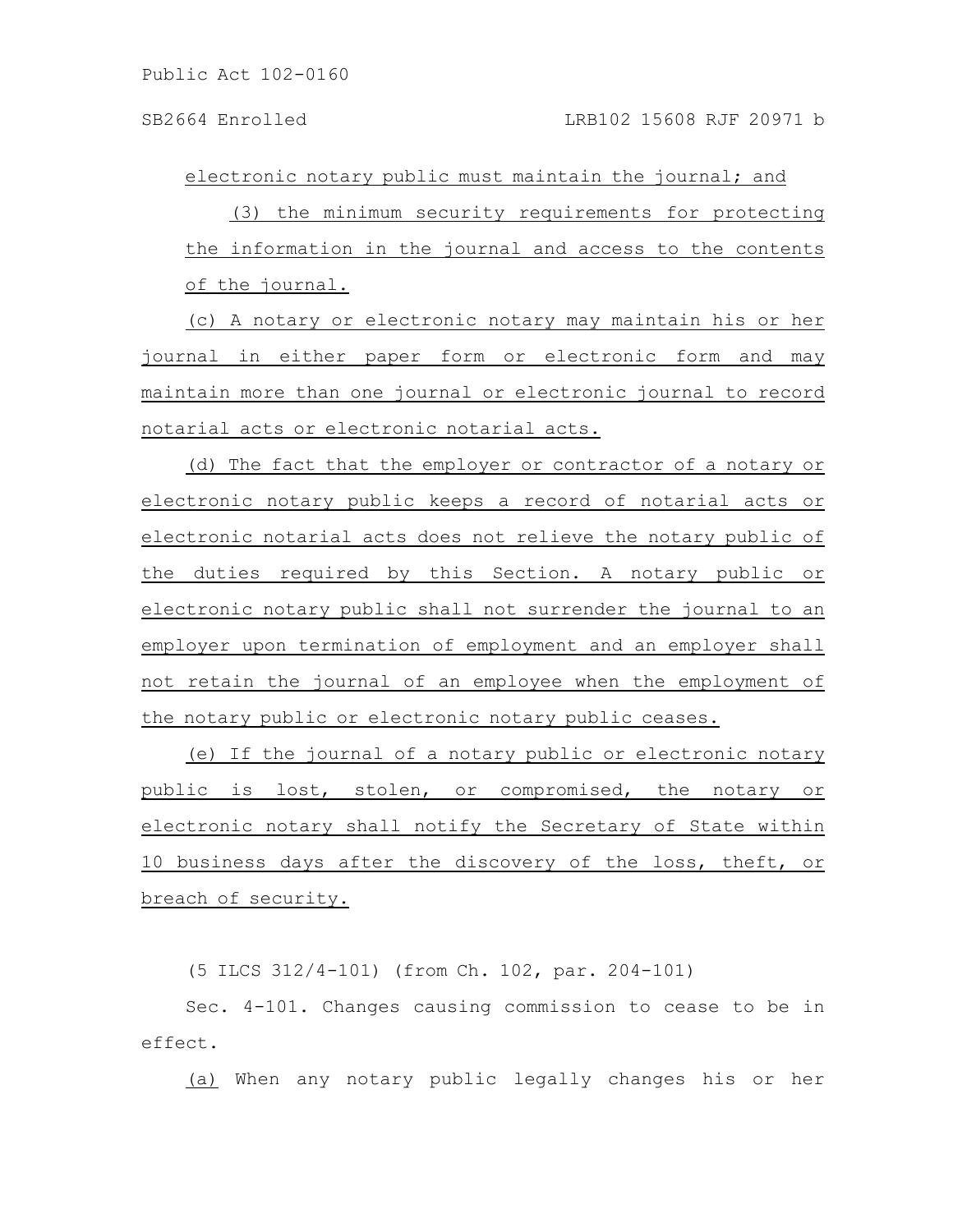electronic notary public must maintain the journal; and

(3) the minimum security requirements for protecting the information in the journal and access to the contents of the journal.

(c) A notary or electronic notary may maintain his or her journal in either paper form or electronic form and may maintain more than one journal or electronic journal to record notarial acts or electronic notarial acts.

(d) The fact that the employer or contractor of a notary or electronic notary public keeps a record of notarial acts or electronic notarial acts does not relieve the notary public of the duties required by this Section. A notary public or electronic notary public shall not surrender the journal to an employer upon termination of employment and an employer shall not retain the journal of an employee when the employment of the notary public or electronic notary public ceases.

(e) If the journal of a notary public or electronic notary public is lost, stolen, or compromised, the notary or electronic notary shall notify the Secretary of State within 10 business days after the discovery of the loss, theft, or breach of security.

(5 ILCS 312/4-101) (from Ch. 102, par. 204-101)

Sec. 4-101. Changes causing commission to cease to be in effect.

(a) When any notary public legally changes his or her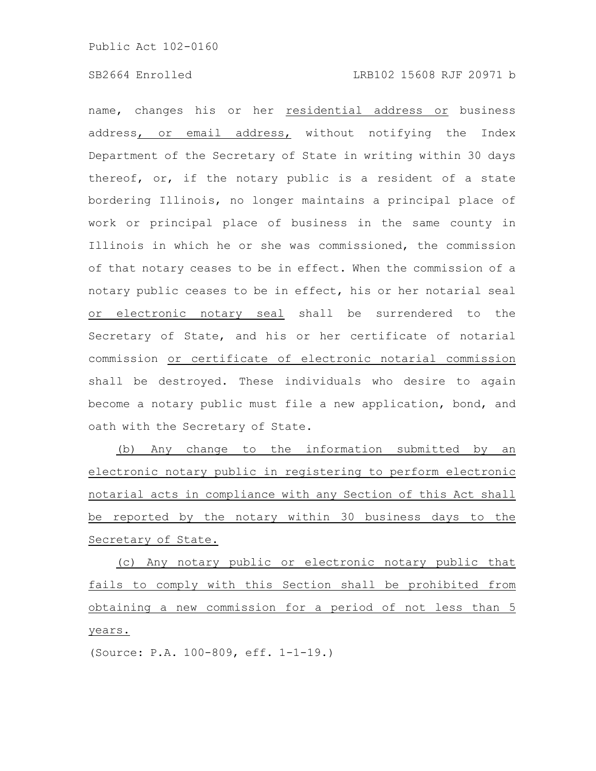name, changes his or her residential address or business address, or email address, without notifying the Index Department of the Secretary of State in writing within 30 days thereof, or, if the notary public is a resident of a state bordering Illinois, no longer maintains a principal place of work or principal place of business in the same county in Illinois in which he or she was commissioned, the commission of that notary ceases to be in effect. When the commission of a notary public ceases to be in effect, his or her notarial seal or electronic notary seal shall be surrendered to the Secretary of State, and his or her certificate of notarial commission or certificate of electronic notarial commission shall be destroyed. These individuals who desire to again become a notary public must file a new application, bond, and oath with the Secretary of State.

(b) Any change to the information submitted by an electronic notary public in registering to perform electronic notarial acts in compliance with any Section of this Act shall be reported by the notary within 30 business days to the Secretary of State.

(c) Any notary public or electronic notary public that fails to comply with this Section shall be prohibited from obtaining a new commission for a period of not less than 5 years.

(Source: P.A. 100-809, eff. 1-1-19.)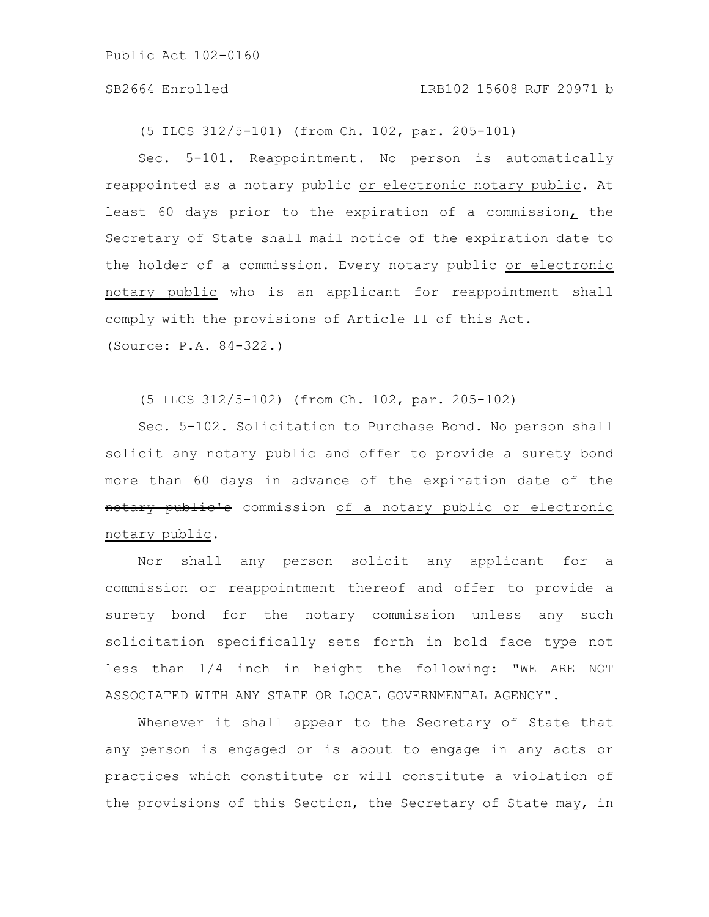(5 ILCS 312/5-101) (from Ch. 102, par. 205-101)

Sec. 5-101. Reappointment. No person is automatically reappointed as a notary public or electronic notary public. At least 60 days prior to the expiration of a commission, the Secretary of State shall mail notice of the expiration date to the holder of a commission. Every notary public or electronic notary public who is an applicant for reappointment shall comply with the provisions of Article II of this Act.

(Source: P.A. 84-322.)

(5 ILCS 312/5-102) (from Ch. 102, par. 205-102)

Sec. 5-102. Solicitation to Purchase Bond. No person shall solicit any notary public and offer to provide a surety bond more than 60 days in advance of the expiration date of the ~~notary public's~~ commission of a notary public or electronic notary public.

Nor shall any person solicit any applicant for a commission or reappointment thereof and offer to provide a surety bond for the notary commission unless any such solicitation specifically sets forth in bold face type not less than 1/4 inch in height the following: "WE ARE NOT ASSOCIATED WITH ANY STATE OR LOCAL GOVERNMENTAL AGENCY".

Whenever it shall appear to the Secretary of State that any person is engaged or is about to engage in any acts or practices which constitute or will constitute a violation of the provisions of this Section, the Secretary of State may, in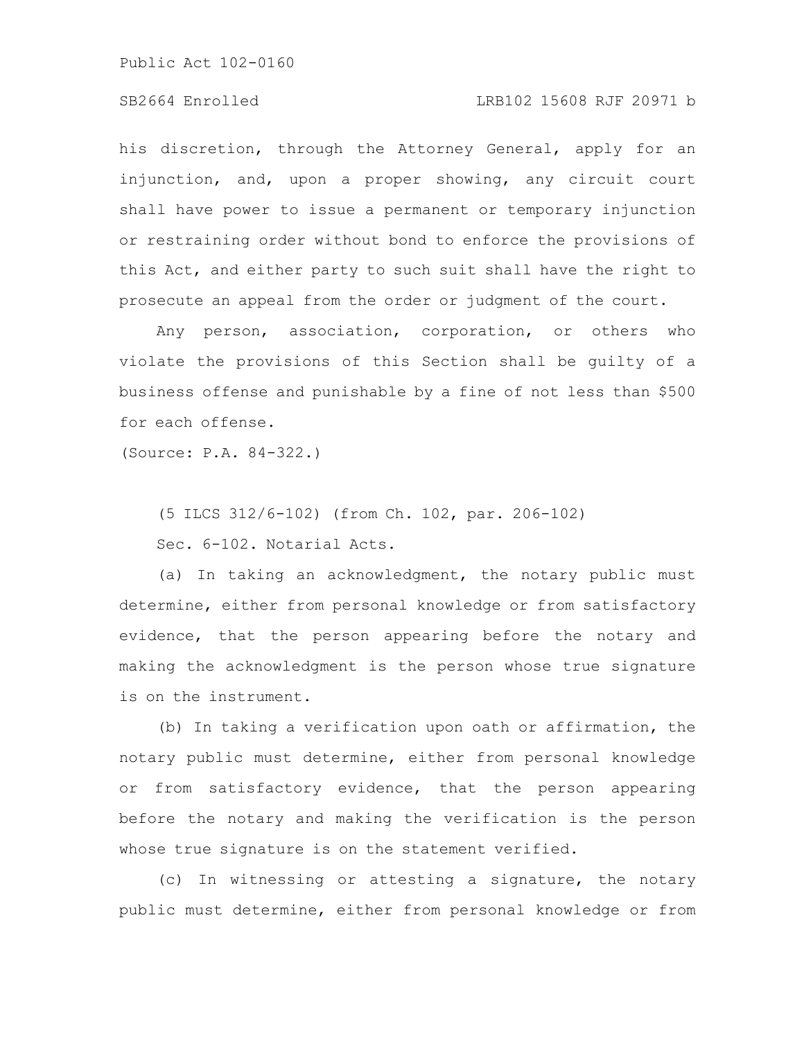his discretion, through the Attorney General, apply for an injunction, and, upon a proper showing, any circuit court shall have power to issue a permanent or temporary injunction or restraining order without bond to enforce the provisions of this Act, and either party to such suit shall have the right to prosecute an appeal from the order or judgment of the court.

Any person, association, corporation, or others who violate the provisions of this Section shall be guilty of a business offense and punishable by a fine of not less than $500 for each offense.

(Source: P.A. 84-322.)

(5 ILCS 312/6-102) (from Ch. 102, par. 206-102)

Sec. 6-102. Notarial Acts.

(a) In taking an acknowledgment, the notary public must determine, either from personal knowledge or from satisfactory evidence, that the person appearing before the notary and making the acknowledgment is the person whose true signature is on the instrument.

(b) In taking a verification upon oath or affirmation, the notary public must determine, either from personal knowledge or from satisfactory evidence, that the person appearing before the notary and making the verification is the person whose true signature is on the statement verified.

(c) In witnessing or attesting a signature, the notary public must determine, either from personal knowledge or from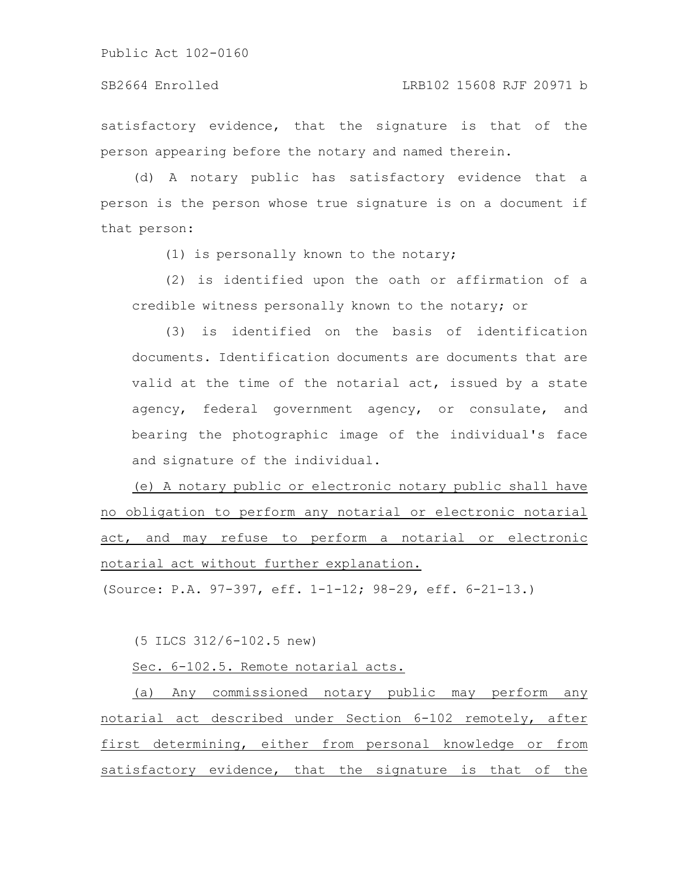satisfactory evidence, that the signature is that of the person appearing before the notary and named therein.

(d) A notary public has satisfactory evidence that a person is the person whose true signature is on a document if that person:

(1) is personally known to the notary;

(2) is identified upon the oath or affirmation of a credible witness personally known to the notary; or

(3) is identified on the basis of identification documents. Identification documents are documents that are valid at the time of the notarial act, issued by a state agency, federal government agency, or consulate, and bearing the photographic image of the individual's face and signature of the individual.

<u>(e) A notary public or electronic notary public shall have no obligation to perform any notarial or electronic notarial act, and may refuse to perform a notarial or electronic notarial act without further explanation.</u>

(Source: P.A. 97-397, eff. 1-1-12; 98-29, eff. 6-21-13.)

(5 ILCS 312/6-102.5 new)

<u>Sec. 6-102.5. Remote notarial acts.</u>

<u>(a) Any commissioned notary public may perform any notarial act described under Section 6-102 remotely, after first determining, either from personal knowledge or from satisfactory evidence, that the signature is that of the</u>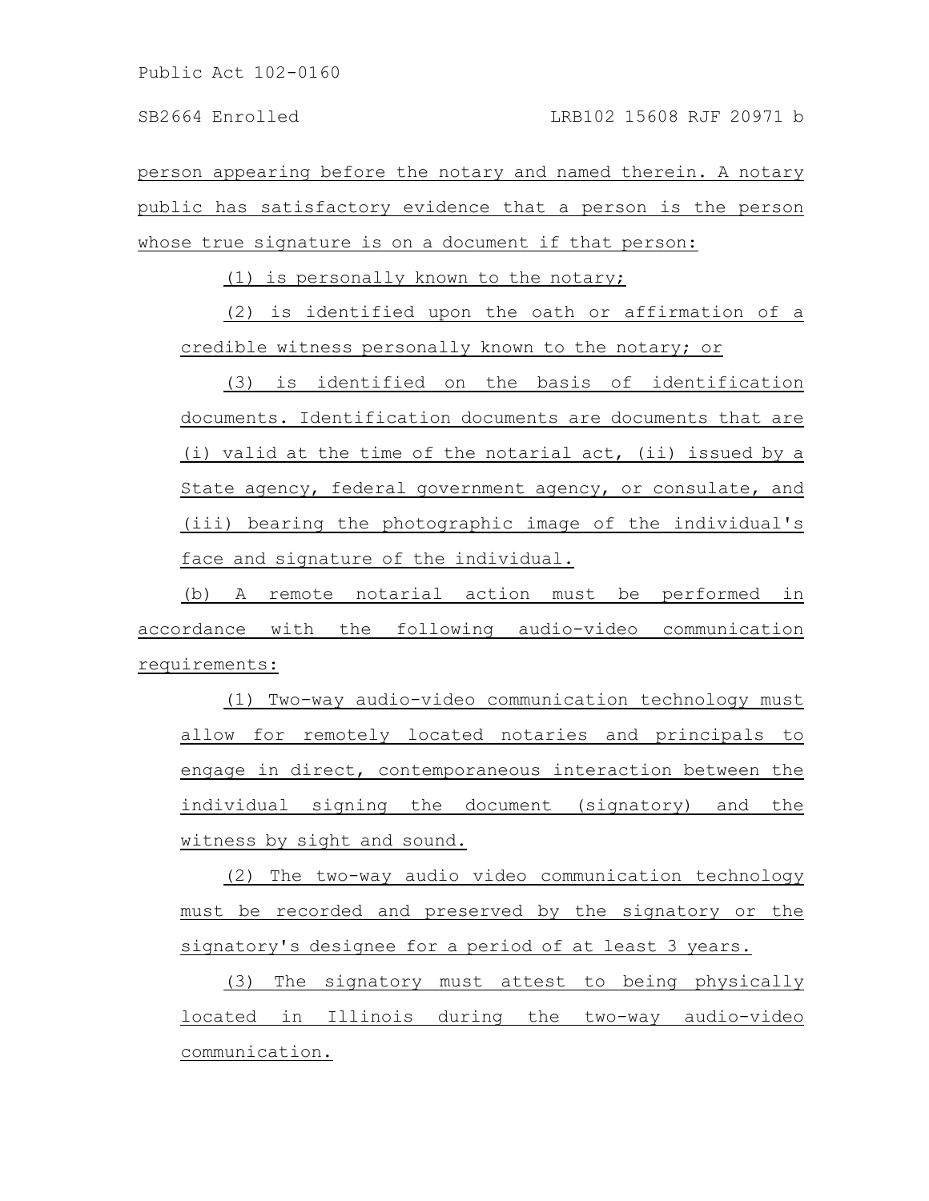person appearing before the notary and named therein. A notary public has satisfactory evidence that a person is the person whose true signature is on a document if that person:

(1) is personally known to the notary;

(2) is identified upon the oath or affirmation of a credible witness personally known to the notary; or

(3) is identified on the basis of identification documents. Identification documents are documents that are (i) valid at the time of the notarial act, (ii) issued by a State agency, federal government agency, or consulate, and (iii) bearing the photographic image of the individual's face and signature of the individual.

(b) A remote notarial action must be performed in accordance with the following audio-video communication requirements:

(1) Two-way audio-video communication technology must allow for remotely located notaries and principals to engage in direct, contemporaneous interaction between the individual signing the document (signatory) and the witness by sight and sound.

(2) The two-way audio video communication technology must be recorded and preserved by the signatory or the signatory's designee for a period of at least 3 years.

(3) The signatory must attest to being physically located in Illinois during the two-way audio-video communication.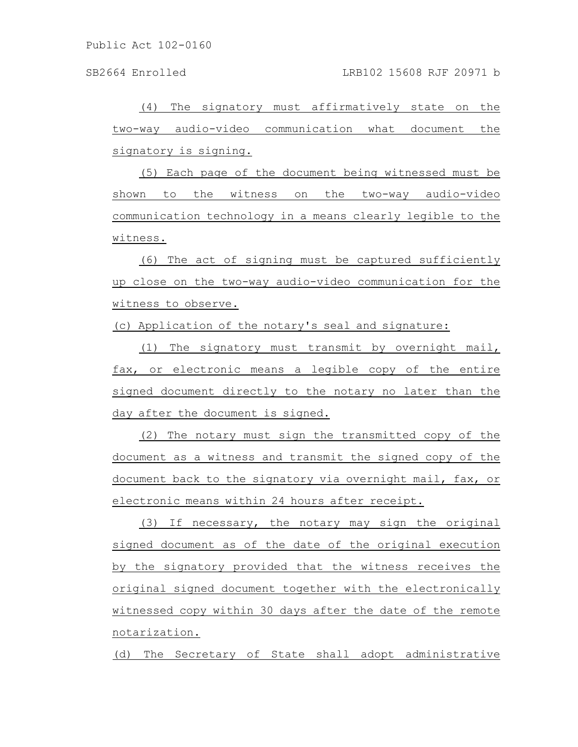(4) The signatory must affirmatively state on the two-way audio-video communication what document the signatory is signing.

(5) Each page of the document being witnessed must be shown to the witness on the two-way audio-video communication technology in a means clearly legible to the witness.

(6) The act of signing must be captured sufficiently up close on the two-way audio-video communication for the witness to observe.

(c) Application of the notary's seal and signature:

(1) The signatory must transmit by overnight mail, fax, or electronic means a legible copy of the entire signed document directly to the notary no later than the day after the document is signed.

(2) The notary must sign the transmitted copy of the document as a witness and transmit the signed copy of the document back to the signatory via overnight mail, fax, or electronic means within 24 hours after receipt.

(3) If necessary, the notary may sign the original signed document as of the date of the original execution by the signatory provided that the witness receives the original signed document together with the electronically witnessed copy within 30 days after the date of the remote notarization.

(d) The Secretary of State shall adopt administrative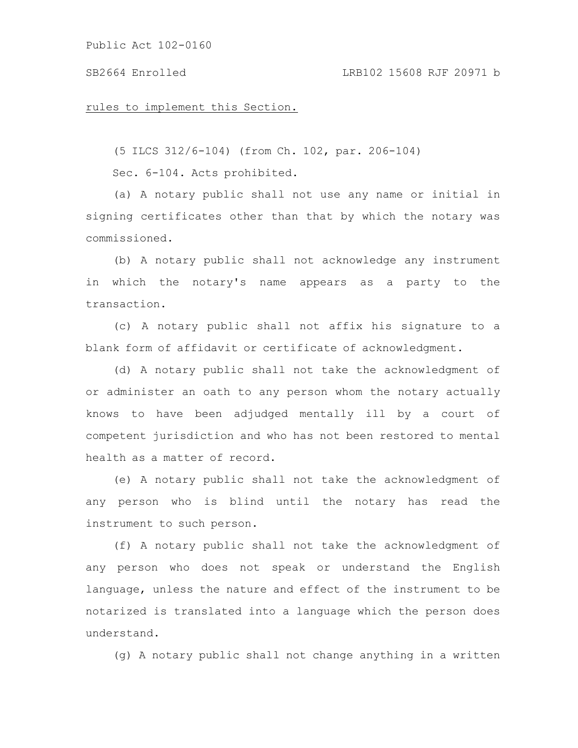<u>rules to implement this Section.</u>

(5 ILCS 312/6-104) (from Ch. 102, par. 206-104)

Sec. 6-104. Acts prohibited.

(a) A notary public shall not use any name or initial in signing certificates other than that by which the notary was commissioned.

(b) A notary public shall not acknowledge any instrument in which the notary's name appears as a party to the transaction.

(c) A notary public shall not affix his signature to a blank form of affidavit or certificate of acknowledgment.

(d) A notary public shall not take the acknowledgment of or administer an oath to any person whom the notary actually knows to have been adjudged mentally ill by a court of competent jurisdiction and who has not been restored to mental health as a matter of record.

(e) A notary public shall not take the acknowledgment of any person who is blind until the notary has read the instrument to such person.

(f) A notary public shall not take the acknowledgment of any person who does not speak or understand the English language, unless the nature and effect of the instrument to be notarized is translated into a language which the person does understand.

(g) A notary public shall not change anything in a written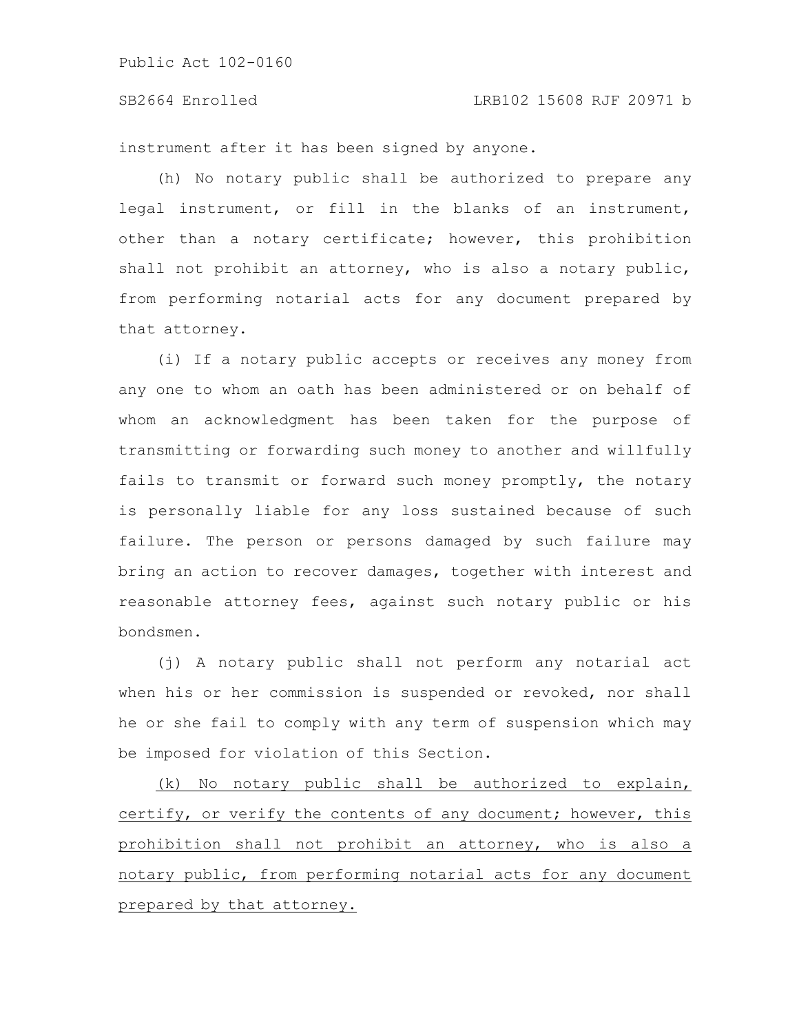instrument after it has been signed by anyone.

(h) No notary public shall be authorized to prepare any legal instrument, or fill in the blanks of an instrument, other than a notary certificate; however, this prohibition shall not prohibit an attorney, who is also a notary public, from performing notarial acts for any document prepared by that attorney.

(i) If a notary public accepts or receives any money from any one to whom an oath has been administered or on behalf of whom an acknowledgment has been taken for the purpose of transmitting or forwarding such money to another and willfully fails to transmit or forward such money promptly, the notary is personally liable for any loss sustained because of such failure. The person or persons damaged by such failure may bring an action to recover damages, together with interest and reasonable attorney fees, against such notary public or his bondsmen.

(j) A notary public shall not perform any notarial act when his or her commission is suspended or revoked, nor shall he or she fail to comply with any term of suspension which may be imposed for violation of this Section.

<u>(k) No notary public shall be authorized to explain, certify, or verify the contents of any document; however, this prohibition shall not prohibit an attorney, who is also a notary public, from performing notarial acts for any document prepared by that attorney.</u>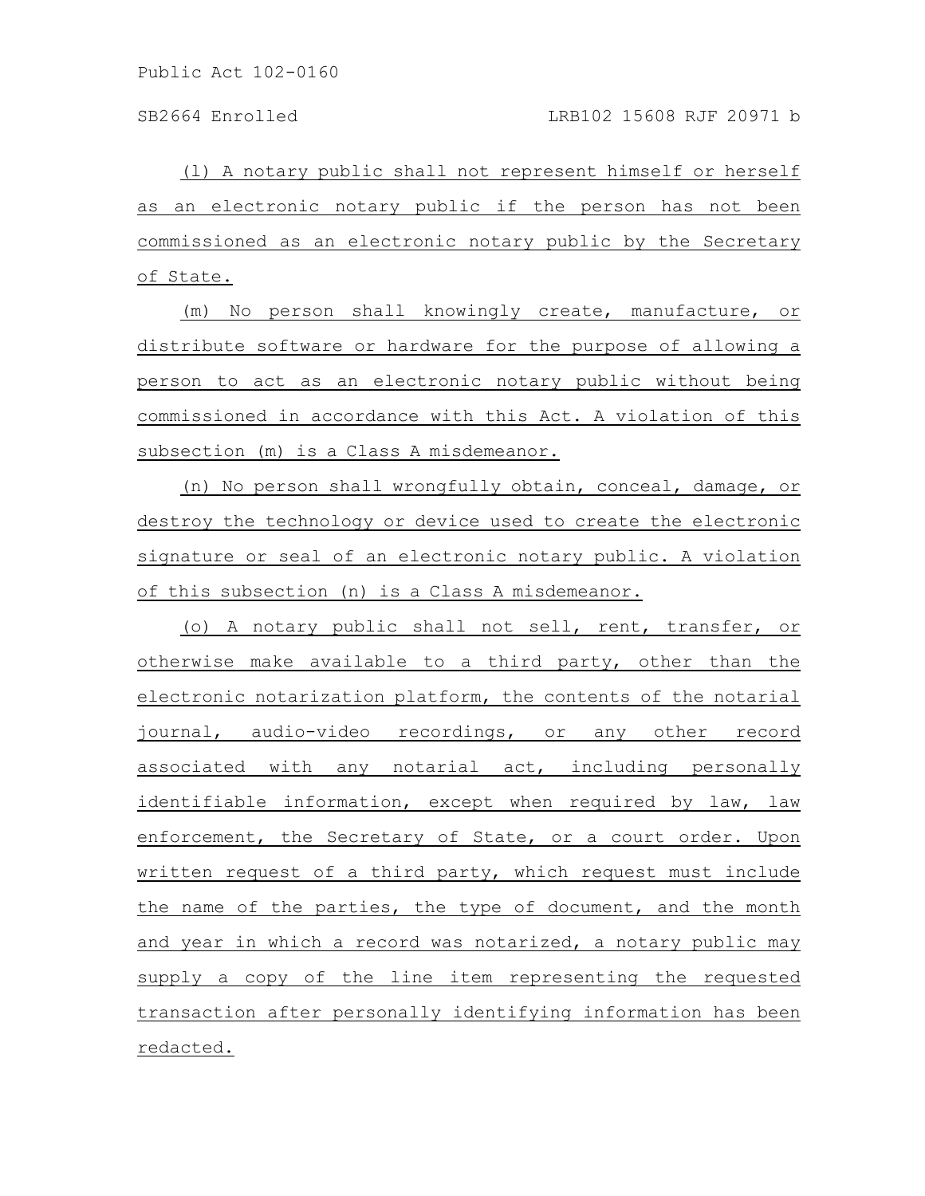(l) A notary public shall not represent himself or herself as an electronic notary public if the person has not been commissioned as an electronic notary public by the Secretary of State.

(m) No person shall knowingly create, manufacture, or distribute software or hardware for the purpose of allowing a person to act as an electronic notary public without being commissioned in accordance with this Act. A violation of this subsection (m) is a Class A misdemeanor.

(n) No person shall wrongfully obtain, conceal, damage, or destroy the technology or device used to create the electronic signature or seal of an electronic notary public. A violation of this subsection (n) is a Class A misdemeanor.

(o) A notary public shall not sell, rent, transfer, or otherwise make available to a third party, other than the electronic notarization platform, the contents of the notarial journal, audio-video recordings, or any other record associated with any notarial act, including personally identifiable information, except when required by law, law enforcement, the Secretary of State, or a court order. Upon written request of a third party, which request must include the name of the parties, the type of document, and the month and year in which a record was notarized, a notary public may supply a copy of the line item representing the requested transaction after personally identifying information has been redacted.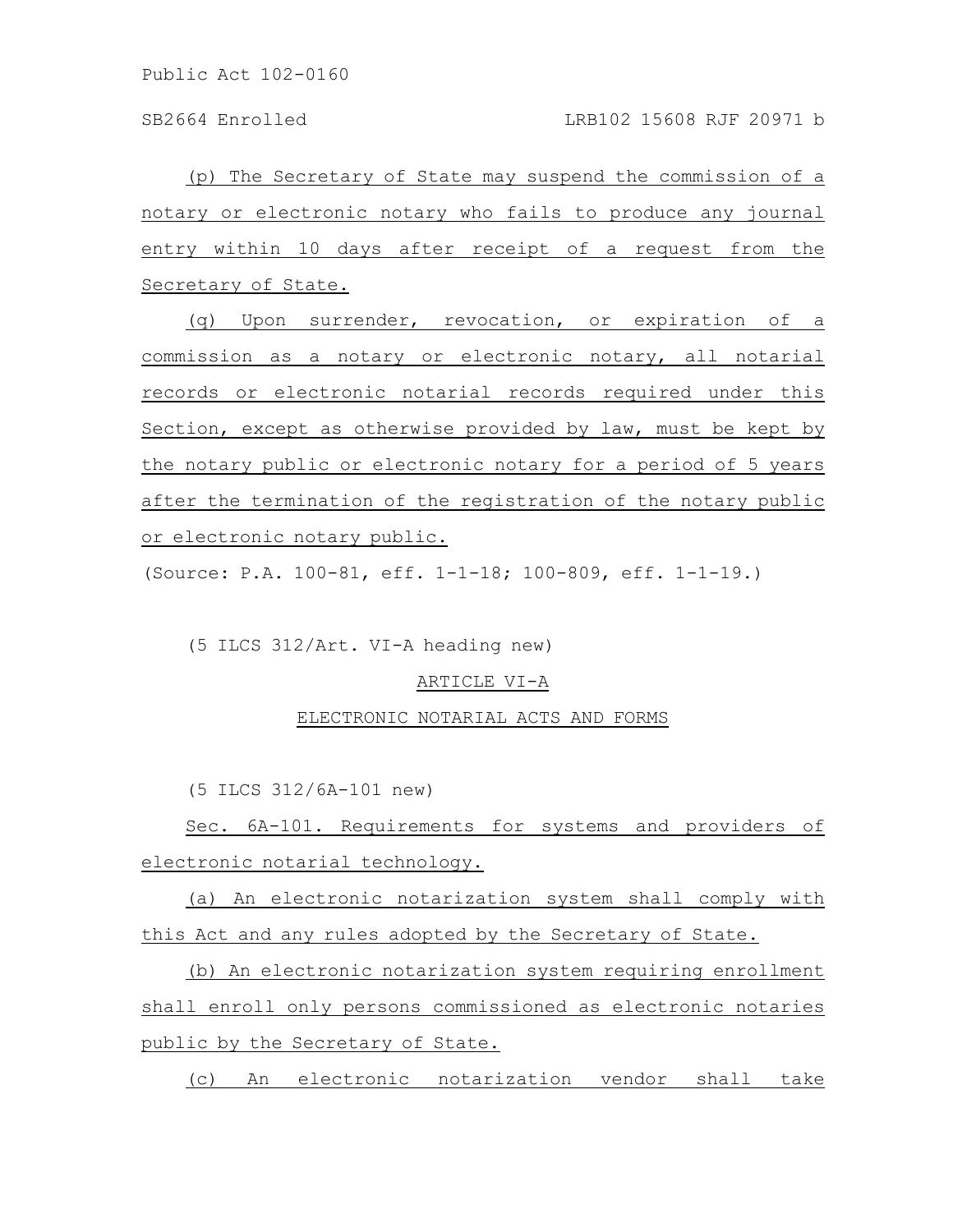(p) The Secretary of State may suspend the commission of a notary or electronic notary who fails to produce any journal entry within 10 days after receipt of a request from the Secretary of State.

(q) Upon surrender, revocation, or expiration of a commission as a notary or electronic notary, all notarial records or electronic notarial records required under this Section, except as otherwise provided by law, must be kept by the notary public or electronic notary for a period of 5 years after the termination of the registration of the notary public or electronic notary public.

(Source: P.A. 100-81, eff. 1-1-18; 100-809, eff. 1-1-19.)

(5 ILCS 312/Art. VI-A heading new)

ARTICLE VI-A

ELECTRONIC NOTARIAL ACTS AND FORMS

(5 ILCS 312/6A-101 new)

Sec. 6A-101. Requirements for systems and providers of electronic notarial technology.

(a) An electronic notarization system shall comply with this Act and any rules adopted by the Secretary of State.

(b) An electronic notarization system requiring enrollment shall enroll only persons commissioned as electronic notaries public by the Secretary of State.

(c) An electronic notarization vendor shall take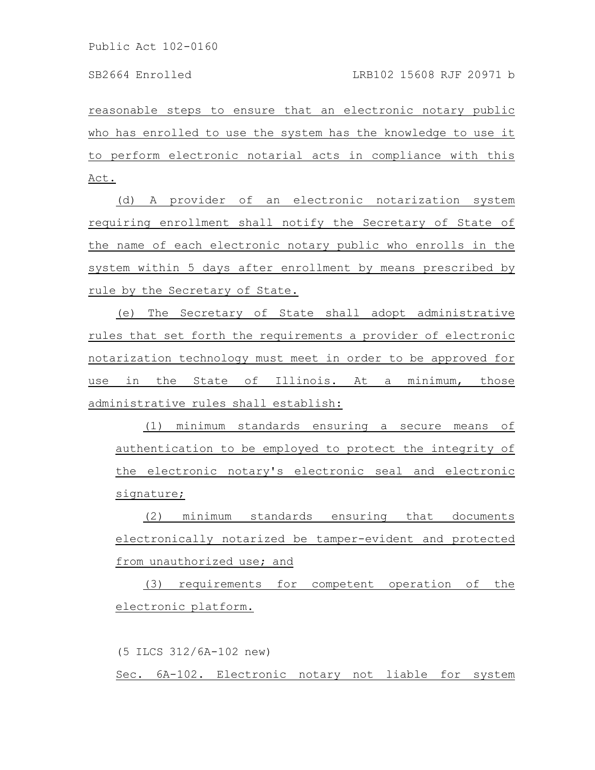reasonable steps to ensure that an electronic notary public who has enrolled to use the system has the knowledge to use it to perform electronic notarial acts in compliance with this Act.

(d) A provider of an electronic notarization system requiring enrollment shall notify the Secretary of State of the name of each electronic notary public who enrolls in the system within 5 days after enrollment by means prescribed by rule by the Secretary of State.

(e) The Secretary of State shall adopt administrative rules that set forth the requirements a provider of electronic notarization technology must meet in order to be approved for use in the State of Illinois. At a minimum, those administrative rules shall establish:

(1) minimum standards ensuring a secure means of authentication to be employed to protect the integrity of the electronic notary's electronic seal and electronic signature;

(2) minimum standards ensuring that documents electronically notarized be tamper-evident and protected from unauthorized use; and

(3) requirements for competent operation of the electronic platform.

(5 ILCS 312/6A-102 new)

Sec. 6A-102. Electronic notary not liable for system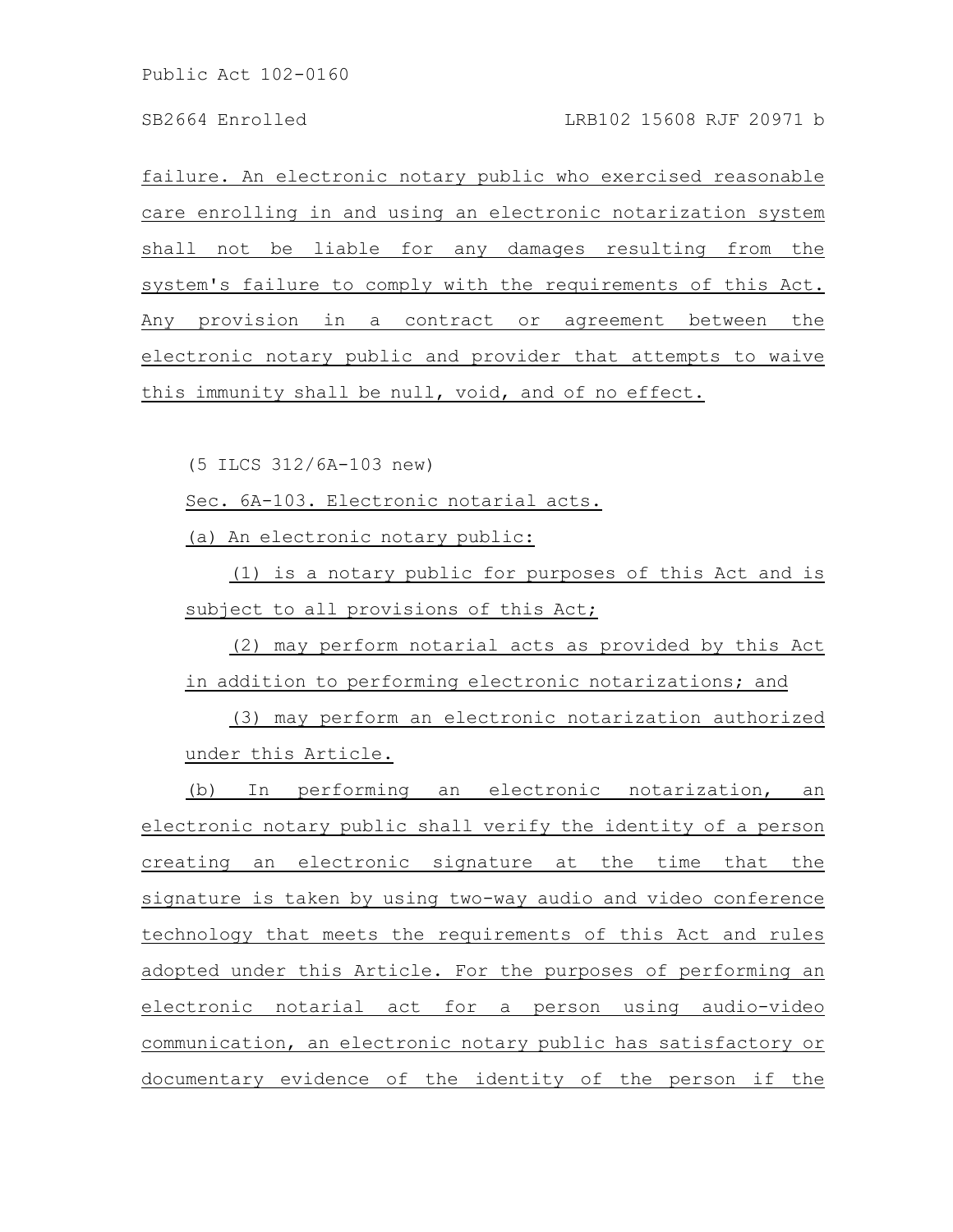failure. An electronic notary public who exercised reasonable care enrolling in and using an electronic notarization system shall not be liable for any damages resulting from the system's failure to comply with the requirements of this Act. Any provision in a contract or agreement between the electronic notary public and provider that attempts to waive this immunity shall be null, void, and of no effect.

(5 ILCS 312/6A-103 new)

Sec. 6A-103. Electronic notarial acts.

(a) An electronic notary public:

(1) is a notary public for purposes of this Act and is subject to all provisions of this Act;

(2) may perform notarial acts as provided by this Act in addition to performing electronic notarizations; and

(3) may perform an electronic notarization authorized under this Article.

(b) In performing an electronic notarization, an electronic notary public shall verify the identity of a person creating an electronic signature at the time that the signature is taken by using two-way audio and video conference technology that meets the requirements of this Act and rules adopted under this Article. For the purposes of performing an electronic notarial act for a person using audio-video communication, an electronic notary public has satisfactory or documentary evidence of the identity of the person if the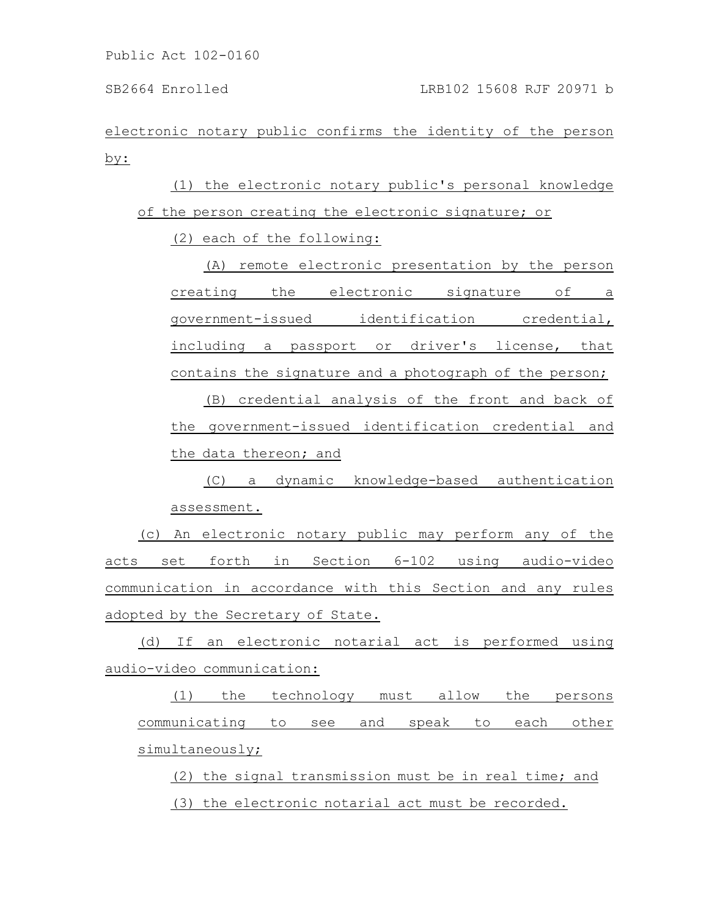electronic notary public confirms the identity of the person by:

(1) the electronic notary public's personal knowledge of the person creating the electronic signature; or

(2) each of the following:

(A) remote electronic presentation by the person creating the electronic signature of a government-issued identification credential, including a passport or driver's license, that contains the signature and a photograph of the person;

(B) credential analysis of the front and back of the government-issued identification credential and the data thereon; and

(C) a dynamic knowledge-based authentication assessment.

(c) An electronic notary public may perform any of the acts set forth in Section 6-102 using audio-video communication in accordance with this Section and any rules adopted by the Secretary of State.

(d) If an electronic notarial act is performed using audio-video communication:

(1) the technology must allow the persons communicating to see and speak to each other simultaneously;

(2) the signal transmission must be in real time; and

(3) the electronic notarial act must be recorded.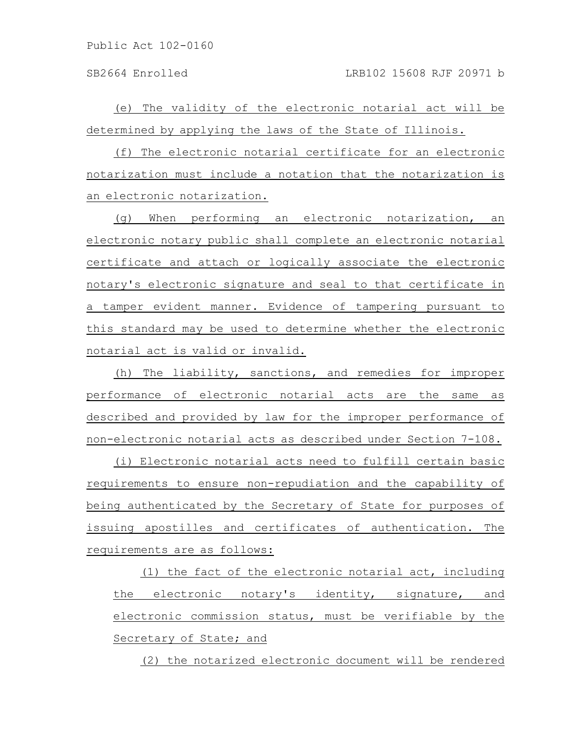(e) The validity of the electronic notarial act will be determined by applying the laws of the State of Illinois.

(f) The electronic notarial certificate for an electronic notarization must include a notation that the notarization is an electronic notarization.

(g) When performing an electronic notarization, an electronic notary public shall complete an electronic notarial certificate and attach or logically associate the electronic notary's electronic signature and seal to that certificate in a tamper evident manner. Evidence of tampering pursuant to this standard may be used to determine whether the electronic notarial act is valid or invalid.

(h) The liability, sanctions, and remedies for improper performance of electronic notarial acts are the same as described and provided by law for the improper performance of non-electronic notarial acts as described under Section 7-108.

(i) Electronic notarial acts need to fulfill certain basic requirements to ensure non-repudiation and the capability of being authenticated by the Secretary of State for purposes of issuing apostilles and certificates of authentication. The requirements are as follows:

(1) the fact of the electronic notarial act, including the electronic notary's identity, signature, and electronic commission status, must be verifiable by the Secretary of State; and

(2) the notarized electronic document will be rendered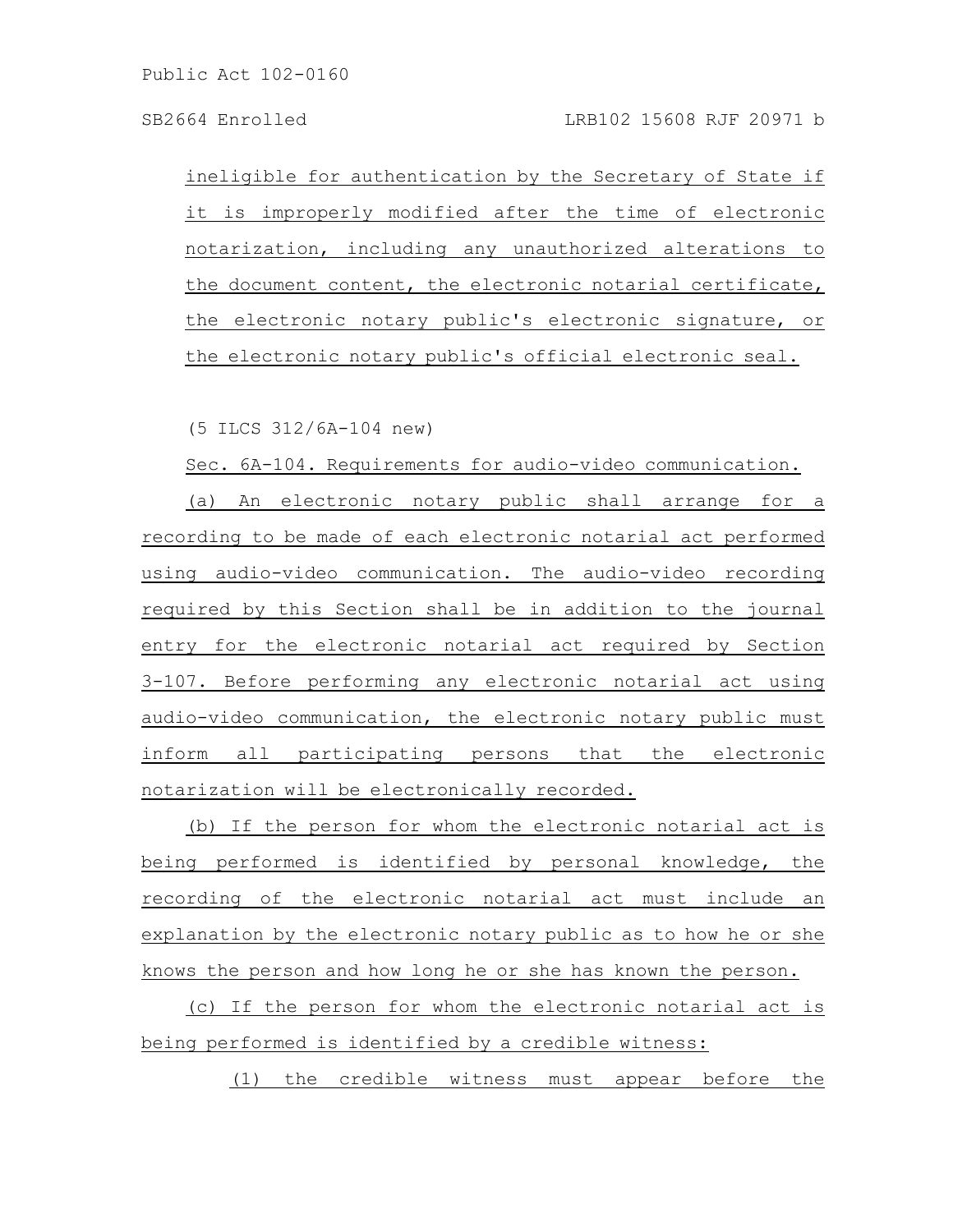ineligible for authentication by the Secretary of State if it is improperly modified after the time of electronic notarization, including any unauthorized alterations to the document content, the electronic notarial certificate, the electronic notary public's electronic signature, or the electronic notary public's official electronic seal.

(5 ILCS 312/6A-104 new)

Sec. 6A-104. Requirements for audio-video communication.

(a) An electronic notary public shall arrange for a recording to be made of each electronic notarial act performed using audio-video communication. The audio-video recording required by this Section shall be in addition to the journal entry for the electronic notarial act required by Section 3-107. Before performing any electronic notarial act using audio-video communication, the electronic notary public must inform all participating persons that the electronic notarization will be electronically recorded.

(b) If the person for whom the electronic notarial act is being performed is identified by personal knowledge, the recording of the electronic notarial act must include an explanation by the electronic notary public as to how he or she knows the person and how long he or she has known the person.

(c) If the person for whom the electronic notarial act is being performed is identified by a credible witness:

(1) the credible witness must appear before the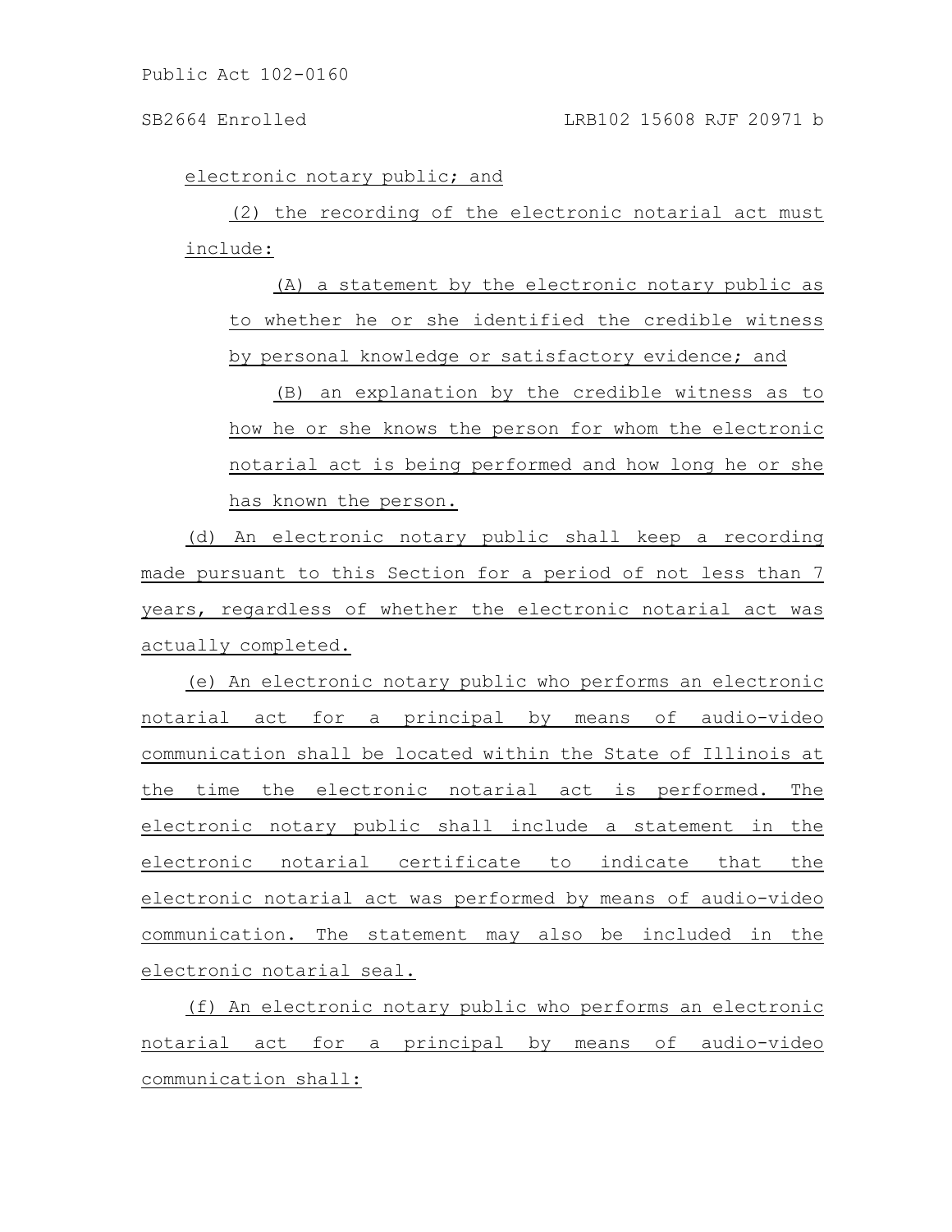electronic notary public; and

(2) the recording of the electronic notarial act must include:

(A) a statement by the electronic notary public as to whether he or she identified the credible witness by personal knowledge or satisfactory evidence; and

(B) an explanation by the credible witness as to how he or she knows the person for whom the electronic notarial act is being performed and how long he or she has known the person.

(d) An electronic notary public shall keep a recording made pursuant to this Section for a period of not less than 7 years, regardless of whether the electronic notarial act was actually completed.

(e) An electronic notary public who performs an electronic notarial act for a principal by means of audio-video communication shall be located within the State of Illinois at the time the electronic notarial act is performed. The electronic notary public shall include a statement in the electronic notarial certificate to indicate that the electronic notarial act was performed by means of audio-video communication. The statement may also be included in the electronic notarial seal.

(f) An electronic notary public who performs an electronic notarial act for a principal by means of audio-video communication shall: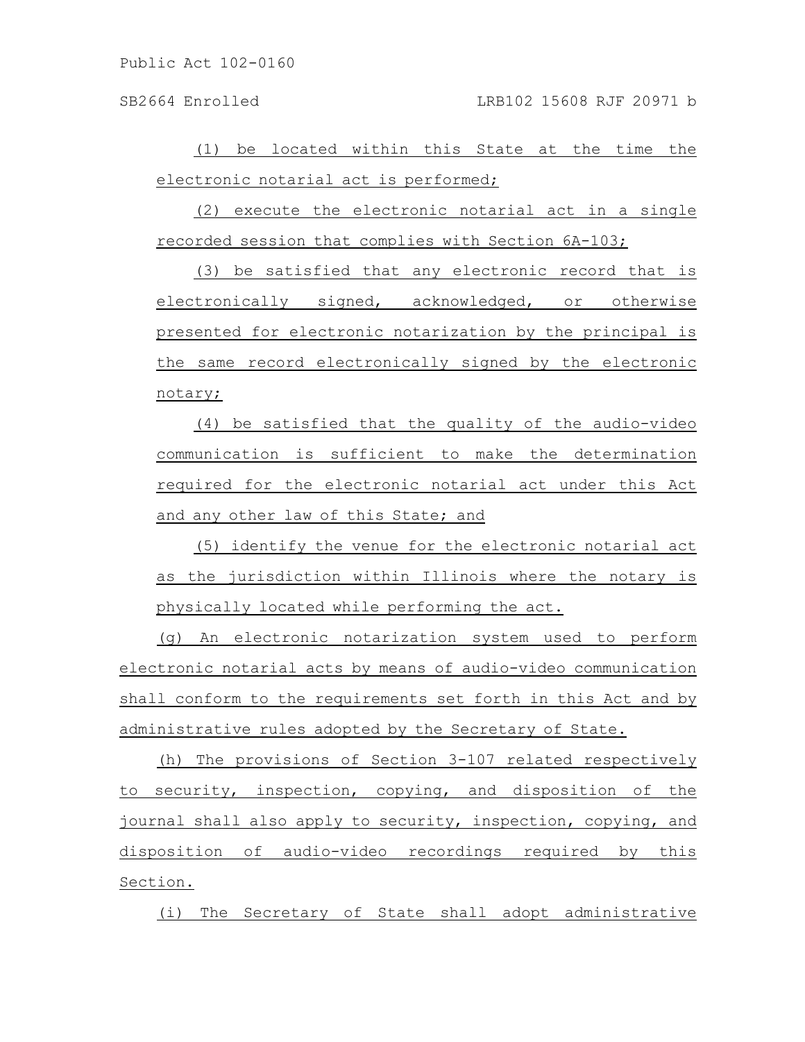(1) be located within this State at the time the electronic notarial act is performed;

(2) execute the electronic notarial act in a single recorded session that complies with Section 6A-103;

(3) be satisfied that any electronic record that is electronically signed, acknowledged, or otherwise presented for electronic notarization by the principal is the same record electronically signed by the electronic notary;

(4) be satisfied that the quality of the audio-video communication is sufficient to make the determination required for the electronic notarial act under this Act and any other law of this State; and

(5) identify the venue for the electronic notarial act as the jurisdiction within Illinois where the notary is physically located while performing the act.

(g) An electronic notarization system used to perform electronic notarial acts by means of audio-video communication shall conform to the requirements set forth in this Act and by administrative rules adopted by the Secretary of State.

(h) The provisions of Section 3-107 related respectively to security, inspection, copying, and disposition of the journal shall also apply to security, inspection, copying, and disposition of audio-video recordings required by this Section.

(i) The Secretary of State shall adopt administrative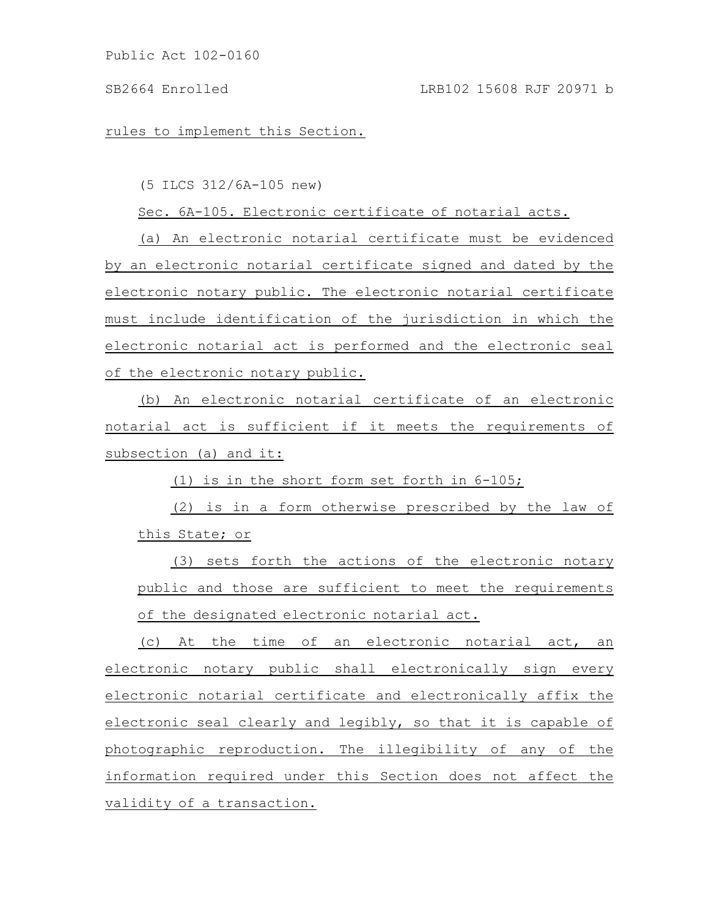rules to implement this Section.

(5 ILCS 312/6A-105 new)

Sec. 6A-105. Electronic certificate of notarial acts.

(a) An electronic notarial certificate must be evidenced by an electronic notarial certificate signed and dated by the electronic notary public. The electronic notarial certificate must include identification of the jurisdiction in which the electronic notarial act is performed and the electronic seal of the electronic notary public.

(b) An electronic notarial certificate of an electronic notarial act is sufficient if it meets the requirements of subsection (a) and it:

(1) is in the short form set forth in 6-105;

(2) is in a form otherwise prescribed by the law of this State; or

(3) sets forth the actions of the electronic notary public and those are sufficient to meet the requirements of the designated electronic notarial act.

(c) At the time of an electronic notarial act, an electronic notary public shall electronically sign every electronic notarial certificate and electronically affix the electronic seal clearly and legibly, so that it is capable of photographic reproduction. The illegibility of any of the information required under this Section does not affect the validity of a transaction.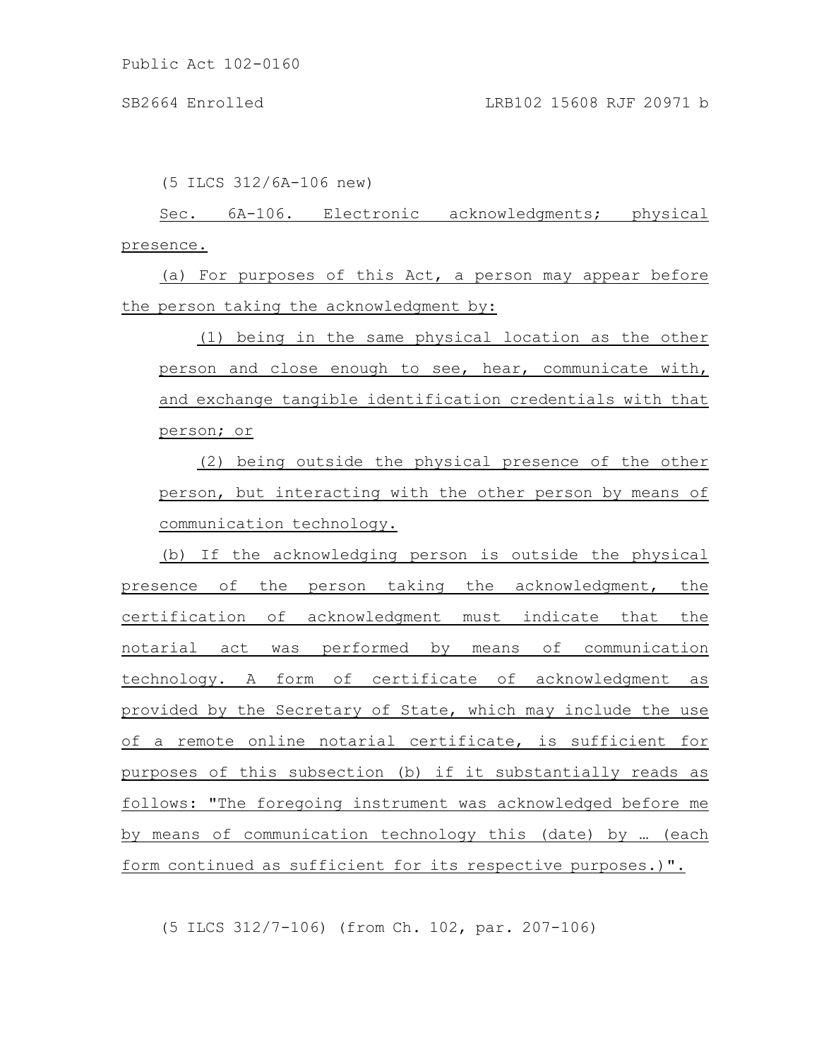(5 ILCS 312/6A-106 new)

Sec. 6A-106. Electronic acknowledgments; physical presence.

(a) For purposes of this Act, a person may appear before the person taking the acknowledgment by:

(1) being in the same physical location as the other person and close enough to see, hear, communicate with, and exchange tangible identification credentials with that person; or

(2) being outside the physical presence of the other person, but interacting with the other person by means of communication technology.

(b) If the acknowledging person is outside the physical presence of the person taking the acknowledgment, the certification of acknowledgment must indicate that the notarial act was performed by means of communication technology. A form of certificate of acknowledgment as provided by the Secretary of State, which may include the use of a remote online notarial certificate, is sufficient for purposes of this subsection (b) if it substantially reads as follows: "The foregoing instrument was acknowledged before me by means of communication technology this (date) by … (each form continued as sufficient for its respective purposes.)".

(5 ILCS 312/7-106) (from Ch. 102, par. 207-106)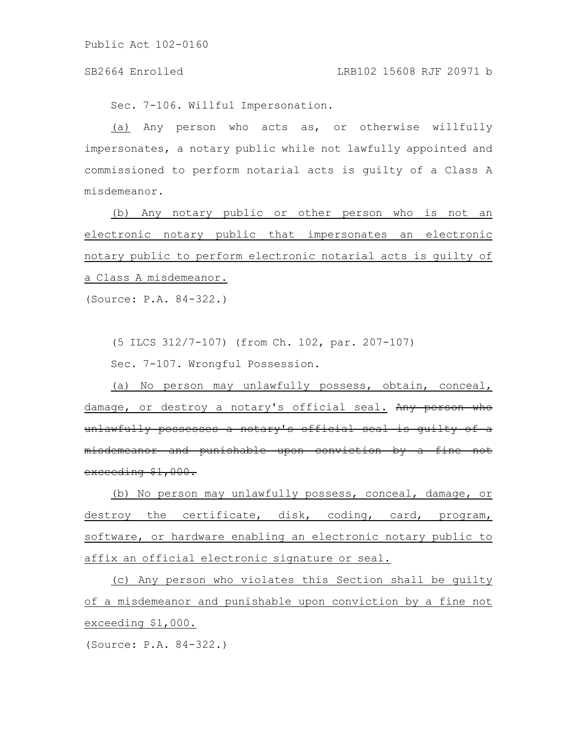Sec. 7-106. Willful Impersonation.

(a) Any person who acts as, or otherwise willfully impersonates, a notary public while not lawfully appointed and commissioned to perform notarial acts is guilty of a Class A misdemeanor.

(b) Any notary public or other person who is not an electronic notary public that impersonates an electronic notary public to perform electronic notarial acts is guilty of a Class A misdemeanor.

(Source: P.A. 84-322.)

(5 ILCS 312/7-107) (from Ch. 102, par. 207-107)

Sec. 7-107. Wrongful Possession.

(a) No person may unlawfully possess, obtain, conceal, damage, or destroy a notary's official seal. ~~Any person who unlawfully possesses a notary's official seal is guilty of a misdemeanor and punishable upon conviction by a fine not exceeding $1,000.~~

(b) No person may unlawfully possess, conceal, damage, or destroy the certificate, disk, coding, card, program, software, or hardware enabling an electronic notary public to affix an official electronic signature or seal.

(c) Any person who violates this Section shall be guilty of a misdemeanor and punishable upon conviction by a fine not exceeding $1,000.

(Source: P.A. 84-322.)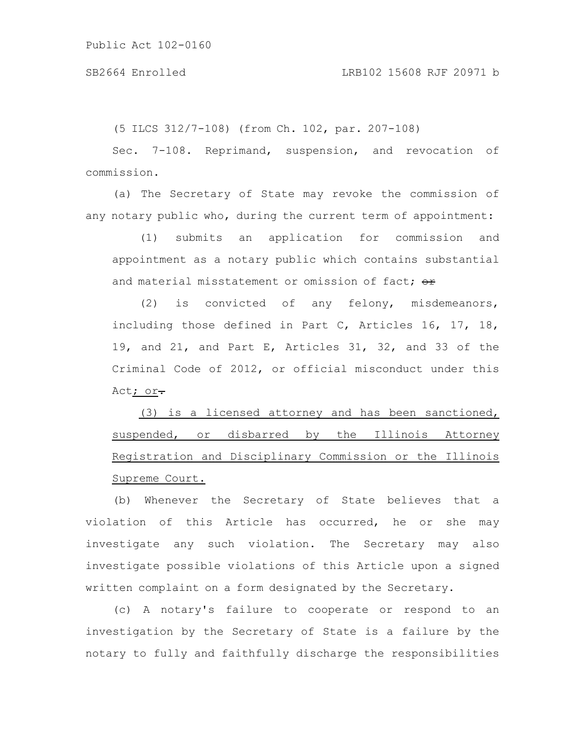(5 ILCS 312/7-108) (from Ch. 102, par. 207-108)

Sec. 7-108. Reprimand, suspension, and revocation of commission.

(a) The Secretary of State may revoke the commission of any notary public who, during the current term of appointment:

(1) submits an application for commission and appointment as a notary public which contains substantial and material misstatement or omission of fact; ~~or~~

(2) is convicted of any felony, misdemeanors, including those defined in Part C, Articles 16, 17, 18, 19, and 21, and Part E, Articles 31, 32, and 33 of the Criminal Code of 2012, or official misconduct under this Act<u>; or</u>~~.~~

<u>(3) is a licensed attorney and has been sanctioned, suspended, or disbarred by the Illinois Attorney Registration and Disciplinary Commission or the Illinois Supreme Court.</u>

(b) Whenever the Secretary of State believes that a violation of this Article has occurred, he or she may investigate any such violation. The Secretary may also investigate possible violations of this Article upon a signed written complaint on a form designated by the Secretary.

(c) A notary's failure to cooperate or respond to an investigation by the Secretary of State is a failure by the notary to fully and faithfully discharge the responsibilities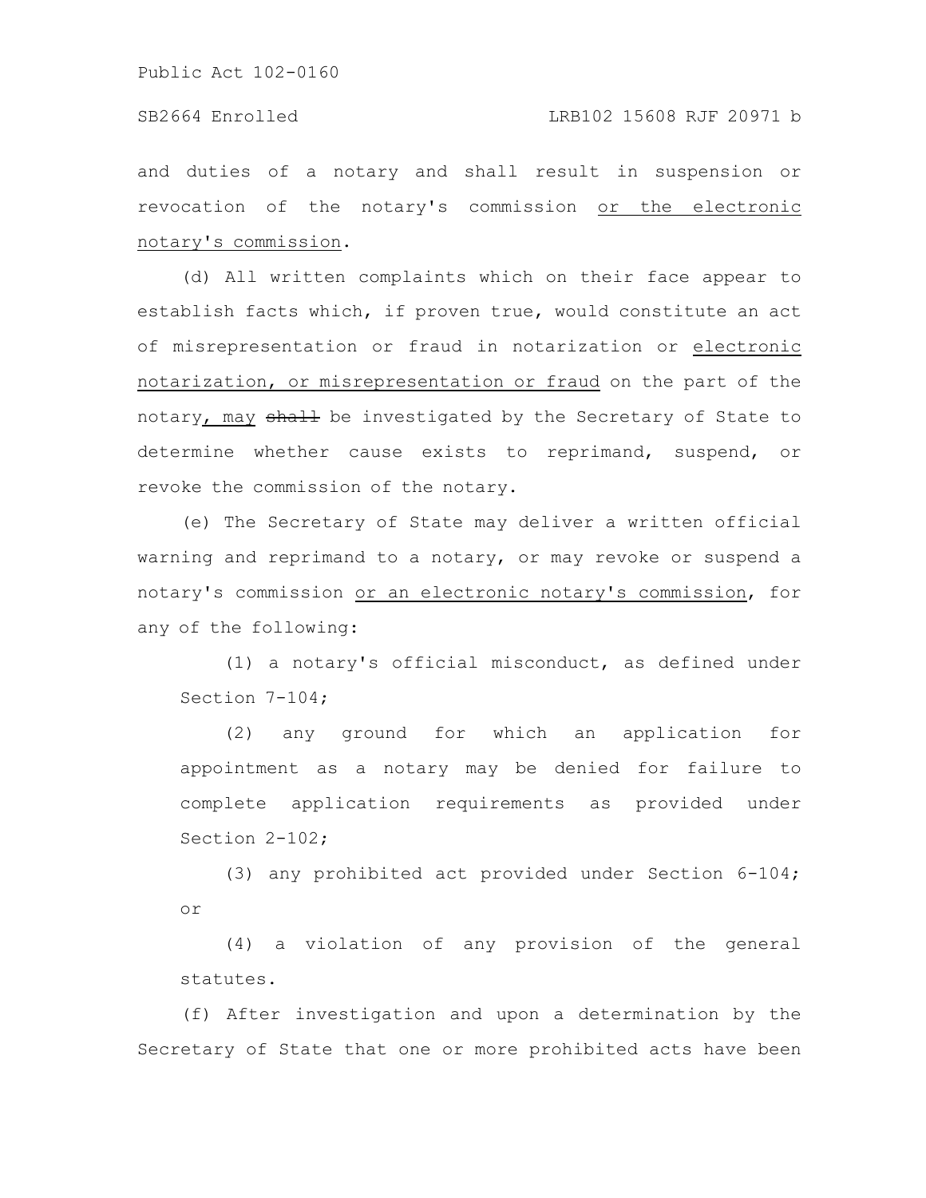and duties of a notary and shall result in suspension or revocation of the notary's commission or the electronic notary's commission.

(d) All written complaints which on their face appear to establish facts which, if proven true, would constitute an act of misrepresentation or fraud in notarization or electronic notarization, or misrepresentation or fraud on the part of the notary, may ~~shall~~ be investigated by the Secretary of State to determine whether cause exists to reprimand, suspend, or revoke the commission of the notary.

(e) The Secretary of State may deliver a written official warning and reprimand to a notary, or may revoke or suspend a notary's commission or an electronic notary's commission, for any of the following:

(1) a notary's official misconduct, as defined under Section 7-104;

(2) any ground for which an application for appointment as a notary may be denied for failure to complete application requirements as provided under Section 2-102;

(3) any prohibited act provided under Section 6-104; or

(4) a violation of any provision of the general statutes.

(f) After investigation and upon a determination by the Secretary of State that one or more prohibited acts have been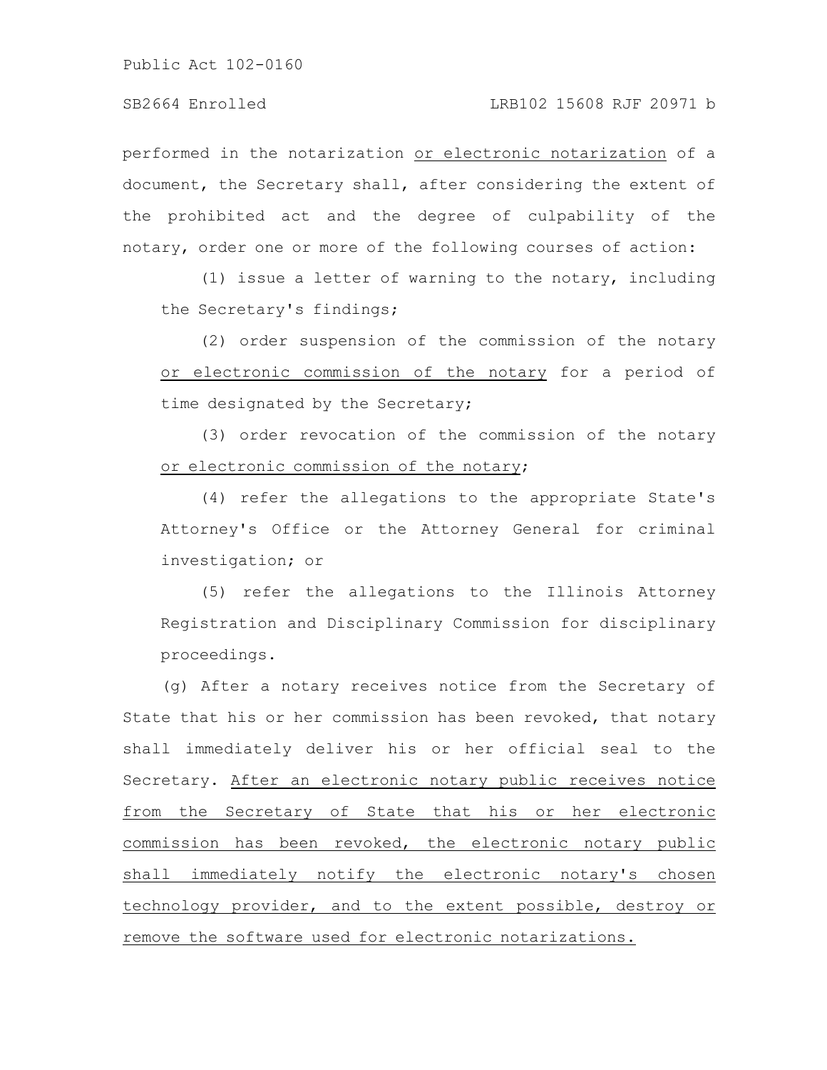performed in the notarization or electronic notarization of a document, the Secretary shall, after considering the extent of the prohibited act and the degree of culpability of the notary, order one or more of the following courses of action:

(1) issue a letter of warning to the notary, including the Secretary's findings;

(2) order suspension of the commission of the notary or electronic commission of the notary for a period of time designated by the Secretary;

(3) order revocation of the commission of the notary or electronic commission of the notary;

(4) refer the allegations to the appropriate State's Attorney's Office or the Attorney General for criminal investigation; or

(5) refer the allegations to the Illinois Attorney Registration and Disciplinary Commission for disciplinary proceedings.

(g) After a notary receives notice from the Secretary of State that his or her commission has been revoked, that notary shall immediately deliver his or her official seal to the Secretary. After an electronic notary public receives notice from the Secretary of State that his or her electronic commission has been revoked, the electronic notary public shall immediately notify the electronic notary's chosen technology provider, and to the extent possible, destroy or remove the software used for electronic notarizations.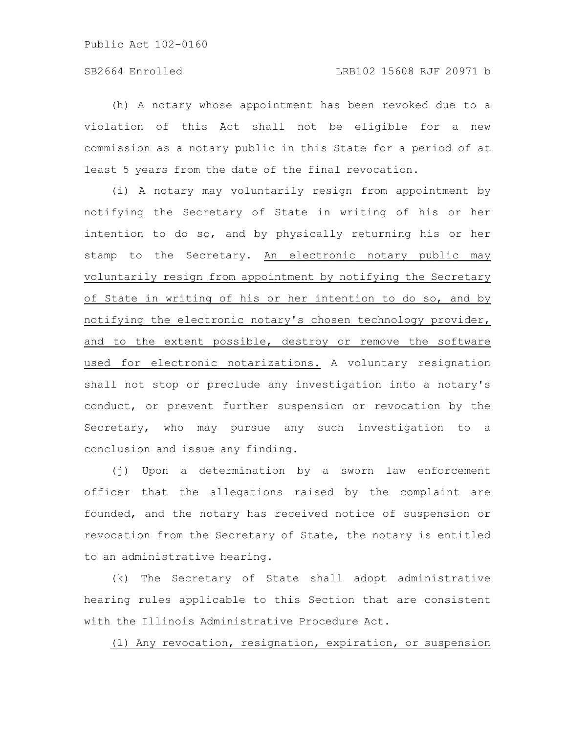(h) A notary whose appointment has been revoked due to a violation of this Act shall not be eligible for a new commission as a notary public in this State for a period of at least 5 years from the date of the final revocation.

(i) A notary may voluntarily resign from appointment by notifying the Secretary of State in writing of his or her intention to do so, and by physically returning his or her stamp to the Secretary. <u>An electronic notary public may voluntarily resign from appointment by notifying the Secretary of State in writing of his or her intention to do so, and by notifying the electronic notary's chosen technology provider, and to the extent possible, destroy or remove the software used for electronic notarizations.</u> A voluntary resignation shall not stop or preclude any investigation into a notary's conduct, or prevent further suspension or revocation by the Secretary, who may pursue any such investigation to a conclusion and issue any finding.

(j) Upon a determination by a sworn law enforcement officer that the allegations raised by the complaint are founded, and the notary has received notice of suspension or revocation from the Secretary of State, the notary is entitled to an administrative hearing.

(k) The Secretary of State shall adopt administrative hearing rules applicable to this Section that are consistent with the Illinois Administrative Procedure Act.

<u>(l) Any revocation, resignation, expiration, or suspension</u>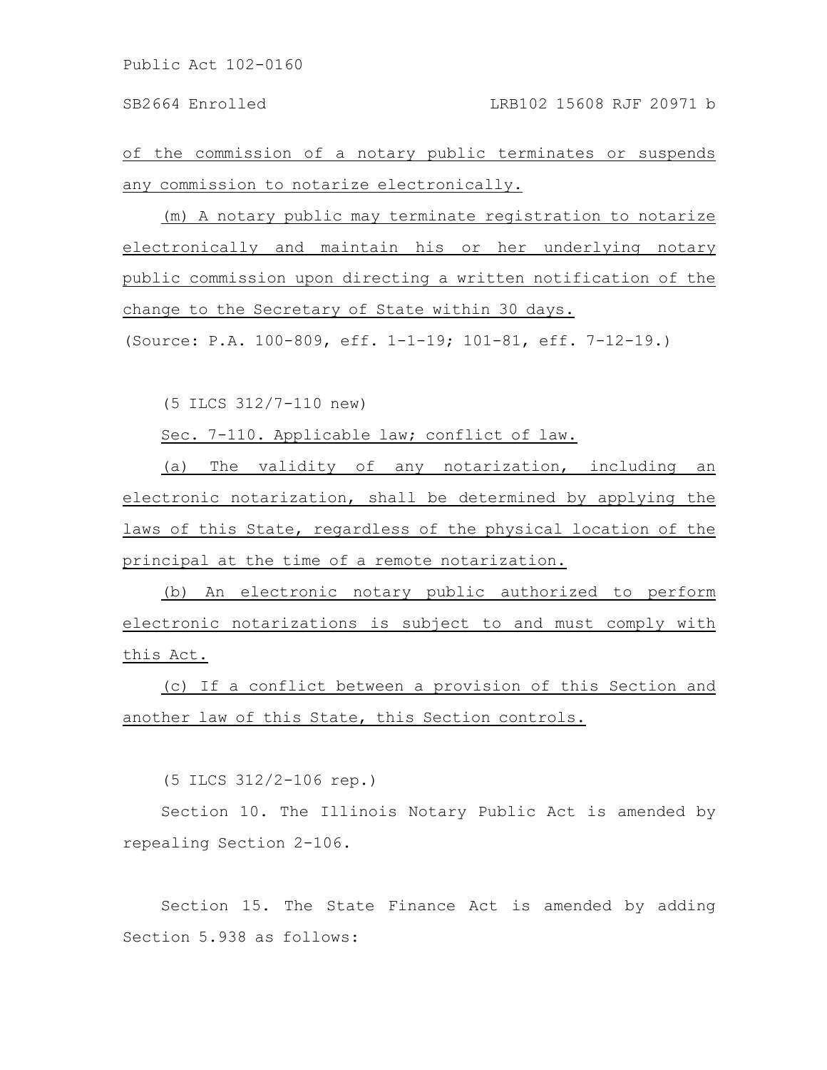of the commission of a notary public terminates or suspends any commission to notarize electronically.

(m) A notary public may terminate registration to notarize electronically and maintain his or her underlying notary public commission upon directing a written notification of the change to the Secretary of State within 30 days.

(Source: P.A. 100-809, eff. 1-1-19; 101-81, eff. 7-12-19.)

(5 ILCS 312/7-110 new)

Sec. 7-110. Applicable law; conflict of law.

(a) The validity of any notarization, including an electronic notarization, shall be determined by applying the laws of this State, regardless of the physical location of the principal at the time of a remote notarization.

(b) An electronic notary public authorized to perform electronic notarizations is subject to and must comply with this Act.

(c) If a conflict between a provision of this Section and another law of this State, this Section controls.

(5 ILCS 312/2-106 rep.)

Section 10. The Illinois Notary Public Act is amended by repealing Section 2-106.

Section 15. The State Finance Act is amended by adding Section 5.938 as follows: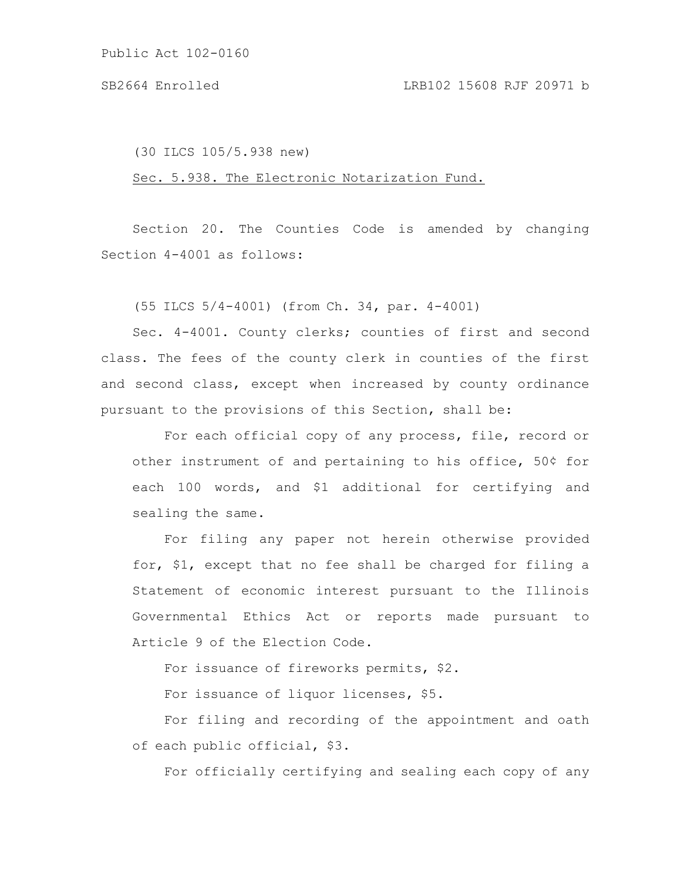(30 ILCS 105/5.938 new)

<u>Sec. 5.938. The Electronic Notarization Fund.</u>

Section 20. The Counties Code is amended by changing Section 4-4001 as follows:

(55 ILCS 5/4-4001) (from Ch. 34, par. 4-4001)

Sec. 4-4001. County clerks; counties of first and second class. The fees of the county clerk in counties of the first and second class, except when increased by county ordinance pursuant to the provisions of this Section, shall be:

For each official copy of any process, file, record or other instrument of and pertaining to his office, 50¢ for each 100 words, and $1 additional for certifying and sealing the same.

For filing any paper not herein otherwise provided for, $1, except that no fee shall be charged for filing a Statement of economic interest pursuant to the Illinois Governmental Ethics Act or reports made pursuant to Article 9 of the Election Code.

For issuance of fireworks permits, $2.

For issuance of liquor licenses, $5.

For filing and recording of the appointment and oath of each public official, $3.

For officially certifying and sealing each copy of any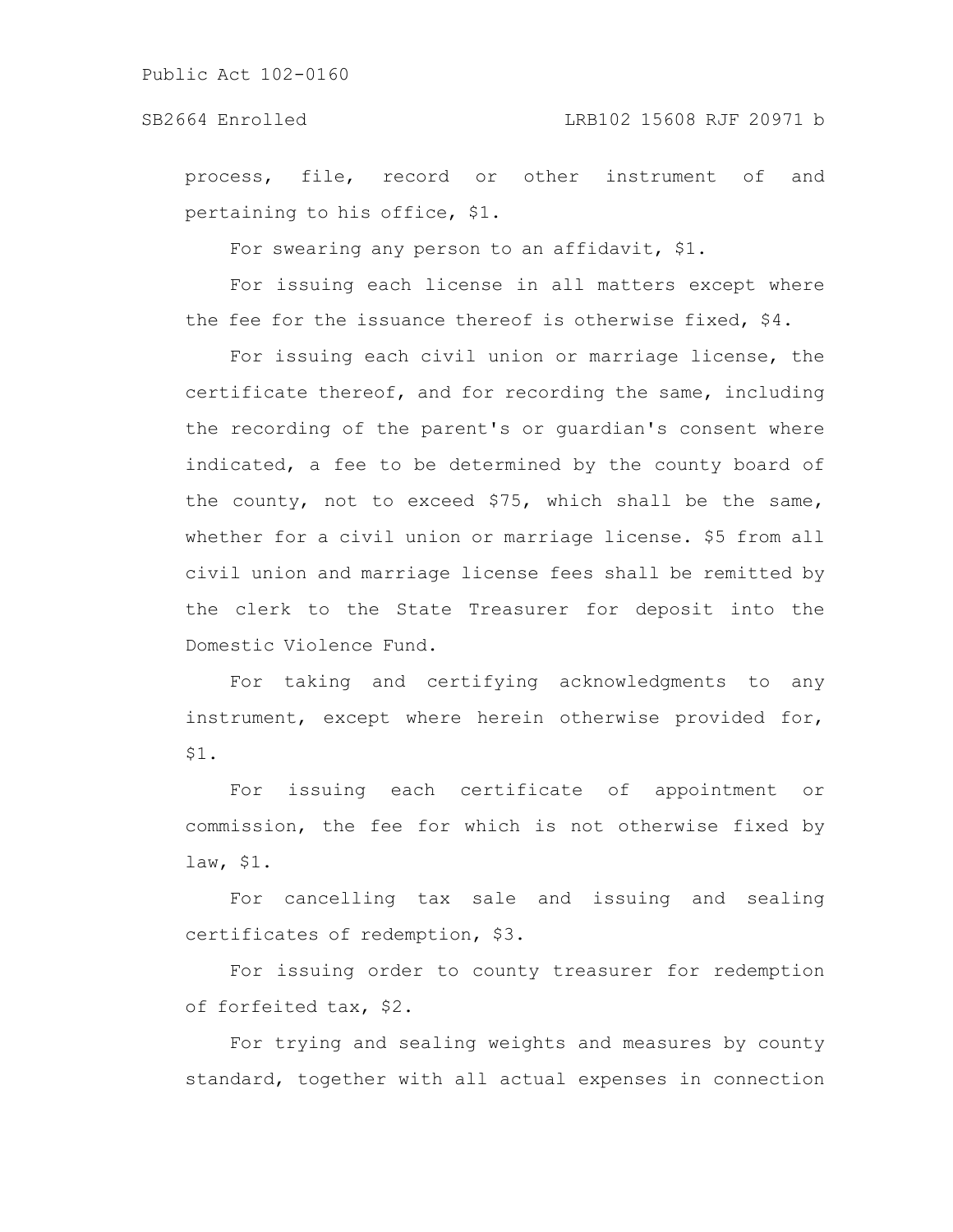process, file, record or other instrument of and pertaining to his office, $1.

For swearing any person to an affidavit, $1.

For issuing each license in all matters except where the fee for the issuance thereof is otherwise fixed, $4.

For issuing each civil union or marriage license, the certificate thereof, and for recording the same, including the recording of the parent's or guardian's consent where indicated, a fee to be determined by the county board of the county, not to exceed $75, which shall be the same, whether for a civil union or marriage license. $5 from all civil union and marriage license fees shall be remitted by the clerk to the State Treasurer for deposit into the Domestic Violence Fund.

For taking and certifying acknowledgments to any instrument, except where herein otherwise provided for, $1.

For issuing each certificate of appointment or commission, the fee for which is not otherwise fixed by law, $1.

For cancelling tax sale and issuing and sealing certificates of redemption, $3.

For issuing order to county treasurer for redemption of forfeited tax, $2.

For trying and sealing weights and measures by county standard, together with all actual expenses in connection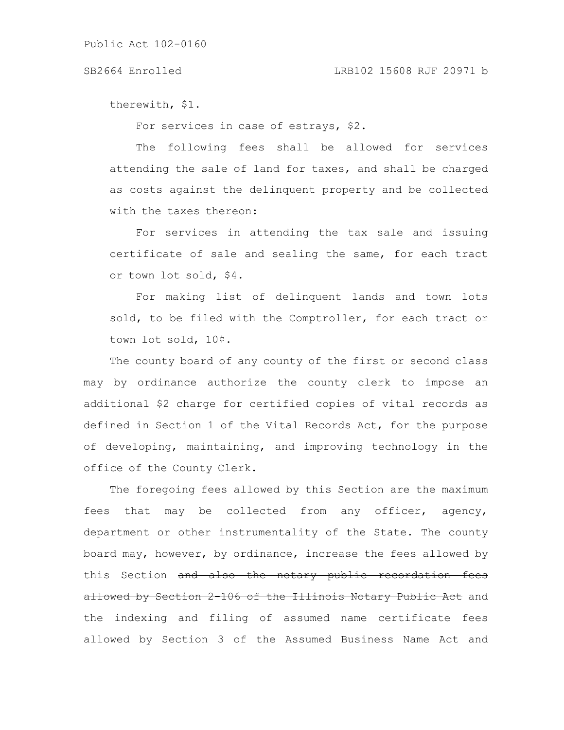therewith, $1.

For services in case of estrays, $2.

The following fees shall be allowed for services attending the sale of land for taxes, and shall be charged as costs against the delinquent property and be collected with the taxes thereon:

For services in attending the tax sale and issuing certificate of sale and sealing the same, for each tract or town lot sold, $4.

For making list of delinquent lands and town lots sold, to be filed with the Comptroller, for each tract or town lot sold, 10¢.

The county board of any county of the first or second class may by ordinance authorize the county clerk to impose an additional $2 charge for certified copies of vital records as defined in Section 1 of the Vital Records Act, for the purpose of developing, maintaining, and improving technology in the office of the County Clerk.

The foregoing fees allowed by this Section are the maximum fees that may be collected from any officer, agency, department or other instrumentality of the State. The county board may, however, by ordinance, increase the fees allowed by this Section ~~and also the notary public recordation fees allowed by Section 2-106 of the Illinois Notary Public Act~~ and the indexing and filing of assumed name certificate fees allowed by Section 3 of the Assumed Business Name Act and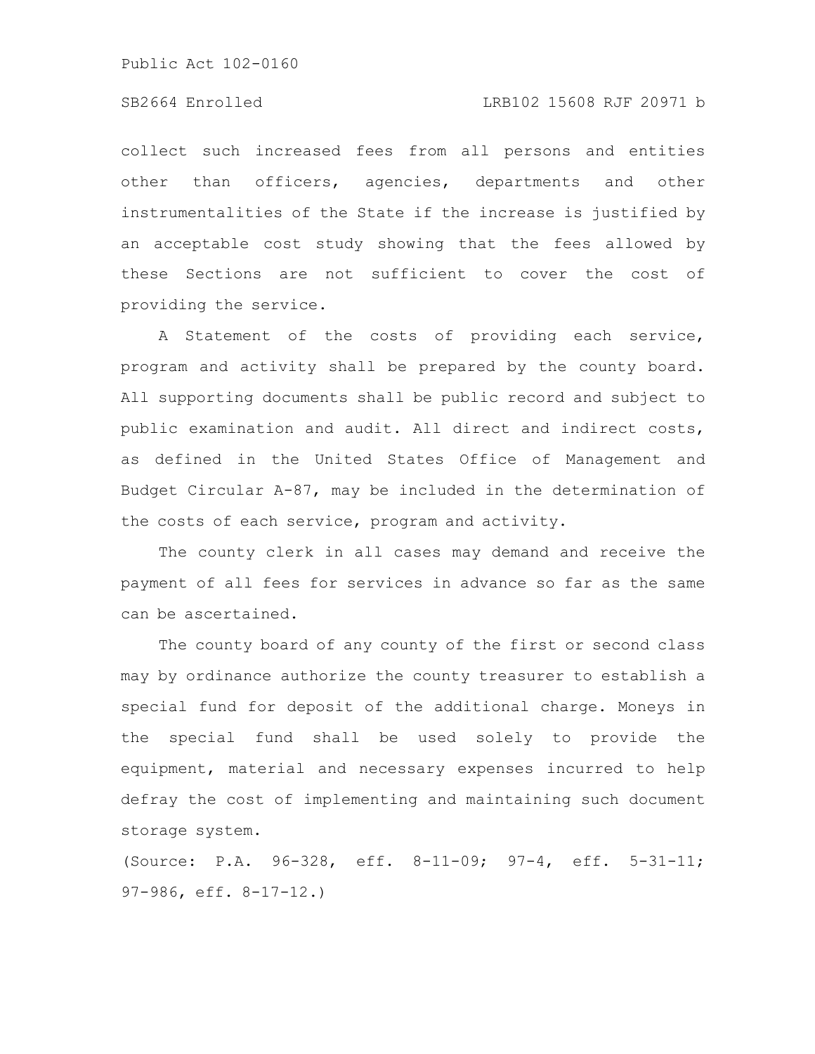collect such increased fees from all persons and entities other than officers, agencies, departments and other instrumentalities of the State if the increase is justified by an acceptable cost study showing that the fees allowed by these Sections are not sufficient to cover the cost of providing the service.

A Statement of the costs of providing each service, program and activity shall be prepared by the county board. All supporting documents shall be public record and subject to public examination and audit. All direct and indirect costs, as defined in the United States Office of Management and Budget Circular A-87, may be included in the determination of the costs of each service, program and activity.

The county clerk in all cases may demand and receive the payment of all fees for services in advance so far as the same can be ascertained.

The county board of any county of the first or second class may by ordinance authorize the county treasurer to establish a special fund for deposit of the additional charge. Moneys in the special fund shall be used solely to provide the equipment, material and necessary expenses incurred to help defray the cost of implementing and maintaining such document storage system.

(Source: P.A. 96-328, eff. 8-11-09; 97-4, eff. 5-31-11; 97-986, eff. 8-17-12.)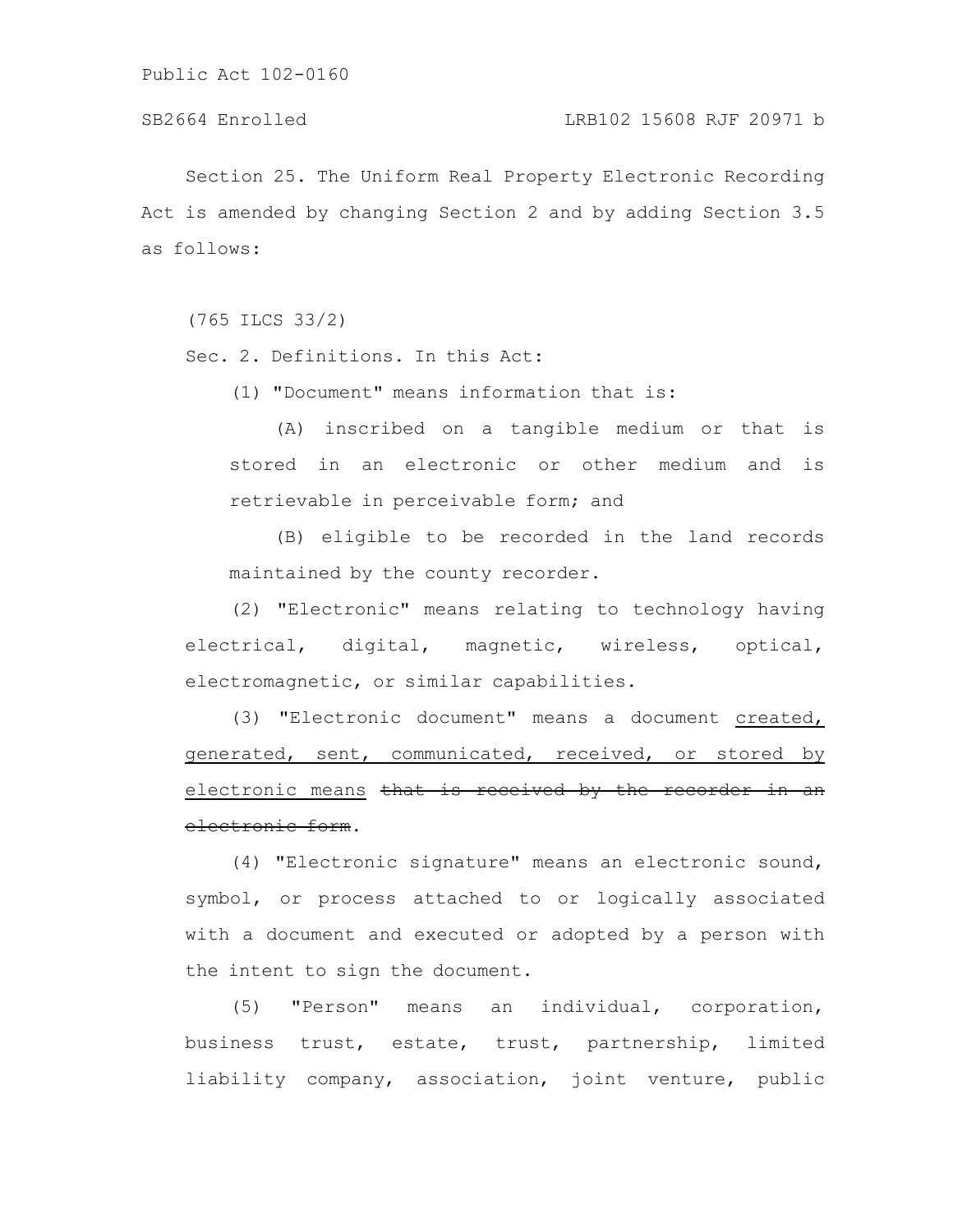Section 25. The Uniform Real Property Electronic Recording Act is amended by changing Section 2 and by adding Section 3.5 as follows:

(765 ILCS 33/2)

Sec. 2. Definitions. In this Act:

(1) "Document" means information that is:

(A) inscribed on a tangible medium or that is stored in an electronic or other medium and is retrievable in perceivable form; and

(B) eligible to be recorded in the land records maintained by the county recorder.

(2) "Electronic" means relating to technology having electrical, digital, magnetic, wireless, optical, electromagnetic, or similar capabilities.

(3) "Electronic document" means a document <u>created, generated, sent, communicated, received, or stored by electronic means</u> ~~that is received by the recorder in an electronic form~~.

(4) "Electronic signature" means an electronic sound, symbol, or process attached to or logically associated with a document and executed or adopted by a person with the intent to sign the document.

(5) "Person" means an individual, corporation, business trust, estate, trust, partnership, limited liability company, association, joint venture, public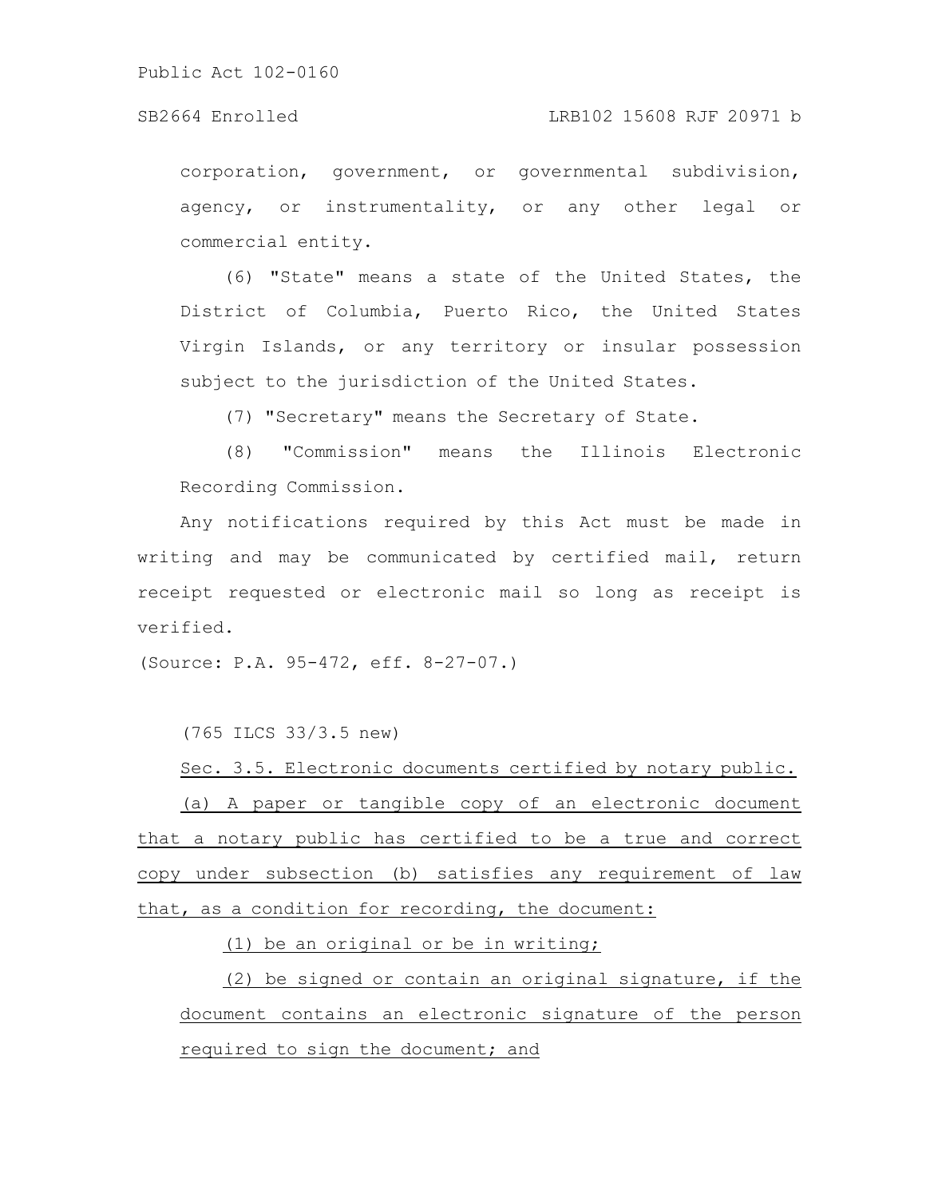corporation, government, or governmental subdivision, agency, or instrumentality, or any other legal or commercial entity.

(6) "State" means a state of the United States, the District of Columbia, Puerto Rico, the United States Virgin Islands, or any territory or insular possession subject to the jurisdiction of the United States.

(7) "Secretary" means the Secretary of State.

(8) "Commission" means the Illinois Electronic Recording Commission.

Any notifications required by this Act must be made in writing and may be communicated by certified mail, return receipt requested or electronic mail so long as receipt is verified.

(Source: P.A. 95-472, eff. 8-27-07.)

(765 ILCS 33/3.5 new)

Sec. 3.5. Electronic documents certified by notary public.

(a) A paper or tangible copy of an electronic document that a notary public has certified to be a true and correct copy under subsection (b) satisfies any requirement of law that, as a condition for recording, the document:

(1) be an original or be in writing;

(2) be signed or contain an original signature, if the document contains an electronic signature of the person required to sign the document; and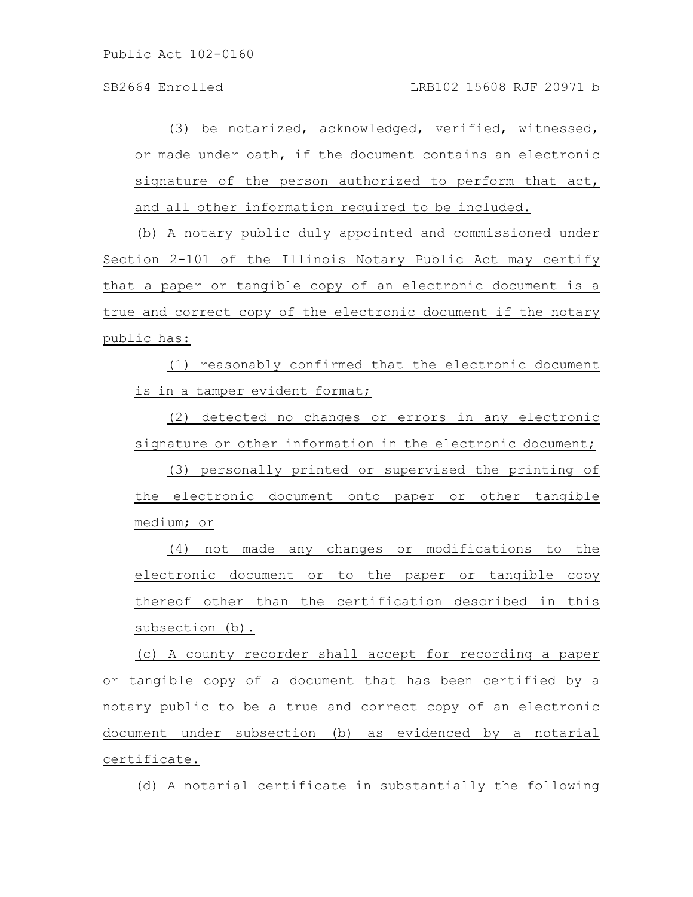(3) be notarized, acknowledged, verified, witnessed, or made under oath, if the document contains an electronic signature of the person authorized to perform that act, and all other information required to be included.

(b) A notary public duly appointed and commissioned under Section 2-101 of the Illinois Notary Public Act may certify that a paper or tangible copy of an electronic document is a true and correct copy of the electronic document if the notary public has:

(1) reasonably confirmed that the electronic document is in a tamper evident format;

(2) detected no changes or errors in any electronic signature or other information in the electronic document;

(3) personally printed or supervised the printing of the electronic document onto paper or other tangible medium; or

(4) not made any changes or modifications to the electronic document or to the paper or tangible copy thereof other than the certification described in this subsection (b).

(c) A county recorder shall accept for recording a paper or tangible copy of a document that has been certified by a notary public to be a true and correct copy of an electronic document under subsection (b) as evidenced by a notarial certificate.

(d) A notarial certificate in substantially the following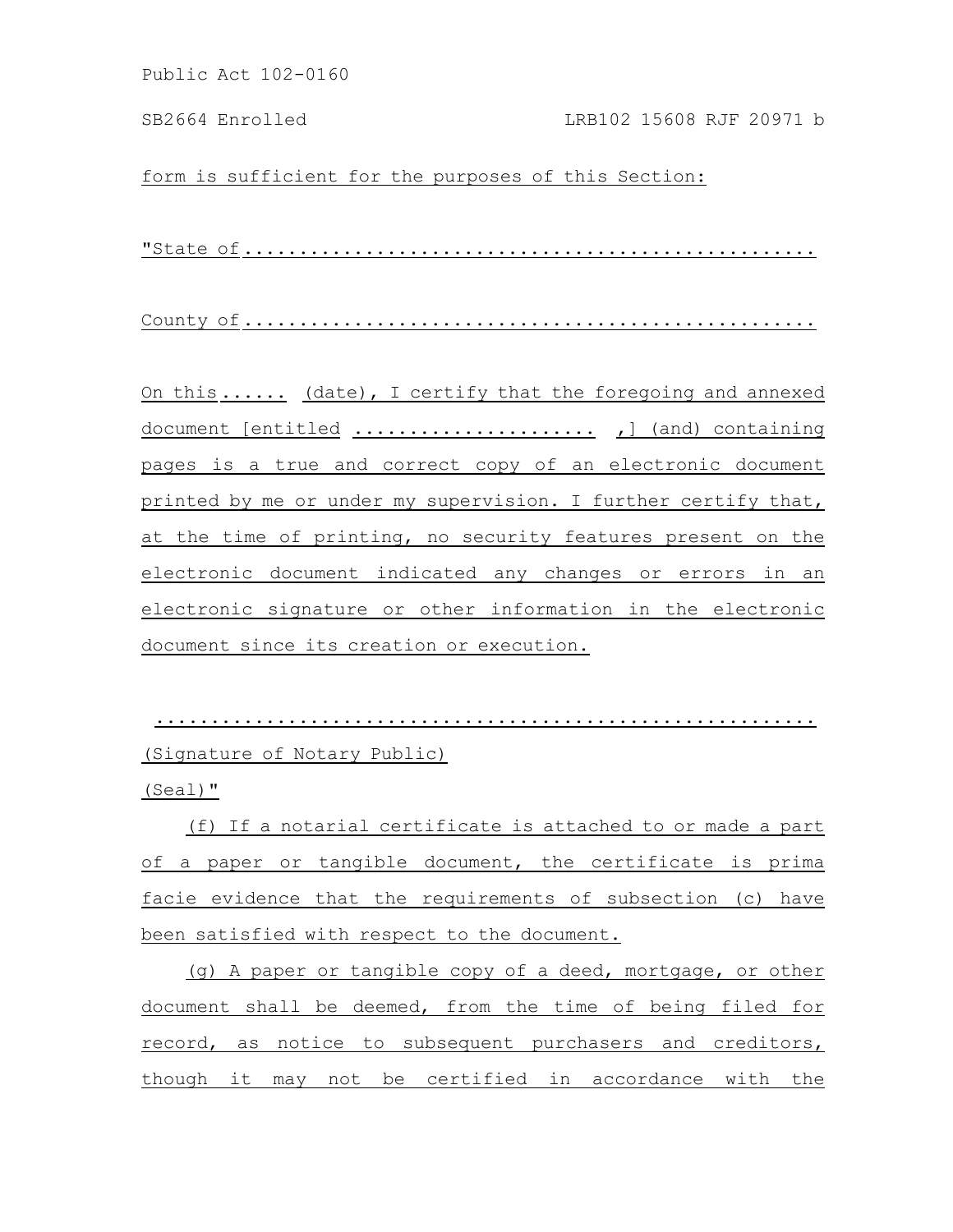form is sufficient for the purposes of this Section:

"State of....................................................

County of....................................................

On this ...... (date), I certify that the foregoing and annexed document [entitled ...................... ,] (and) containing pages is a true and correct copy of an electronic document printed by me or under my supervision. I further certify that, at the time of printing, no security features present on the electronic document indicated any changes or errors in an electronic signature or other information in the electronic document since its creation or execution.

..........................................................

(Signature of Notary Public)

(Seal)"

(f) If a notarial certificate is attached to or made a part of a paper or tangible document, the certificate is prima facie evidence that the requirements of subsection (c) have been satisfied with respect to the document.

(g) A paper or tangible copy of a deed, mortgage, or other document shall be deemed, from the time of being filed for record, as notice to subsequent purchasers and creditors, though it may not be certified in accordance with the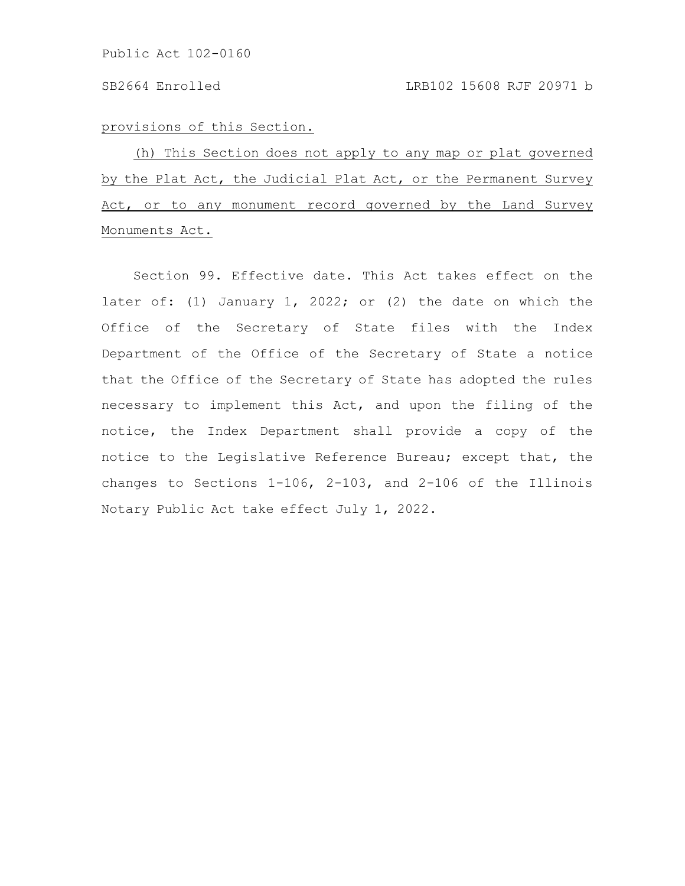provisions of this Section.

(h) This Section does not apply to any map or plat governed by the Plat Act, the Judicial Plat Act, or the Permanent Survey Act, or to any monument record governed by the Land Survey Monuments Act.

Section 99. Effective date. This Act takes effect on the later of: (1) January 1, 2022; or (2) the date on which the Office of the Secretary of State files with the Index Department of the Office of the Secretary of State a notice that the Office of the Secretary of State has adopted the rules necessary to implement this Act, and upon the filing of the notice, the Index Department shall provide a copy of the notice to the Legislative Reference Bureau; except that, the changes to Sections 1-106, 2-103, and 2-106 of the Illinois Notary Public Act take effect July 1, 2022.